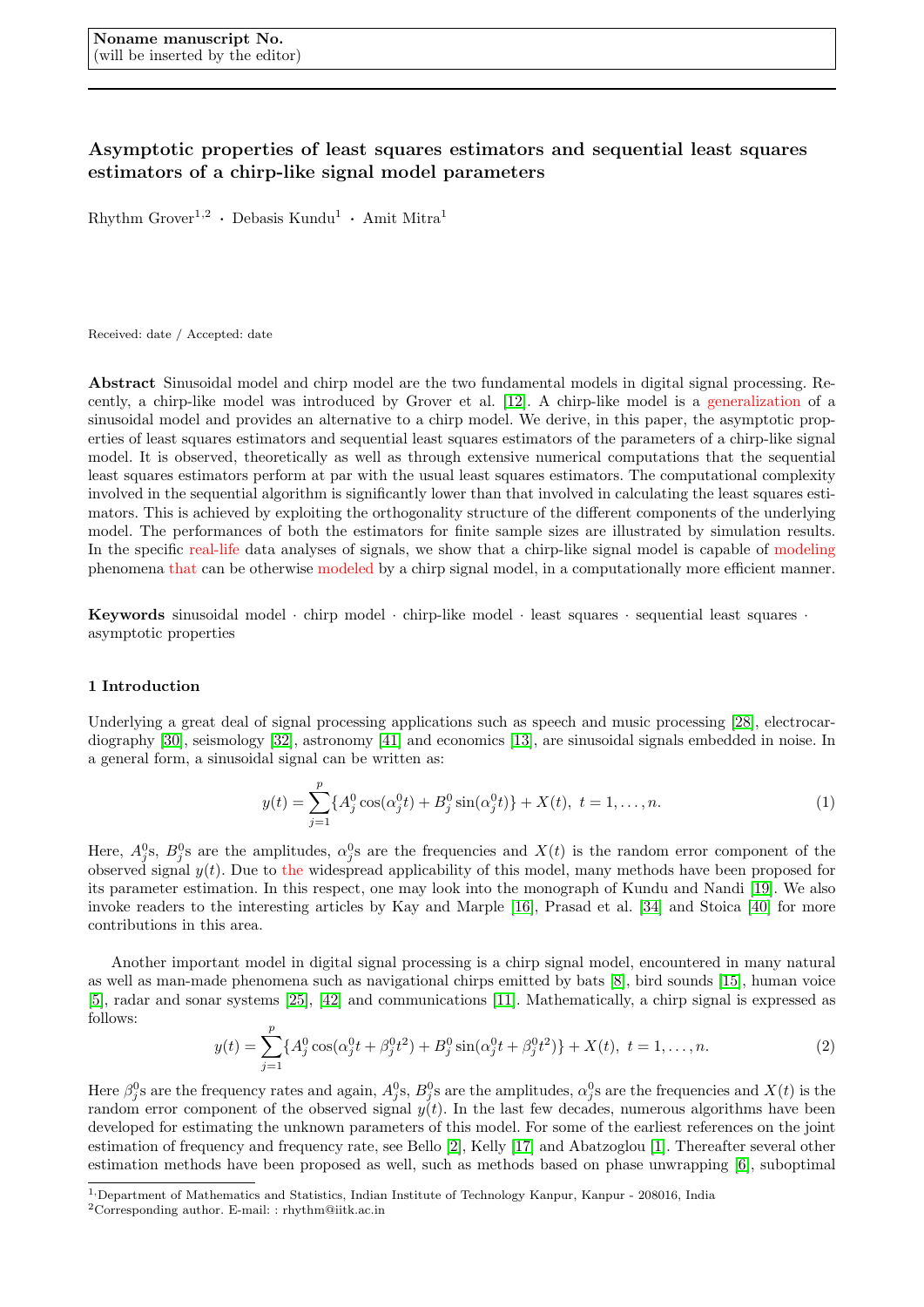**Noname manuscript No.**
(will be inserted by the editor)

# Asymptotic properties of least squares estimators and sequential least squares estimators of a chirp-like signal model parameters

Rhythm Grover[1,2] · Debasis Kundu[1] · Amit Mitra[1]

Received: date / Accepted: date

**Abstract** Sinusoidal model and chirp model are the two fundamental models in digital signal processing. Recently, a chirp-like model was introduced by Grover et al. [12]. A chirp-like model is a generalization of a sinusoidal model and provides an alternative to a chirp model. We derive, in this paper, the asymptotic properties of least squares estimators and sequential least squares estimators of the parameters of a chirp-like signal model. It is observed, theoretically as well as through extensive numerical computations that the sequential least squares estimators perform at par with the usual least squares estimators. The computational complexity involved in the sequential algorithm is significantly lower than that involved in calculating the least squares estimators. This is achieved by exploiting the orthogonality structure of the different components of the underlying model. The performances of both the estimators for finite sample sizes are illustrated by simulation results. In the specific real-life data analyses of signals, we show that a chirp-like signal model is capable of modeling phenomena that can be otherwise modeled by a chirp signal model, in a computationally more efficient manner.

**Keywords** sinusoidal model · chirp model · chirp-like model · least squares · sequential least squares · asymptotic properties

## 1 Introduction

Underlying a great deal of signal processing applications such as speech and music processing [28], electrocardiography [30], seismology [32], astronomy [41] and economics [13], are sinusoidal signals embedded in noise. In a general form, a sinusoidal signal can be written as:

$$y(t) = \sum_{j=1}^{p} \{A_j^0 \cos(\alpha_j^0 t) + B_j^0 \sin(\alpha_j^0 t)\} + X(t), \ t = 1, \ldots, n. \tag{1}$$

Here, $A_j^0$s, $B_j^0$s are the amplitudes, $\alpha_j^0$s are the frequencies and $X(t)$ is the random error component of the observed signal $y(t)$. Due to the widespread applicability of this model, many methods have been proposed for its parameter estimation. In this respect, one may look into the monograph of Kundu and Nandi [19]. We also invoke readers to the interesting articles by Kay and Marple [16], Prasad et al. [34] and Stoica [40] for more contributions in this area.

Another important model in digital signal processing is a chirp signal model, encountered in many natural as well as man-made phenomena such as navigational chirps emitted by bats [8], bird sounds [15], human voice [5], radar and sonar systems [25], [42] and communications [11]. Mathematically, a chirp signal is expressed as follows:

$$y(t) = \sum_{j=1}^{p} \{A_j^0 \cos(\alpha_j^0 t + \beta_j^0 t^2) + B_j^0 \sin(\alpha_j^0 t + \beta_j^0 t^2)\} + X(t), \ t = 1, \ldots, n. \tag{2}$$

Here $\beta_j^0$s are the frequency rates and again, $A_j^0$s, $B_j^0$s are the amplitudes, $\alpha_j^0$s are the frequencies and $X(t)$ is the random error component of the observed signal $y(t)$. In the last few decades, numerous algorithms have been developed for estimating the unknown parameters of this model. For some of the earliest references on the joint estimation of frequency and frequency rate, see Bello [2], Kelly [17] and Abatzoglou [1]. Thereafter several other estimation methods have been proposed as well, such as methods based on phase unwrapping [6], suboptimal

[1] Department of Mathematics and Statistics, Indian Institute of Technology Kanpur, Kanpur - 208016, India
[2] Corresponding author. E-mail: : rhythm@iitk.ac.in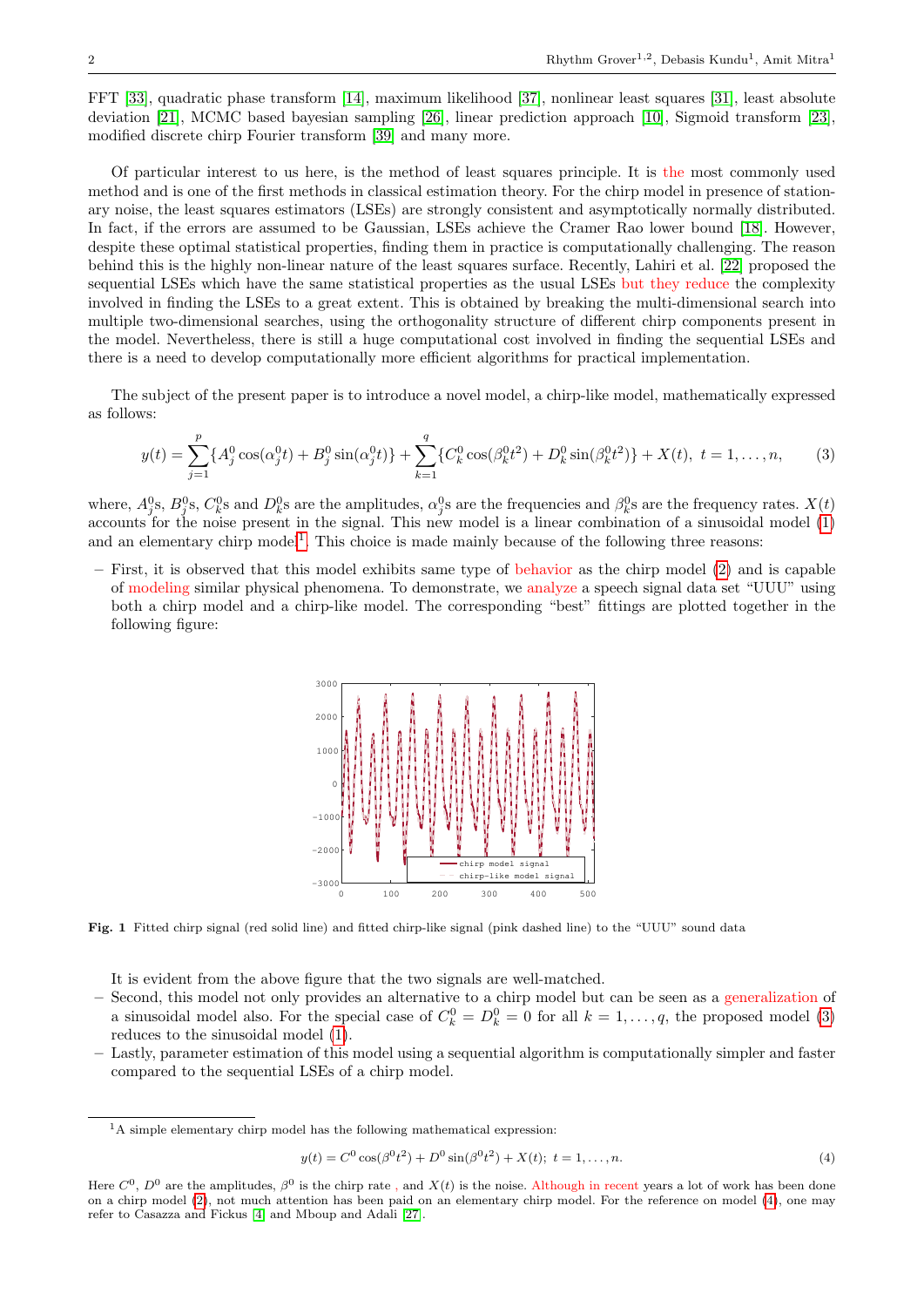FFT [33], quadratic phase transform [14], maximum likelihood [37], nonlinear least squares [31], least absolute deviation [21], MCMC based bayesian sampling [26], linear prediction approach [10], Sigmoid transform [23], modified discrete chirp Fourier transform [39] and many more.

Of particular interest to us here, is the method of least squares principle. It is the most commonly used method and is one of the first methods in classical estimation theory. For the chirp model in presence of stationary noise, the least squares estimators (LSEs) are strongly consistent and asymptotically normally distributed. In fact, if the errors are assumed to be Gaussian, LSEs achieve the Cramer Rao lower bound [18]. However, despite these optimal statistical properties, finding them in practice is computationally challenging. The reason behind this is the highly non-linear nature of the least squares surface. Recently, Lahiri et al. [22] proposed the sequential LSEs which have the same statistical properties as the usual LSEs but they reduce the complexity involved in finding the LSEs to a great extent. This is obtained by breaking the multi-dimensional search into multiple two-dimensional searches, using the orthogonality structure of different chirp components present in the model. Nevertheless, there is still a huge computational cost involved in finding the sequential LSEs and there is a need to develop computationally more efficient algorithms for practical implementation.

The subject of the present paper is to introduce a novel model, a chirp-like model, mathematically expressed as follows:

$$y(t) = \sum_{j=1}^{p}\{A_j^0 \cos(\alpha_j^0 t) + B_j^0 \sin(\alpha_j^0 t)\} + \sum_{k=1}^{q}\{C_k^0 \cos(\beta_k^0 t^2) + D_k^0 \sin(\beta_k^0 t^2)\} + X(t),\ t = 1, \ldots, n, \tag{3}$$

where, $A_j^0$s, $B_j^0$s, $C_k^0$s and $D_k^0$s are the amplitudes, $\alpha_j^0$s are the frequencies and $\beta_k^0$s are the frequency rates. $X(t)$ accounts for the noise present in the signal. This new model is a linear combination of a sinusoidal model (1) and an elementary chirp model[1]. This choice is made mainly because of the following three reasons:

– First, it is observed that this model exhibits same type of behavior as the chirp model (2) and is capable of modeling similar physical phenomena. To demonstrate, we analyze a speech signal data set "UUU" using both a chirp model and a chirp-like model. The corresponding "best" fittings are plotted together in the following figure:

**Fig. 1** Fitted chirp signal (red solid line) and fitted chirp-like signal (pink dashed line) to the "UUU" sound data

It is evident from the above figure that the two signals are well-matched.

– Second, this model not only provides an alternative to a chirp model but can be seen as a generalization of a sinusoidal model also. For the special case of $C_k^0 = D_k^0 = 0$ for all $k = 1, \ldots, q$, the proposed model (3) reduces to the sinusoidal model (1).

– Lastly, parameter estimation of this model using a sequential algorithm is computationally simpler and faster compared to the sequential LSEs of a chirp model.

---

[1] A simple elementary chirp model has the following mathematical expression:

$$y(t) = C^0 \cos(\beta^0 t^2) + D^0 \sin(\beta^0 t^2) + X(t);\ t = 1, \ldots, n. \tag{4}$$

Here $C^0$, $D^0$ are the amplitudes, $\beta^0$ is the chirp rate , and $X(t)$ is the noise. Although in recent years a lot of work has been done on a chirp model (2), not much attention has been paid on an elementary chirp model. For the reference on model (4), one may refer to Casazza and Fickus [4] and Mboup and Adali [27].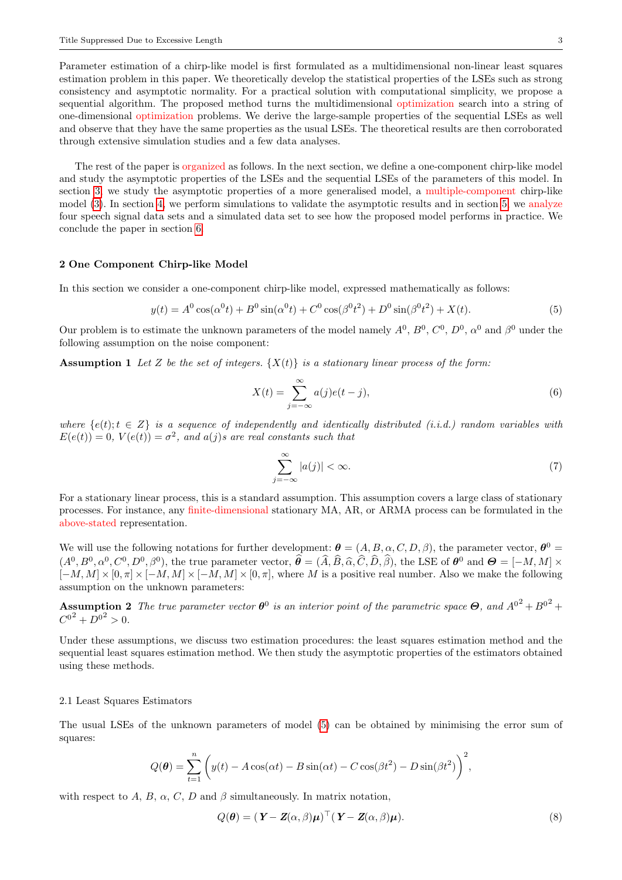Parameter estimation of a chirp-like model is first formulated as a multidimensional non-linear least squares estimation problem in this paper. We theoretically develop the statistical properties of the LSEs such as strong consistency and asymptotic normality. For a practical solution with computational simplicity, we propose a sequential algorithm. The proposed method turns the multidimensional optimization search into a string of one-dimensional optimization problems. We derive the large-sample properties of the sequential LSEs as well and observe that they have the same properties as the usual LSEs. The theoretical results are then corroborated through extensive simulation studies and a few data analyses.

The rest of the paper is organized as follows. In the next section, we define a one-component chirp-like model and study the asymptotic properties of the LSEs and the sequential LSEs of the parameters of this model. In section 3, we study the asymptotic properties of a more generalised model, a multiple-component chirp-like model (3). In section 4, we perform simulations to validate the asymptotic results and in section 5, we analyze four speech signal data sets and a simulated data set to see how the proposed model performs in practice. We conclude the paper in section 6.

## 2 One Component Chirp-like Model

In this section we consider a one-component chirp-like model, expressed mathematically as follows:

$$y(t) = A^0 \cos(\alpha^0 t) + B^0 \sin(\alpha^0 t) + C^0 \cos(\beta^0 t^2) + D^0 \sin(\beta^0 t^2) + X(t). \tag{5}$$

Our problem is to estimate the unknown parameters of the model namely $A^0$, $B^0$, $C^0$, $D^0$, $\alpha^0$ and $\beta^0$ under the following assumption on the noise component:

**Assumption 1** *Let $Z$ be the set of integers. $\{X(t)\}$ is a stationary linear process of the form:*

$$X(t) = \sum_{j=-\infty}^{\infty} a(j) e(t-j), \tag{6}$$

*where $\{e(t); t \in Z\}$ is a sequence of independently and identically distributed (i.i.d.) random variables with $E(e(t)) = 0$, $V(e(t)) = \sigma^2$, and $a(j)$s are real constants such that*

$$\sum_{j=-\infty}^{\infty} |a(j)| < \infty. \tag{7}$$

For a stationary linear process, this is a standard assumption. This assumption covers a large class of stationary processes. For instance, any finite-dimensional stationary MA, AR, or ARMA process can be formulated in the above-stated representation.

We will use the following notations for further development: $\boldsymbol{\theta} = (A, B, \alpha, C, D, \beta)$, the parameter vector, $\boldsymbol{\theta}^0 = (A^0, B^0, \alpha^0, C^0, D^0, \beta^0)$, the true parameter vector, $\widehat{\boldsymbol{\theta}} = (\widehat{A}, \widehat{B}, \widehat{\alpha}, \widehat{C}, \widehat{D}, \widehat{\beta})$, the LSE of $\boldsymbol{\theta}^0$ and $\boldsymbol{\Theta} = [-M, M] \times [-M, M] \times [0, \pi] \times [-M, M] \times [-M, M] \times [0, \pi]$, where $M$ is a positive real number. Also we make the following assumption on the unknown parameters:

**Assumption 2** *The true parameter vector $\boldsymbol{\theta}^0$ is an interior point of the parametric space $\boldsymbol{\Theta}$, and ${A^0}^2 + {B^0}^2 + {C^0}^2 + {D^0}^2 > 0$.*

Under these assumptions, we discuss two estimation procedures: the least squares estimation method and the sequential least squares estimation method. We then study the asymptotic properties of the estimators obtained using these methods.

### 2.1 Least Squares Estimators

The usual LSEs of the unknown parameters of model (5) can be obtained by minimising the error sum of squares:

$$Q(\boldsymbol{\theta}) = \sum_{t=1}^{n} \left( y(t) - A\cos(\alpha t) - B\sin(\alpha t) - C\cos(\beta t^2) - D\sin(\beta t^2) \right)^2,$$

with respect to $A$, $B$, $\alpha$, $C$, $D$ and $\beta$ simultaneously. In matrix notation,

$$Q(\boldsymbol{\theta}) = (\boldsymbol{Y} - \boldsymbol{Z}(\alpha, \beta)\boldsymbol{\mu})^{\top}(\boldsymbol{Y} - \boldsymbol{Z}(\alpha, \beta)\boldsymbol{\mu}). \tag{8}$$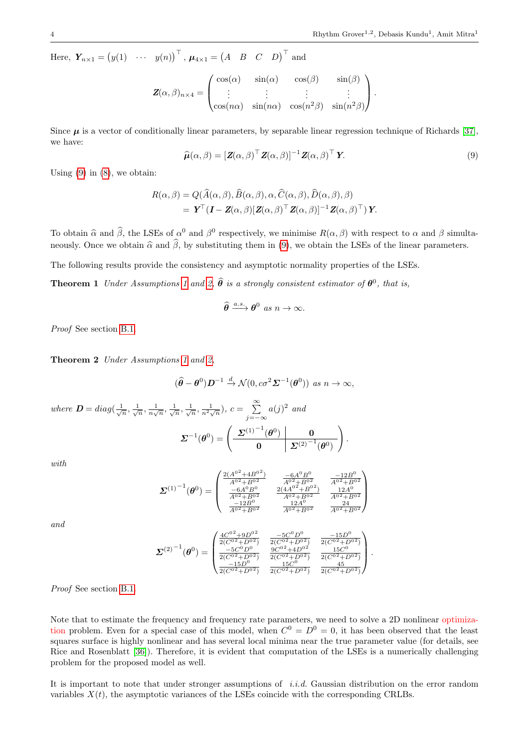Here, $\boldsymbol{Y}_{n\times 1} = \begin{pmatrix} y(1) & \cdots & y(n) \end{pmatrix}^\top$, $\boldsymbol{\mu}_{4\times 1} = \begin{pmatrix} A & B & C & D \end{pmatrix}^\top$ and

$$\boldsymbol{Z}(\alpha,\beta)_{n\times 4} = \begin{pmatrix} \cos(\alpha) & \sin(\alpha) & \cos(\beta) & \sin(\beta) \\ \vdots & \vdots & \vdots & \vdots \\ \cos(n\alpha) & \sin(n\alpha) & \cos(n^2\beta) & \sin(n^2\beta) \end{pmatrix}.$$

Since $\boldsymbol{\mu}$ is a vector of conditionally linear parameters, by separable linear regression technique of Richards [37], we have:

$$\widehat{\boldsymbol{\mu}}(\alpha,\beta) = [\boldsymbol{Z}(\alpha,\beta)^\top \boldsymbol{Z}(\alpha,\beta)]^{-1} \boldsymbol{Z}(\alpha,\beta)^\top \boldsymbol{Y}. \tag{9}$$

Using (9) in (8), we obtain:

$$\begin{aligned} R(\alpha,\beta) &= Q(\widehat{A}(\alpha,\beta), \widehat{B}(\alpha,\beta), \alpha, \widehat{C}(\alpha,\beta), \widehat{D}(\alpha,\beta), \beta) \\ &= \boldsymbol{Y}^\top (\boldsymbol{I} - \boldsymbol{Z}(\alpha,\beta)[\boldsymbol{Z}(\alpha,\beta)^\top \boldsymbol{Z}(\alpha,\beta)]^{-1} \boldsymbol{Z}(\alpha,\beta)^\top)\, \boldsymbol{Y}. \end{aligned}$$

To obtain $\widehat{\alpha}$ and $\widehat{\beta}$, the LSEs of $\alpha^0$ and $\beta^0$ respectively, we minimise $R(\alpha,\beta)$ with respect to $\alpha$ and $\beta$ simultaneously. Once we obtain $\widehat{\alpha}$ and $\widehat{\beta}$, by substituting them in (9), we obtain the LSEs of the linear parameters.

The following results provide the consistency and asymptotic normality properties of the LSEs.

**Theorem 1** *Under Assumptions 1 and 2, $\widehat{\boldsymbol{\theta}}$ is a strongly consistent estimator of $\boldsymbol{\theta}^0$, that is,*

$$\widehat{\boldsymbol{\theta}} \xrightarrow{a.s.} \boldsymbol{\theta}^0 \text{ as } n \to \infty.$$

*Proof* See section B.1.

**Theorem 2** *Under Assumptions 1 and 2,*

$$(\widehat{\boldsymbol{\theta}} - \boldsymbol{\theta}^0)\boldsymbol{D}^{-1} \xrightarrow{d} \mathcal{N}(0, c\sigma^2 \boldsymbol{\Sigma}^{-1}(\boldsymbol{\theta}^0)) \text{ as } n \to \infty,$$

*where* $\boldsymbol{D} = diag(\frac{1}{\sqrt{n}}, \frac{1}{\sqrt{n}}, \frac{1}{n\sqrt{n}}, \frac{1}{\sqrt{n}}, \frac{1}{\sqrt{n}}, \frac{1}{n^2\sqrt{n}})$, $c = \sum\limits_{j=-\infty}^{\infty} a(j)^2$ *and*

$$\boldsymbol{\Sigma}^{-1}(\boldsymbol{\theta}^0) = \left(\begin{array}{c|c} {\boldsymbol{\Sigma}^{(1)}}^{-1}(\boldsymbol{\theta}^0) & \boldsymbol{0} \\ \hline \boldsymbol{0} & {\boldsymbol{\Sigma}^{(2)}}^{-1}(\boldsymbol{\theta}^0) \end{array}\right).$$

*with*

$${\boldsymbol{\Sigma}^{(1)}}^{-1}(\boldsymbol{\theta}^0) = \begin{pmatrix} \frac{2({A^0}^2 + 4{B^0}^2)}{{A^0}^2+{B^0}^2} & \frac{-6A^0B^0}{{A^0}^2+{B^0}^2} & \frac{-12B^0}{{A^0}^2+{B^0}^2} \\ \frac{-6A^0B^0}{{A^0}^2+{B^0}^2} & \frac{2(4{A^0}^2 + {B^0}^2)}{{A^0}^2+{B^0}^2} & \frac{12A^0}{{A^0}^2+{B^0}^2} \\ \frac{-12B^0}{{A^0}^2+{B^0}^2} & \frac{12A^0}{{A^0}^2+{B^0}^2} & \frac{24}{{A^0}^2+{B^0}^2} \end{pmatrix}$$

*and*

$${\boldsymbol{\Sigma}^{(2)}}^{-1}(\boldsymbol{\theta}^0) = \begin{pmatrix} \frac{4{C^0}^2 + 9{D^0}^2}{2({C^0}^2+{D^0}^2)} & \frac{-5C^0D^0}{2({C^0}^2+{D^0}^2)} & \frac{-15D^0}{2({C^0}^2+{D^0}^2)} \\ \frac{-5C^0D^0}{2({C^0}^2+{D^0}^2)} & \frac{9{C^0}^2 + 4{D^0}^2}{2({C^0}^2+{D^0}^2)} & \frac{15C^0}{2({C^0}^2+{D^0}^2)} \\ \frac{-15D^0}{2({C^0}^2+{D^0}^2)} & \frac{15C^0}{2({C^0}^2+{D^0}^2)} & \frac{45}{2({C^0}^2+{D^0}^2)} \end{pmatrix}.$$

*Proof* See section B.1.

Note that to estimate the frequency and frequency rate parameters, we need to solve a 2D nonlinear optimization problem. Even for a special case of this model, when $C^0 = D^0 = 0$, it has been observed that the least squares surface is highly nonlinear and has several local minima near the true parameter value (for details, see Rice and Rosenblatt [36]). Therefore, it is evident that computation of the LSEs is a numerically challenging problem for the proposed model as well.

It is important to note that under stronger assumptions of *i.i.d.* Gaussian distribution on the error random variables $X(t)$, the asymptotic variances of the LSEs coincide with the corresponding CRLBs.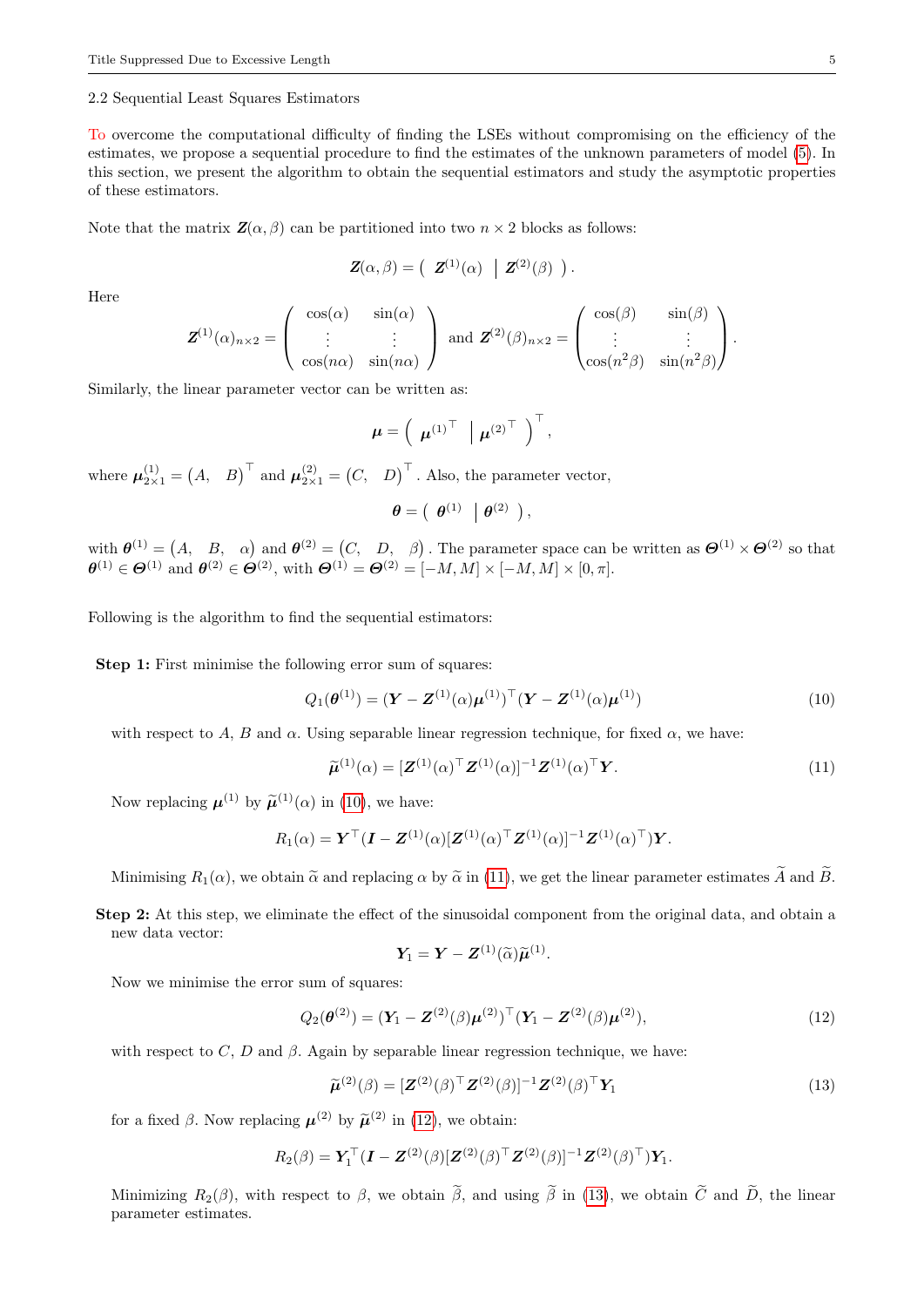### 2.2 Sequential Least Squares Estimators

To overcome the computational difficulty of finding the LSEs without compromising on the efficiency of the estimates, we propose a sequential procedure to find the estimates of the unknown parameters of model (5). In this section, we present the algorithm to obtain the sequential estimators and study the asymptotic properties of these estimators.

Note that the matrix $\boldsymbol{Z}(\alpha, \beta)$ can be partitioned into two $n \times 2$ blocks as follows:

$$\boldsymbol{Z}(\alpha, \beta) = \left( \ \boldsymbol{Z}^{(1)}(\alpha) \ \middle| \ \boldsymbol{Z}^{(2)}(\beta) \ \right).$$

Here

$$\boldsymbol{Z}^{(1)}(\alpha)_{n\times 2} = \begin{pmatrix} \cos(\alpha) & \sin(\alpha) \\ \vdots & \vdots \\ \cos(n\alpha) & \sin(n\alpha) \end{pmatrix} \text{ and } \boldsymbol{Z}^{(2)}(\beta)_{n\times 2} = \begin{pmatrix} \cos(\beta) & \sin(\beta) \\ \vdots & \vdots \\ \cos(n^2\beta) & \sin(n^2\beta) \end{pmatrix}.$$

Similarly, the linear parameter vector can be written as:

$$\boldsymbol{\mu} = \left( \ \boldsymbol{\mu}^{(1)\top} \ \middle| \ \boldsymbol{\mu}^{(2)\top} \ \right)^\top,$$

where $\boldsymbol{\mu}^{(1)}_{2\times 1} = \begin{pmatrix} A, & B \end{pmatrix}^\top$ and $\boldsymbol{\mu}^{(2)}_{2\times 1} = \begin{pmatrix} C, & D \end{pmatrix}^\top$. Also, the parameter vector,

$$\boldsymbol{\theta} = \left( \ \boldsymbol{\theta}^{(1)} \ \middle| \ \boldsymbol{\theta}^{(2)} \ \right),$$

with $\boldsymbol{\theta}^{(1)} = \begin{pmatrix} A, & B, & \alpha \end{pmatrix}$ and $\boldsymbol{\theta}^{(2)} = \begin{pmatrix} C, & D, & \beta \end{pmatrix}$. The parameter space can be written as $\boldsymbol{\Theta}^{(1)} \times \boldsymbol{\Theta}^{(2)}$ so that $\boldsymbol{\theta}^{(1)} \in \boldsymbol{\Theta}^{(1)}$ and $\boldsymbol{\theta}^{(2)} \in \boldsymbol{\Theta}^{(2)}$, with $\boldsymbol{\Theta}^{(1)} = \boldsymbol{\Theta}^{(2)} = [-M, M] \times [-M, M] \times [0, \pi]$.

Following is the algorithm to find the sequential estimators:

**Step 1:** First minimise the following error sum of squares:

$$Q_1(\boldsymbol{\theta}^{(1)}) = (\boldsymbol{Y} - \boldsymbol{Z}^{(1)}(\alpha)\boldsymbol{\mu}^{(1)})^\top (\boldsymbol{Y} - \boldsymbol{Z}^{(1)}(\alpha)\boldsymbol{\mu}^{(1)}) \tag{10}$$

with respect to $A$, $B$ and $\alpha$. Using separable linear regression technique, for fixed $\alpha$, we have:

$$\widetilde{\boldsymbol{\mu}}^{(1)}(\alpha) = [\boldsymbol{Z}^{(1)}(\alpha)^\top \boldsymbol{Z}^{(1)}(\alpha)]^{-1} \boldsymbol{Z}^{(1)}(\alpha)^\top \boldsymbol{Y}. \tag{11}$$

Now replacing $\boldsymbol{\mu}^{(1)}$ by $\widetilde{\boldsymbol{\mu}}^{(1)}(\alpha)$ in (10), we have:

$$R_1(\alpha) = \boldsymbol{Y}^\top (\boldsymbol{I} - \boldsymbol{Z}^{(1)}(\alpha)[\boldsymbol{Z}^{(1)}(\alpha)^\top \boldsymbol{Z}^{(1)}(\alpha)]^{-1} \boldsymbol{Z}^{(1)}(\alpha)^\top)\boldsymbol{Y}.$$

Minimising $R_1(\alpha)$, we obtain $\widetilde{\alpha}$ and replacing $\alpha$ by $\widetilde{\alpha}$ in (11), we get the linear parameter estimates $\widetilde{A}$ and $\widetilde{B}$.

**Step 2:** At this step, we eliminate the effect of the sinusoidal component from the original data, and obtain a new data vector:

$$\boldsymbol{Y}_1 = \boldsymbol{Y} - \boldsymbol{Z}^{(1)}(\widetilde{\alpha})\widetilde{\boldsymbol{\mu}}^{(1)}.$$

Now we minimise the error sum of squares:

$$Q_2(\boldsymbol{\theta}^{(2)}) = (\boldsymbol{Y}_1 - \boldsymbol{Z}^{(2)}(\beta)\boldsymbol{\mu}^{(2)})^\top (\boldsymbol{Y}_1 - \boldsymbol{Z}^{(2)}(\beta)\boldsymbol{\mu}^{(2)}), \tag{12}$$

with respect to $C$, $D$ and $\beta$. Again by separable linear regression technique, we have:

$$\widetilde{\boldsymbol{\mu}}^{(2)}(\beta) = [\boldsymbol{Z}^{(2)}(\beta)^\top \boldsymbol{Z}^{(2)}(\beta)]^{-1} \boldsymbol{Z}^{(2)}(\beta)^\top \boldsymbol{Y}_1 \tag{13}$$

for a fixed $\beta$. Now replacing $\boldsymbol{\mu}^{(2)}$ by $\widetilde{\boldsymbol{\mu}}^{(2)}$ in (12), we obtain:

$$R_2(\beta) = \boldsymbol{Y}_1^\top (\boldsymbol{I} - \boldsymbol{Z}^{(2)}(\beta)[\boldsymbol{Z}^{(2)}(\beta)^\top \boldsymbol{Z}^{(2)}(\beta)]^{-1} \boldsymbol{Z}^{(2)}(\beta)^\top)\boldsymbol{Y}_1.$$

Minimizing $R_2(\beta)$, with respect to $\beta$, we obtain $\widetilde{\beta}$, and using $\widetilde{\beta}$ in (13), we obtain $\widetilde{C}$ and $\widetilde{D}$, the linear parameter estimates.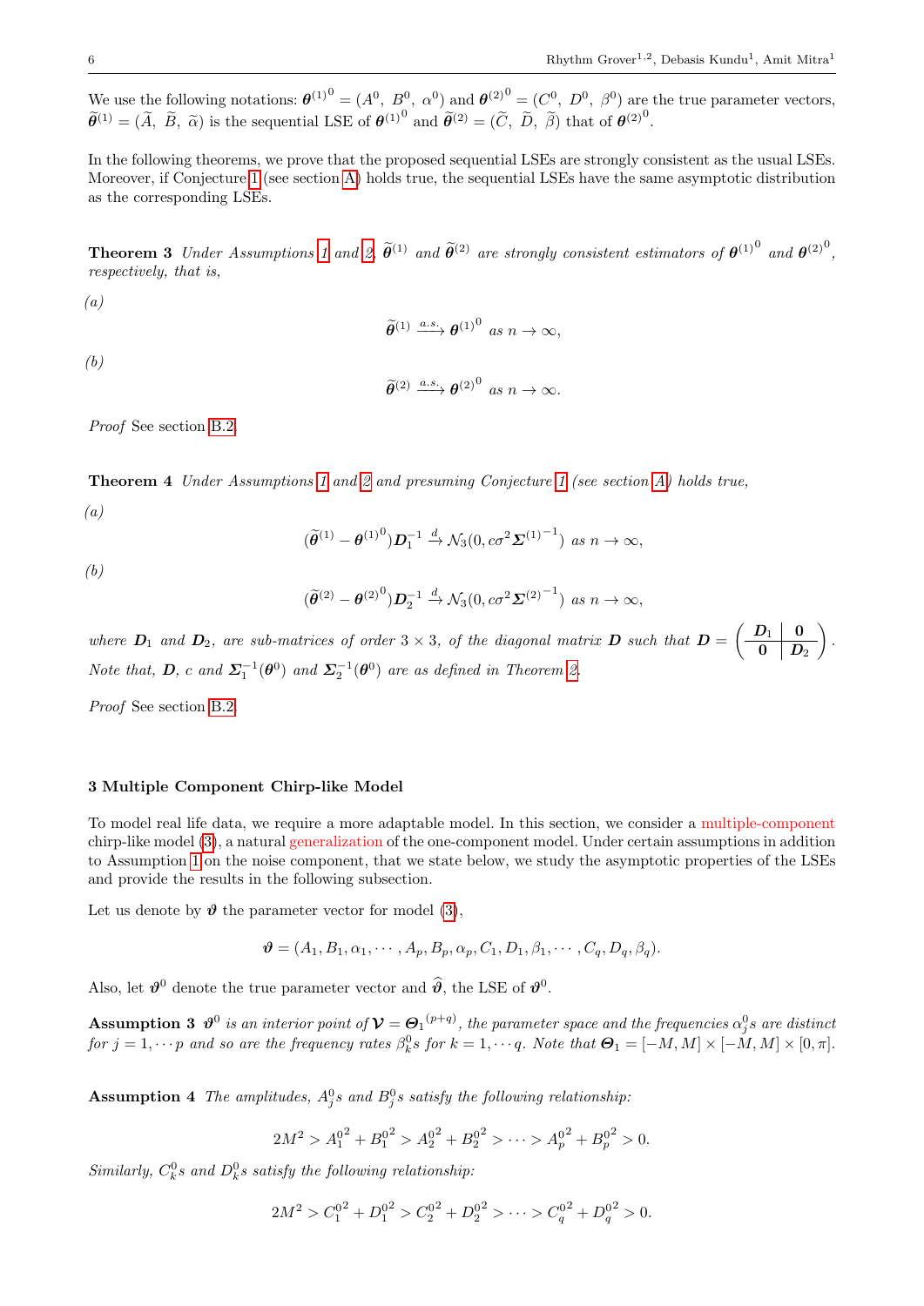We use the following notations: ${\boldsymbol{\theta}^{(1)}}^0 = (A^0,\ B^0,\ \alpha^0)$ and ${\boldsymbol{\theta}^{(2)}}^0 = (C^0,\ D^0,\ \beta^0)$ are the true parameter vectors, $\widetilde{\boldsymbol{\theta}}^{(1)} = (\widetilde{A},\ \widetilde{B},\ \widetilde{\alpha})$ is the sequential LSE of ${\boldsymbol{\theta}^{(1)}}^0$ and $\widetilde{\boldsymbol{\theta}}^{(2)} = (\widetilde{C},\ \widetilde{D},\ \widetilde{\beta})$ that of ${\boldsymbol{\theta}^{(2)}}^0$.

In the following theorems, we prove that the proposed sequential LSEs are strongly consistent as the usual LSEs. Moreover, if Conjecture 1 (see section A) holds true, the sequential LSEs have the same asymptotic distribution as the corresponding LSEs.

**Theorem 3** *Under Assumptions 1 and 2, $\widetilde{\boldsymbol{\theta}}^{(1)}$ and $\widetilde{\boldsymbol{\theta}}^{(2)}$ are strongly consistent estimators of ${\boldsymbol{\theta}^{(1)}}^0$ and ${\boldsymbol{\theta}^{(2)}}^0$, respectively, that is,*

*(a)*

$$\widetilde{\boldsymbol{\theta}}^{(1)} \xrightarrow{a.s.} {\boldsymbol{\theta}^{(1)}}^0 \text{ as } n \to \infty,$$

*(b)*

$$\widetilde{\boldsymbol{\theta}}^{(2)} \xrightarrow{a.s.} {\boldsymbol{\theta}^{(2)}}^0 \text{ as } n \to \infty.$$

*Proof* See section B.2.

**Theorem 4** *Under Assumptions 1 and 2 and presuming Conjecture 1 (see section A) holds true,*

*(a)*

$$(\widetilde{\boldsymbol{\theta}}^{(1)} - {\boldsymbol{\theta}^{(1)}}^0)\boldsymbol{D}_1^{-1} \xrightarrow{d} \mathcal{N}_3(0, c\sigma^2 {\boldsymbol{\Sigma}^{(1)}}^{-1}) \text{ as } n \to \infty,$$

*(b)*

$$(\widetilde{\boldsymbol{\theta}}^{(2)} - {\boldsymbol{\theta}^{(2)}}^0)\boldsymbol{D}_2^{-1} \xrightarrow{d} \mathcal{N}_3(0, c\sigma^2 {\boldsymbol{\Sigma}^{(2)}}^{-1}) \text{ as } n \to \infty,$$

*where $\boldsymbol{D}_1$ and $\boldsymbol{D}_2$, are sub-matrices of order $3 \times 3$, of the diagonal matrix $\boldsymbol{D}$ such that $\boldsymbol{D} = \left(\begin{array}{c|c} \boldsymbol{D}_1 & \boldsymbol{0} \\ \hline \boldsymbol{0} & \boldsymbol{D}_2 \end{array}\right)$. Note that, $\boldsymbol{D}$, $c$ and $\boldsymbol{\Sigma}_1^{-1}(\boldsymbol{\theta}^0)$ and $\boldsymbol{\Sigma}_2^{-1}(\boldsymbol{\theta}^0)$ are as defined in Theorem 2.*

*Proof* See section B.2.

### 3 Multiple Component Chirp-like Model

To model real life data, we require a more adaptable model. In this section, we consider a multiple-component chirp-like model (3), a natural generalization of the one-component model. Under certain assumptions in addition to Assumption 1 on the noise component, that we state below, we study the asymptotic properties of the LSEs and provide the results in the following subsection.

Let us denote by $\boldsymbol{\vartheta}$ the parameter vector for model (3),

$$\boldsymbol{\vartheta} = (A_1, B_1, \alpha_1, \cdots, A_p, B_p, \alpha_p, C_1, D_1, \beta_1, \cdots, C_q, D_q, \beta_q).$$

Also, let $\boldsymbol{\vartheta}^0$ denote the true parameter vector and $\widehat{\boldsymbol{\vartheta}}$, the LSE of $\boldsymbol{\vartheta}^0$.

**Assumption 3** *$\boldsymbol{\vartheta}^0$ is an interior point of $\boldsymbol{\mathcal{V}} = {\boldsymbol{\Theta}_1}^{(p+q)}$, the parameter space and the frequencies $\alpha_j^0$s are distinct for $j = 1, \cdots p$ and so are the frequency rates $\beta_k^0$s for $k = 1, \cdots q$. Note that $\boldsymbol{\Theta}_1 = [-M, M] \times [-M, M] \times [0, \pi]$.*

**Assumption 4** *The amplitudes, $A_j^0$s and $B_j^0$s satisfy the following relationship:*

$$2M^2 > {A_1^0}^2 + {B_1^0}^2 > {A_2^0}^2 + {B_2^0}^2 > \cdots > {A_p^0}^2 + {B_p^0}^2 > 0.$$

*Similarly, $C_k^0$s and $D_k^0$s satisfy the following relationship:*

$$2M^2 > {C_1^0}^2 + {D_1^0}^2 > {C_2^0}^2 + {D_2^0}^2 > \cdots > {C_q^0}^2 + {D_q^0}^2 > 0.$$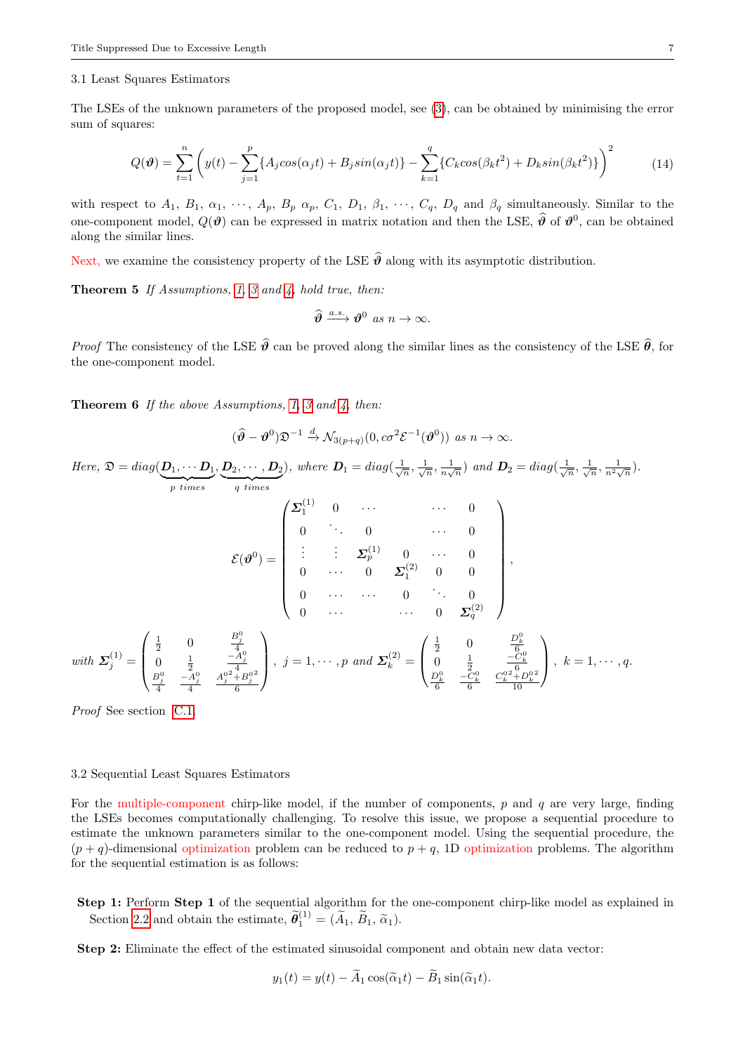### 3.1 Least Squares Estimators

The LSEs of the unknown parameters of the proposed model, see (3), can be obtained by minimising the error sum of squares:

$$Q(\boldsymbol{\vartheta}) = \sum_{t=1}^{n}\left(y(t) - \sum_{j=1}^{p}\{A_j cos(\alpha_j t) + B_j sin(\alpha_j t)\} - \sum_{k=1}^{q}\{C_k cos(\beta_k t^2) + D_k sin(\beta_k t^2)\}\right)^2 \tag{14}$$

with respect to $A_1$, $B_1$, $\alpha_1$, $\cdots$, $A_p$, $B_p$ $\alpha_p$, $C_1$, $D_1$, $\beta_1$, $\cdots$, $C_q$, $D_q$ and $\beta_q$ simultaneously. Similar to the one-component model, $Q(\boldsymbol{\vartheta})$ can be expressed in matrix notation and then the LSE, $\widehat{\boldsymbol{\vartheta}}$ of $\boldsymbol{\vartheta}^0$, can be obtained along the similar lines.

Next, we examine the consistency property of the LSE $\widehat{\boldsymbol{\vartheta}}$ along with its asymptotic distribution.

**Theorem 5** *If Assumptions, 1, 3 and 4, hold true, then:*

$$\widehat{\boldsymbol{\vartheta}} \xrightarrow{a.s.} \boldsymbol{\vartheta}^0 \text{ as } n \to \infty.$$

*Proof* The consistency of the LSE $\widehat{\boldsymbol{\vartheta}}$ can be proved along the similar lines as the consistency of the LSE $\widehat{\boldsymbol{\theta}}$, for the one-component model.

**Theorem 6** *If the above Assumptions, 1, 3 and 4, then:*

$$(\widehat{\boldsymbol{\vartheta}} - \boldsymbol{\vartheta}^0)\mathfrak{D}^{-1} \xrightarrow{d} \mathcal{N}_{3(p+q)}(0, c\sigma^2\mathcal{E}^{-1}(\boldsymbol{\vartheta}^0)) \text{ as } n \to \infty.$$

*Here,* $\mathfrak{D} = diag(\underbrace{\boldsymbol{D}_1, \cdots \boldsymbol{D}_1}_{p\ times}, \underbrace{\boldsymbol{D}_2, \cdots, \boldsymbol{D}_2}_{q\ times})$, *where* $\boldsymbol{D}_1 = diag(\frac{1}{\sqrt{n}}, \frac{1}{\sqrt{n}}, \frac{1}{n\sqrt{n}})$ *and* $\boldsymbol{D}_2 = diag(\frac{1}{\sqrt{n}}, \frac{1}{\sqrt{n}}, \frac{1}{n^2\sqrt{n}})$.

$$\mathcal{E}(\boldsymbol{\vartheta}^0) = \begin{pmatrix} \boldsymbol{\Sigma}_1^{(1)} & 0 & \cdots & & \cdots & 0 \\ 0 & \ddots & 0 & & \cdots & 0 \\ \vdots & \vdots & \boldsymbol{\Sigma}_p^{(1)} & 0 & \cdots & 0 \\ 0 & \cdots & 0 & \boldsymbol{\Sigma}_1^{(2)} & 0 & 0 \\ 0 & \cdots & \cdots & 0 & \ddots & 0 \\ 0 & \cdots & & \cdots & 0 & \boldsymbol{\Sigma}_q^{(2)} \end{pmatrix},$$

*with* $\boldsymbol{\Sigma}_j^{(1)} = \begin{pmatrix} \frac{1}{2} & 0 & \frac{B_j^0}{4} \\ 0 & \frac{1}{2} & \frac{-A_j^0}{4} \\ \frac{B_j^0}{4} & \frac{-A_j^0}{4} & \frac{A_j^{0\,2}+B_j^{0\,2}}{6} \end{pmatrix}$, $j = 1, \cdots, p$ *and* $\boldsymbol{\Sigma}_k^{(2)} = \begin{pmatrix} \frac{1}{2} & 0 & \frac{D_k^0}{6} \\ 0 & \frac{1}{2} & \frac{-C_k^0}{6} \\ \frac{D_k^0}{6} & \frac{-C_k^0}{6} & \frac{C_k^{0\,2}+D_k^{0\,2}}{10} \end{pmatrix}$, $k = 1, \cdots, q$.

*Proof* See section C.1.

### 3.2 Sequential Least Squares Estimators

For the multiple-component chirp-like model, if the number of components, $p$ and $q$ are very large, finding the LSEs becomes computationally challenging. To resolve this issue, we propose a sequential procedure to estimate the unknown parameters similar to the one-component model. Using the sequential procedure, the $(p+q)$-dimensional optimization problem can be reduced to $p+q$, 1D optimization problems. The algorithm for the sequential estimation is as follows:

**Step 1:** Perform **Step 1** of the sequential algorithm for the one-component chirp-like model as explained in Section 2.2 and obtain the estimate, $\widetilde{\boldsymbol{\theta}}_1^{(1)} = (\widetilde{A}_1, \widetilde{B}_1, \widetilde{\alpha}_1)$.

**Step 2:** Eliminate the effect of the estimated sinusoidal component and obtain new data vector:

$$y_1(t) = y(t) - \widetilde{A}_1\cos(\widetilde{\alpha}_1 t) - \widetilde{B}_1\sin(\widetilde{\alpha}_1 t).$$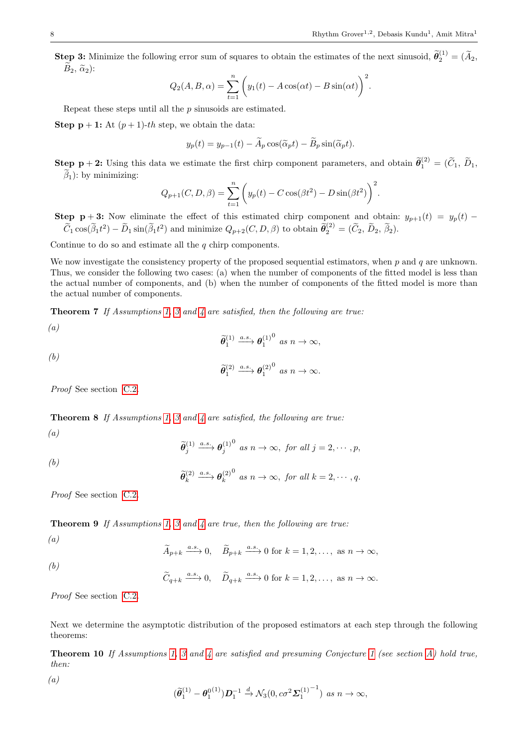**Step 3:** Minimize the following error sum of squares to obtain the estimates of the next sinusoid, $\widetilde{\boldsymbol{\theta}}_2^{(1)} = (\widetilde{A}_2, \widetilde{B}_2, \widetilde{\alpha}_2)$:

$$Q_2(A, B, \alpha) = \sum_{t=1}^{n} \bigg( y_1(t) - A\cos(\alpha t) - B\sin(\alpha t) \bigg)^2.$$

Repeat these steps until all the $p$ sinusoids are estimated.

**Step $\mathbf{p+1}$:** At $(p+1)$-*th* step, we obtain the data:

$$y_p(t) = y_{p-1}(t) - \widetilde{A}_p \cos(\widetilde{\alpha}_p t) - \widetilde{B}_p \sin(\widetilde{\alpha}_p t).$$

**Step $\mathbf{p+2}$:** Using this data we estimate the first chirp component parameters, and obtain $\widetilde{\boldsymbol{\theta}}_1^{(2)} = (\widetilde{C}_1, \widetilde{D}_1, \widetilde{\beta}_1)$: by minimizing:

$$Q_{p+1}(C, D, \beta) = \sum_{t=1}^{n} \bigg( y_p(t) - C\cos(\beta t^2) - D\sin(\beta t^2) \bigg)^2.$$

**Step $\mathbf{p+3}$:** Now eliminate the effect of this estimated chirp component and obtain: $y_{p+1}(t) = y_p(t) - \widetilde{C}_1 \cos(\widetilde{\beta}_1 t^2) - \widetilde{D}_1 \sin(\widetilde{\beta}_1 t^2)$ and minimize $Q_{p+2}(C, D, \beta)$ to obtain $\widetilde{\boldsymbol{\theta}}_2^{(2)} = (\widetilde{C}_2, \widetilde{D}_2, \widetilde{\beta}_2)$.

Continue to do so and estimate all the $q$ chirp components.

We now investigate the consistency property of the proposed sequential estimators, when $p$ and $q$ are unknown. Thus, we consider the following two cases: (a) when the number of components of the fitted model is less than the actual number of components, and (b) when the number of components of the fitted model is more than the actual number of components.

**Theorem 7** *If Assumptions 1, 3 and 4 are satisfied, then the following are true:*

*(a)*
$$\widetilde{\boldsymbol{\theta}}_1^{(1)} \xrightarrow{a.s.} {\boldsymbol{\theta}_1^{(1)}}^0 \text{ as } n \to \infty,$$

*(b)*
$$\widetilde{\boldsymbol{\theta}}_1^{(2)} \xrightarrow{a.s.} {\boldsymbol{\theta}_1^{(2)}}^0 \text{ as } n \to \infty.$$

*Proof* See section C.2.

**Theorem 8** *If Assumptions 1, 3 and 4 are satisfied, the following are true:*

*(a)*
$$\widetilde{\boldsymbol{\theta}}_j^{(1)} \xrightarrow{a.s.} {\boldsymbol{\theta}_j^{(1)}}^0 \text{ as } n \to \infty, \text{ for all } j = 2, \cdots, p,$$

*(b)*
$$\widetilde{\boldsymbol{\theta}}_k^{(2)} \xrightarrow{a.s.} {\boldsymbol{\theta}_k^{(2)}}^0 \text{ as } n \to \infty, \text{ for all } k = 2, \cdots, q.$$

*Proof* See section C.2.

**Theorem 9** *If Assumptions 1, 3 and 4 are true, then the following are true:*

*(a)*
$$\widetilde{A}_{p+k} \xrightarrow{a.s.} 0, \quad \widetilde{B}_{p+k} \xrightarrow{a.s.} 0 \text{ for } k = 1, 2, \ldots, \text{ as } n \to \infty,$$

*(b)*
$$\widetilde{C}_{q+k} \xrightarrow{a.s.} 0, \quad \widetilde{D}_{q+k} \xrightarrow{a.s.} 0 \text{ for } k = 1, 2, \ldots, \text{ as } n \to \infty.$$

*Proof* See section C.2.

Next we determine the asymptotic distribution of the proposed estimators at each step through the following theorems:

**Theorem 10** *If Assumptions 1, 3 and 4 are satisfied and presuming Conjecture 1 (see section A) hold true, then:*

*(a)*
$$(\widetilde{\boldsymbol{\theta}}_1^{(1)} - {\boldsymbol{\theta}_1^{0}}^{(1)})\boldsymbol{D}_1^{-1} \xrightarrow{d} \mathcal{N}_3(0, c\sigma^2 {\boldsymbol{\Sigma}_1^{(1)}}^{-1}) \text{ as } n \to \infty,$$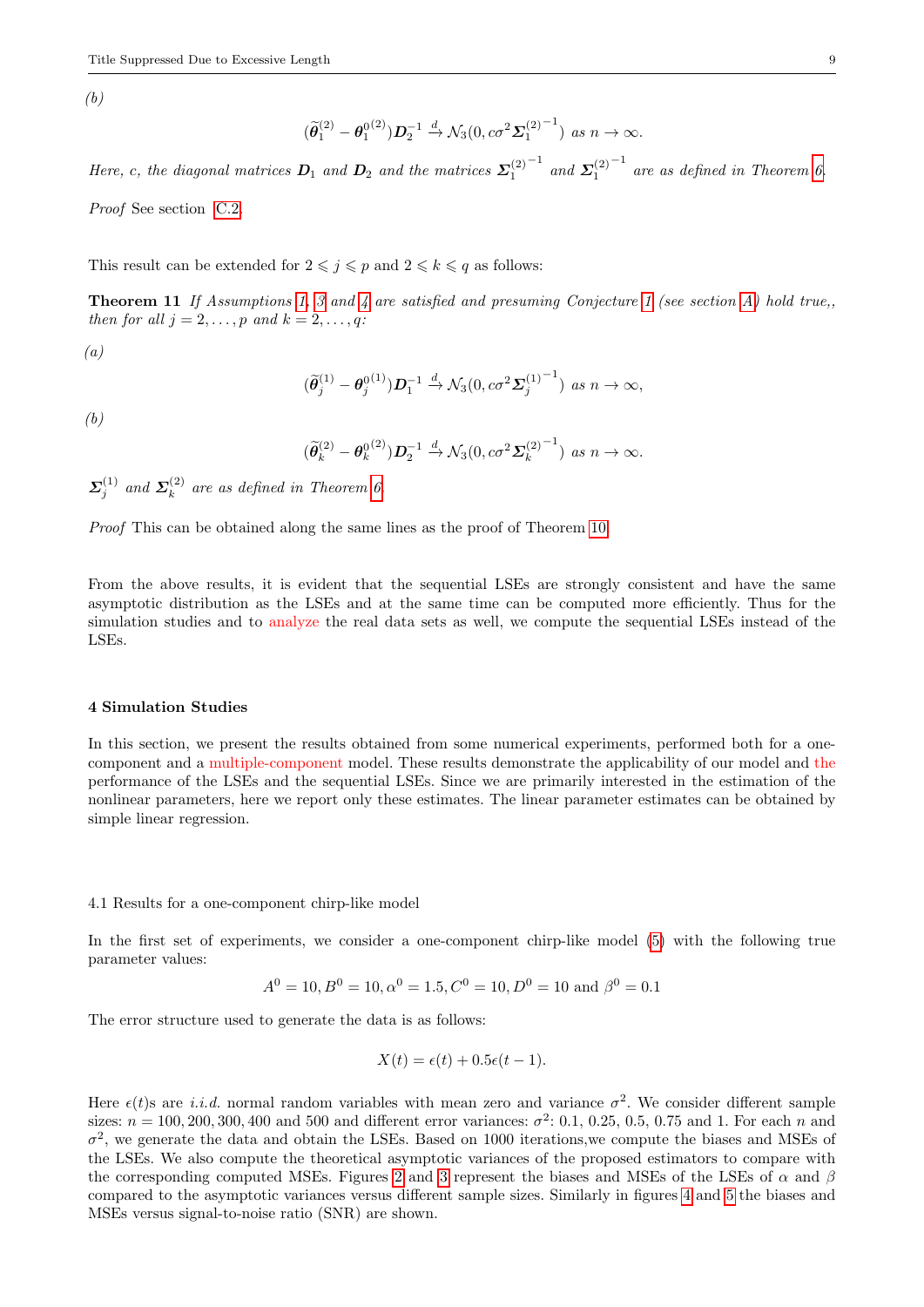*(b)*

$$(\widetilde{\boldsymbol{\theta}}_1^{(2)} - \boldsymbol{\theta}_1^{0(2)})\boldsymbol{D}_2^{-1} \xrightarrow{d} \mathcal{N}_3(0, c\sigma^2 {\boldsymbol{\Sigma}_1^{(2)}}^{-1}) \text{ as } n \to \infty.$$

*Here, $c$, the diagonal matrices $\boldsymbol{D}_1$ and $\boldsymbol{D}_2$ and the matrices ${\boldsymbol{\Sigma}_1^{(2)}}^{-1}$ and ${\boldsymbol{\Sigma}_1^{(2)}}^{-1}$ are as defined in Theorem 6.*

*Proof* See section C.2.

This result can be extended for $2 \leqslant j \leqslant p$ and $2 \leqslant k \leqslant q$ as follows:

**Theorem 11** *If Assumptions 1, 3 and 4 are satisfied and presuming Conjecture 1 (see section A) hold true,, then for all $j = 2, \ldots, p$ and $k = 2, \ldots, q$:*

*(a)*

$$(\widetilde{\boldsymbol{\theta}}_j^{(1)} - \boldsymbol{\theta}_j^{0(1)})\boldsymbol{D}_1^{-1} \xrightarrow{d} \mathcal{N}_3(0, c\sigma^2 {\boldsymbol{\Sigma}_j^{(1)}}^{-1}) \text{ as } n \to \infty,$$

*(b)*

$$(\widetilde{\boldsymbol{\theta}}_k^{(2)} - \boldsymbol{\theta}_k^{0(2)})\boldsymbol{D}_2^{-1} \xrightarrow{d} \mathcal{N}_3(0, c\sigma^2 {\boldsymbol{\Sigma}_k^{(2)}}^{-1}) \text{ as } n \to \infty.$$

*$\boldsymbol{\Sigma}_j^{(1)}$ and $\boldsymbol{\Sigma}_k^{(2)}$ are as defined in Theorem 6.*

*Proof* This can be obtained along the same lines as the proof of Theorem 10.

From the above results, it is evident that the sequential LSEs are strongly consistent and have the same asymptotic distribution as the LSEs and at the same time can be computed more efficiently. Thus for the simulation studies and to analyze the real data sets as well, we compute the sequential LSEs instead of the LSEs.

## 4 Simulation Studies

In this section, we present the results obtained from some numerical experiments, performed both for a one-component and a multiple-component model. These results demonstrate the applicability of our model and the performance of the LSEs and the sequential LSEs. Since we are primarily interested in the estimation of the nonlinear parameters, here we report only these estimates. The linear parameter estimates can be obtained by simple linear regression.

### 4.1 Results for a one-component chirp-like model

In the first set of experiments, we consider a one-component chirp-like model (5) with the following true parameter values:

$$A^0 = 10, B^0 = 10, \alpha^0 = 1.5, C^0 = 10, D^0 = 10 \text{ and } \beta^0 = 0.1$$

The error structure used to generate the data is as follows:

$$X(t) = \epsilon(t) + 0.5\epsilon(t-1).$$

Here $\epsilon(t)$s are *i.i.d.* normal random variables with mean zero and variance $\sigma^2$. We consider different sample sizes: $n = 100, 200, 300, 400$ and $500$ and different error variances: $\sigma^2$: 0.1, 0.25, 0.5, 0.75 and 1. For each $n$ and $\sigma^2$, we generate the data and obtain the LSEs. Based on 1000 iterations,we compute the biases and MSEs of the LSEs. We also compute the theoretical asymptotic variances of the proposed estimators to compare with the corresponding computed MSEs. Figures 2 and 3 represent the biases and MSEs of the LSEs of $\alpha$ and $\beta$ compared to the asymptotic variances versus different sample sizes. Similarly in figures 4 and 5 the biases and MSEs versus signal-to-noise ratio (SNR) are shown.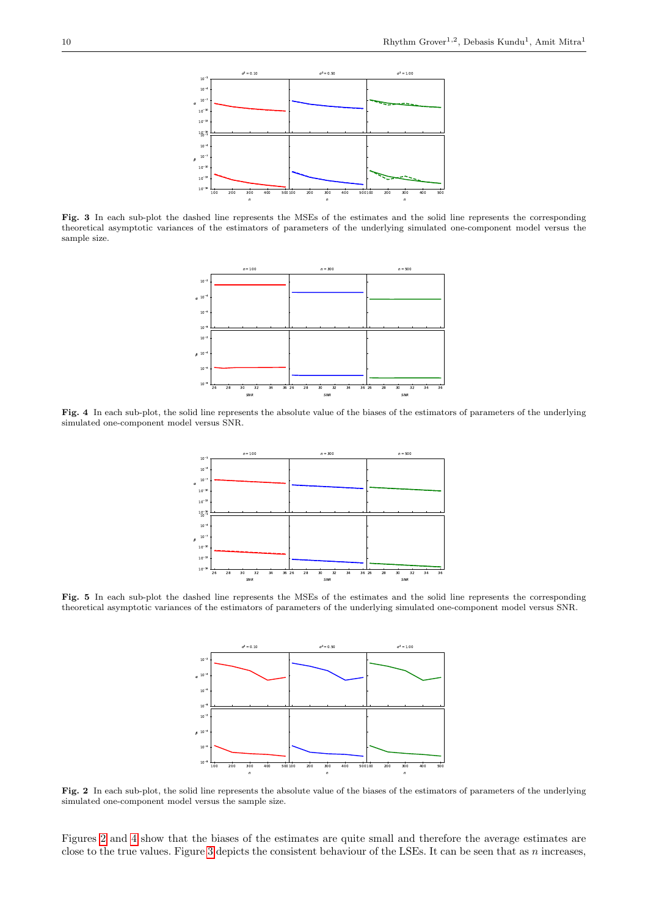**Fig. 3** In each sub-plot the dashed line represents the MSEs of the estimates and the solid line represents the corresponding theoretical asymptotic variances of the estimators of parameters of the underlying simulated one-component model versus the sample size.

**Fig. 4** In each sub-plot, the solid line represents the absolute value of the biases of the estimators of parameters of the underlying simulated one-component model versus SNR.

**Fig. 5** In each sub-plot the dashed line represents the MSEs of the estimates and the solid line represents the corresponding theoretical asymptotic variances of the estimators of parameters of the underlying simulated one-component model versus SNR.

**Fig. 2** In each sub-plot, the solid line represents the absolute value of the biases of the estimators of parameters of the underlying simulated one-component model versus the sample size.

Figures 2 and 4 show that the biases of the estimates are quite small and therefore the average estimates are close to the true values. Figure 3 depicts the consistent behaviour of the LSEs. It can be seen that as $n$ increases,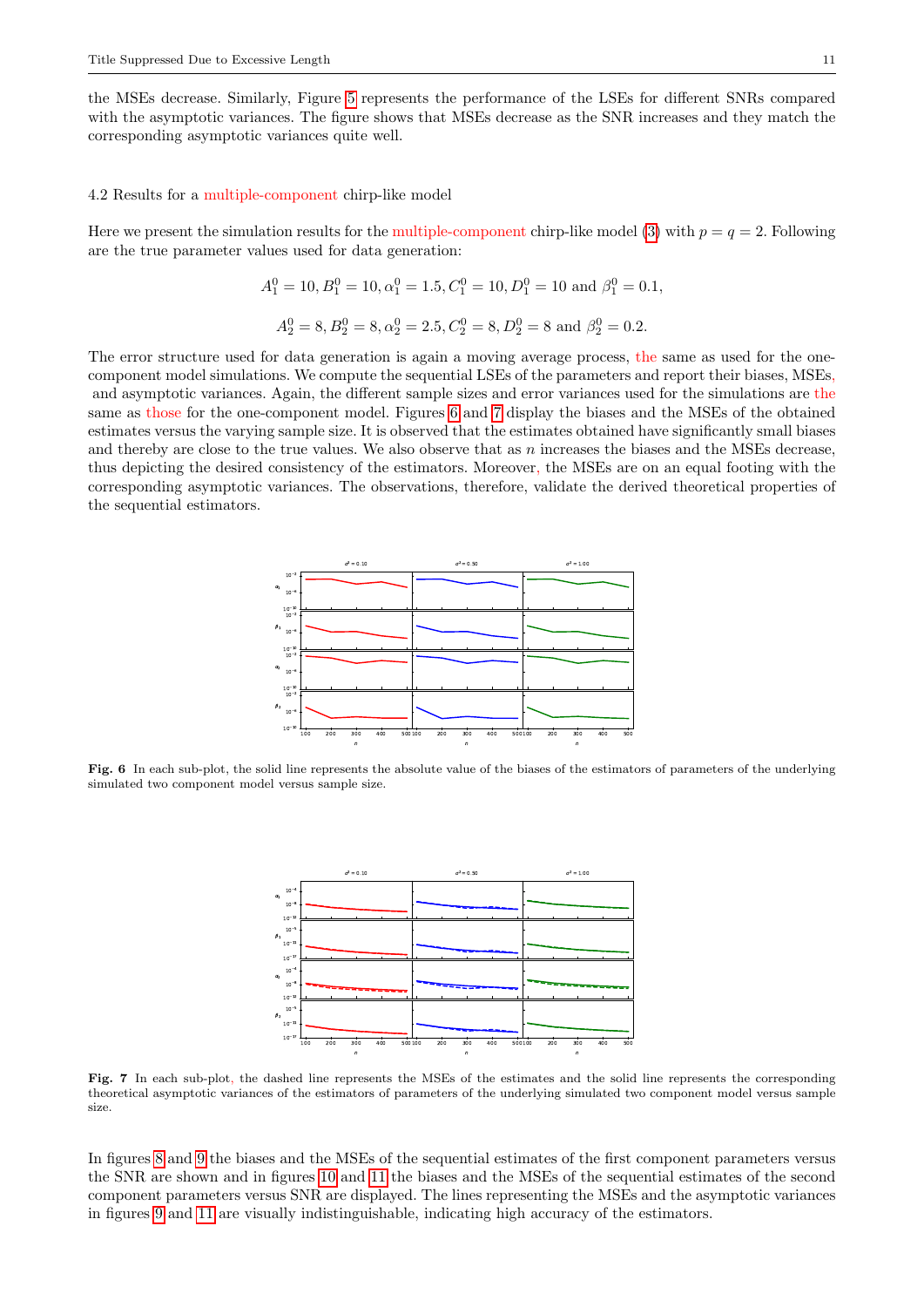the MSEs decrease. Similarly, Figure 5 represents the performance of the LSEs for different SNRs compared with the asymptotic variances. The figure shows that MSEs decrease as the SNR increases and they match the corresponding asymptotic variances quite well.

### 4.2 Results for a multiple-component chirp-like model

Here we present the simulation results for the multiple-component chirp-like model (3) with $p = q = 2$. Following are the true parameter values used for data generation:

$$A_1^0 = 10, B_1^0 = 10, \alpha_1^0 = 1.5, C_1^0 = 10, D_1^0 = 10 \text{ and } \beta_1^0 = 0.1,$$

$$A_2^0 = 8, B_2^0 = 8, \alpha_2^0 = 2.5, C_2^0 = 8, D_2^0 = 8 \text{ and } \beta_2^0 = 0.2.$$

The error structure used for data generation is again a moving average process, the same as used for the one-component model simulations. We compute the sequential LSEs of the parameters and report their biases, MSEs, and asymptotic variances. Again, the different sample sizes and error variances used for the simulations are the same as those for the one-component model. Figures 6 and 7 display the biases and the MSEs of the obtained estimates versus the varying sample size. It is observed that the estimates obtained have significantly small biases and thereby are close to the true values. We also observe that as $n$ increases the biases and the MSEs decrease, thus depicting the desired consistency of the estimators. Moreover, the MSEs are on an equal footing with the corresponding asymptotic variances. The observations, therefore, validate the derived theoretical properties of the sequential estimators.

**Fig. 6** In each sub-plot, the solid line represents the absolute value of the biases of the estimators of parameters of the underlying simulated two component model versus sample size.

**Fig. 7** In each sub-plot, the dashed line represents the MSEs of the estimates and the solid line represents the corresponding theoretical asymptotic variances of the estimators of parameters of the underlying simulated two component model versus sample size.

In figures 8 and 9 the biases and the MSEs of the sequential estimates of the first component parameters versus the SNR are shown and in figures 10 and 11 the biases and the MSEs of the sequential estimates of the second component parameters versus SNR are displayed. The lines representing the MSEs and the asymptotic variances in figures 9 and 11 are visually indistinguishable, indicating high accuracy of the estimators.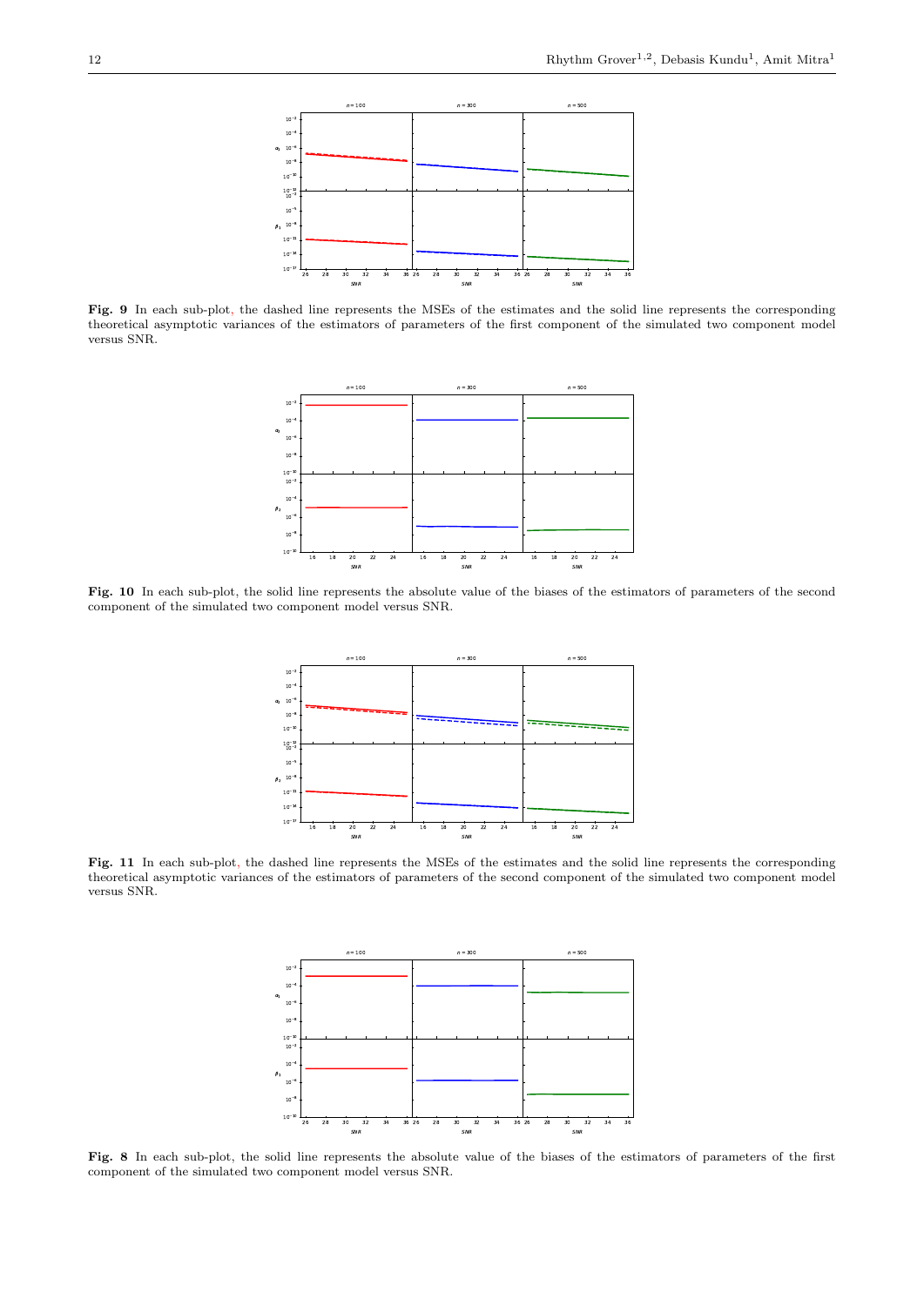**Fig. 9** In each sub-plot, the dashed line represents the MSEs of the estimates and the solid line represents the corresponding theoretical asymptotic variances of the estimators of parameters of the first component of the simulated two component model versus SNR.

**Fig. 10** In each sub-plot, the solid line represents the absolute value of the biases of the estimators of parameters of the second component of the simulated two component model versus SNR.

**Fig. 11** In each sub-plot, the dashed line represents the MSEs of the estimates and the solid line represents the corresponding theoretical asymptotic variances of the estimators of parameters of the second component of the simulated two component model versus SNR.

**Fig. 8** In each sub-plot, the solid line represents the absolute value of the biases of the estimators of parameters of the first component of the simulated two component model versus SNR.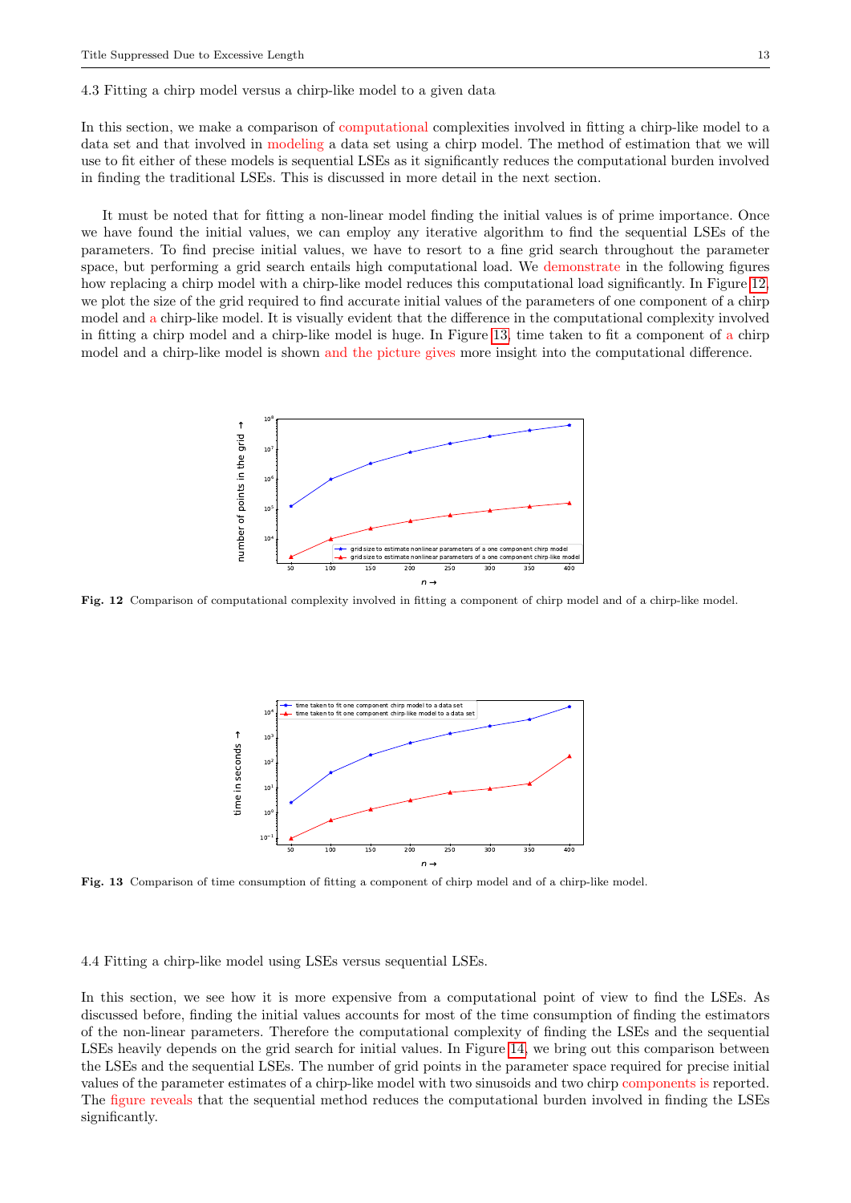### 4.3 Fitting a chirp model versus a chirp-like model to a given data

In this section, we make a comparison of computational complexities involved in fitting a chirp-like model to a data set and that involved in modeling a data set using a chirp model. The method of estimation that we will use to fit either of these models is sequential LSEs as it significantly reduces the computational burden involved in finding the traditional LSEs. This is discussed in more detail in the next section.

It must be noted that for fitting a non-linear model finding the initial values is of prime importance. Once we have found the initial values, we can employ any iterative algorithm to find the sequential LSEs of the parameters. To find precise initial values, we have to resort to a fine grid search throughout the parameter space, but performing a grid search entails high computational load. We demonstrate in the following figures how replacing a chirp model with a chirp-like model reduces this computational load significantly. In Figure 12, we plot the size of the grid required to find accurate initial values of the parameters of one component of a chirp model and a chirp-like model. It is visually evident that the difference in the computational complexity involved in fitting a chirp model and a chirp-like model is huge. In Figure 13, time taken to fit a component of a chirp model and a chirp-like model is shown and the picture gives more insight into the computational difference.

**Fig. 12** Comparison of computational complexity involved in fitting a component of chirp model and of a chirp-like model.

**Fig. 13** Comparison of time consumption of fitting a component of chirp model and of a chirp-like model.

### 4.4 Fitting a chirp-like model using LSEs versus sequential LSEs.

In this section, we see how it is more expensive from a computational point of view to find the LSEs. As discussed before, finding the initial values accounts for most of the time consumption of finding the estimators of the non-linear parameters. Therefore the computational complexity of finding the LSEs and the sequential LSEs heavily depends on the grid search for initial values. In Figure 14, we bring out this comparison between the LSEs and the sequential LSEs. The number of grid points in the parameter space required for precise initial values of the parameter estimates of a chirp-like model with two sinusoids and two chirp components is reported. The figure reveals that the sequential method reduces the computational burden involved in finding the LSEs significantly.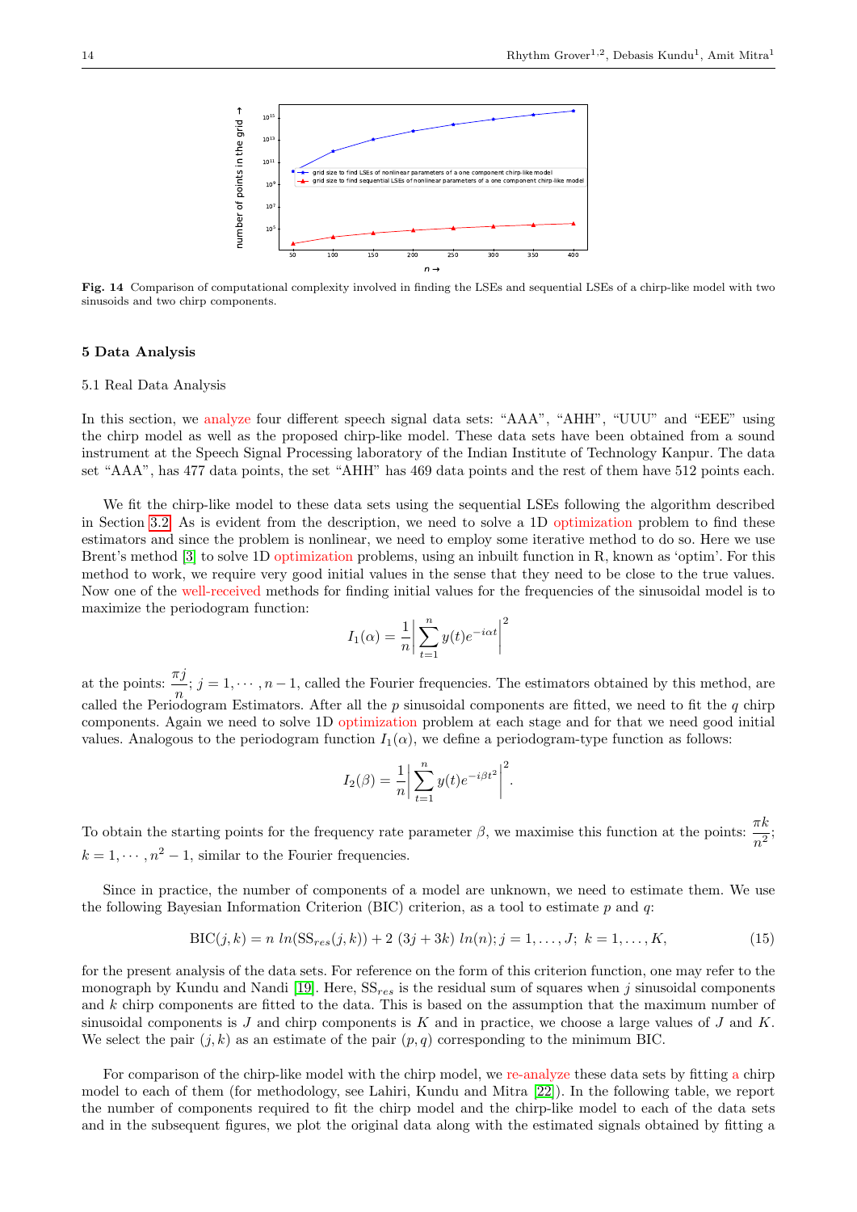Fig. 14 Comparison of computational complexity involved in finding the LSEs and sequential LSEs of a chirp-like model with two sinusoids and two chirp components.

## 5 Data Analysis

### 5.1 Real Data Analysis

In this section, we analyze four different speech signal data sets: "AAA", "AHH", "UUU" and "EEE" using the chirp model as well as the proposed chirp-like model. These data sets have been obtained from a sound instrument at the Speech Signal Processing laboratory of the Indian Institute of Technology Kanpur. The data set "AAA", has 477 data points, the set "AHH" has 469 data points and the rest of them have 512 points each.

We fit the chirp-like model to these data sets using the sequential LSEs following the algorithm described in Section 3.2. As is evident from the description, we need to solve a 1D optimization problem to find these estimators and since the problem is nonlinear, we need to employ some iterative method to do so. Here we use Brent's method [3] to solve 1D optimization problems, using an inbuilt function in R, known as 'optim'. For this method to work, we require very good initial values in the sense that they need to be close to the true values. Now one of the well-received methods for finding initial values for the frequencies of the sinusoidal model is to maximize the periodogram function:

$$I_1(\alpha) = \frac{1}{n}\left|\sum_{t=1}^{n} y(t)e^{-i\alpha t}\right|^2$$

at the points: $\frac{\pi j}{n}$; $j = 1, \cdots, n-1$, called the Fourier frequencies. The estimators obtained by this method, are called the Periodogram Estimators. After all the $p$ sinusoidal components are fitted, we need to fit the $q$ chirp components. Again we need to solve 1D optimization problem at each stage and for that we need good initial values. Analogous to the periodogram function $I_1(\alpha)$, we define a periodogram-type function as follows:

$$I_2(\beta) = \frac{1}{n}\left|\sum_{t=1}^{n} y(t)e^{-i\beta t^2}\right|^2.$$

To obtain the starting points for the frequency rate parameter $\beta$, we maximise this function at the points: $\frac{\pi k}{n^2}$; $k = 1, \cdots, n^2 - 1$, similar to the Fourier frequencies.

Since in practice, the number of components of a model are unknown, we need to estimate them. We use the following Bayesian Information Criterion (BIC) criterion, as a tool to estimate $p$ and $q$:

$$\text{BIC}(j,k) = n\ ln(\text{SS}_{res}(j,k)) + 2\ (3j + 3k)\ ln(n); j = 1, \ldots, J;\ k = 1, \ldots, K, \tag{15}$$

for the present analysis of the data sets. For reference on the form of this criterion function, one may refer to the monograph by Kundu and Nandi [19]. Here, $\text{SS}_{res}$ is the residual sum of squares when $j$ sinusoidal components and $k$ chirp components are fitted to the data. This is based on the assumption that the maximum number of sinusoidal components is $J$ and chirp components is $K$ and in practice, we choose a large values of $J$ and $K$. We select the pair $(j,k)$ as an estimate of the pair $(p,q)$ corresponding to the minimum BIC.

For comparison of the chirp-like model with the chirp model, we re-analyze these data sets by fitting a chirp model to each of them (for methodology, see Lahiri, Kundu and Mitra [22]). In the following table, we report the number of components required to fit the chirp model and the chirp-like model to each of the data sets and in the subsequent figures, we plot the original data along with the estimated signals obtained by fitting a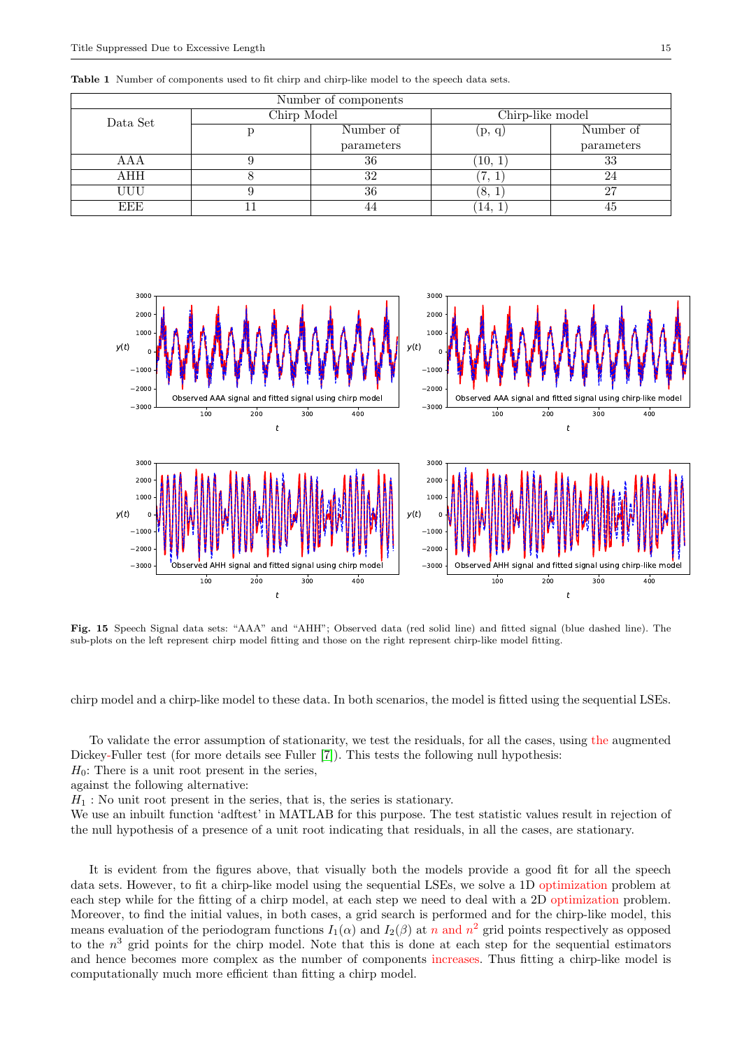**Table 1** Number of components used to fit chirp and chirp-like model to the speech data sets.

| Number of components | | | | |
|---|---|---|---|---|
| Data Set | Chirp Model | | Chirp-like model | |
| | p | Number of parameters | (p, q) | Number of parameters |
| AAA | 9 | 36 | (10, 1) | 33 |
| AHH | 8 | 32 | (7, 1) | 24 |
| UUU | 9 | 36 | (8, 1) | 27 |
| EEE | 11 | 44 | (14, 1) | 45 |

**Fig. 15** Speech Signal data sets: "AAA" and "AHH"; Observed data (red solid line) and fitted signal (blue dashed line). The sub-plots on the left represent chirp model fitting and those on the right represent chirp-like model fitting.

chirp model and a chirp-like model to these data. In both scenarios, the model is fitted using the sequential LSEs.

To validate the error assumption of stationarity, we test the residuals, for all the cases, using the augmented Dickey-Fuller test (for more details see Fuller [7]). This tests the following null hypothesis:
$H_0$: There is a unit root present in the series,
against the following alternative:
$H_1$ : No unit root present in the series, that is, the series is stationary.
We use an inbuilt function 'adftest' in MATLAB for this purpose. The test statistic values result in rejection of the null hypothesis of a presence of a unit root indicating that residuals, in all the cases, are stationary.

It is evident from the figures above, that visually both the models provide a good fit for all the speech data sets. However, to fit a chirp-like model using the sequential LSEs, we solve a 1D optimization problem at each step while for the fitting of a chirp model, at each step we need to deal with a 2D optimization problem. Moreover, to find the initial values, in both cases, a grid search is performed and for the chirp-like model, this means evaluation of the periodogram functions $I_1(\alpha)$ and $I_2(\beta)$ at $n$ and $n^2$ grid points respectively as opposed to the $n^3$ grid points for the chirp model. Note that this is done at each step for the sequential estimators and hence becomes more complex as the number of components increases. Thus fitting a chirp-like model is computationally much more efficient than fitting a chirp model.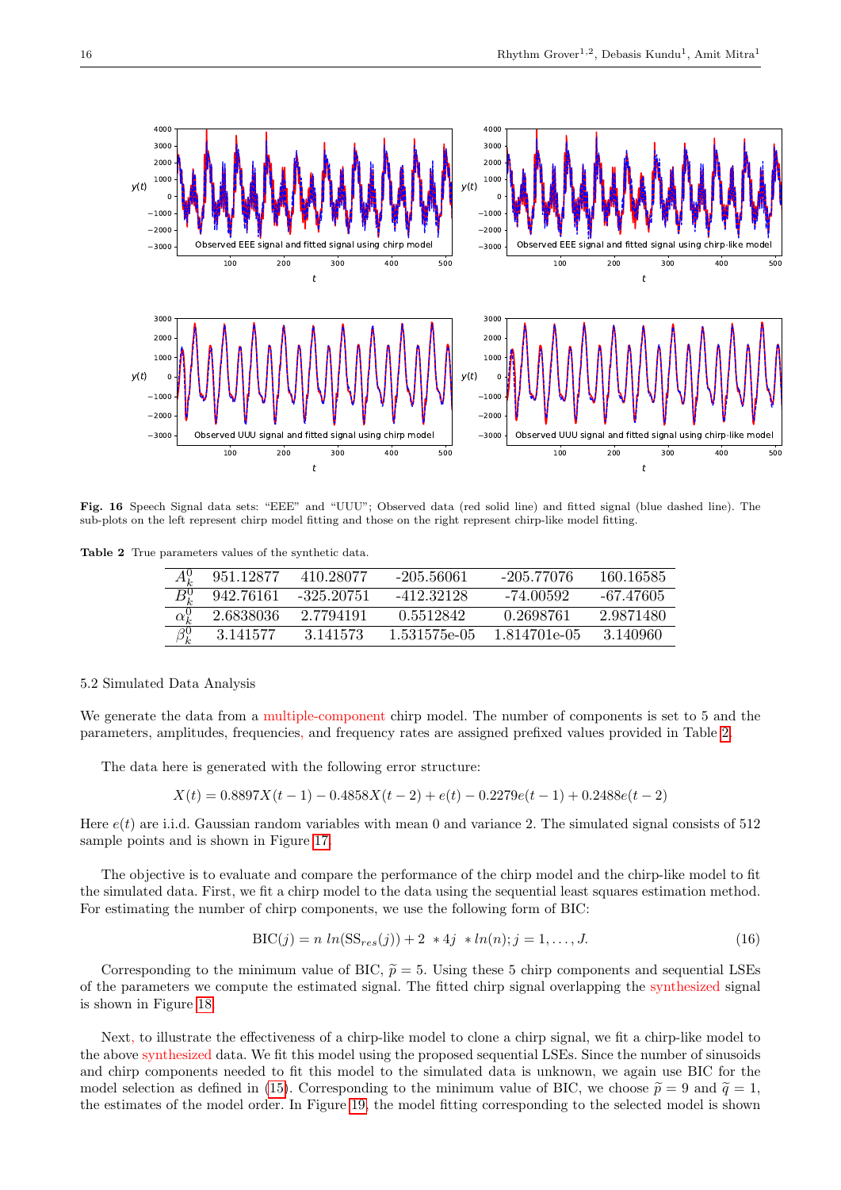**Fig. 16** Speech Signal data sets: "EEE" and "UUU"; Observed data (red solid line) and fitted signal (blue dashed line). The sub-plots on the left represent chirp model fitting and those on the right represent chirp-like model fitting.

**Table 2** True parameters values of the synthetic data.

| | | | | | |
|---|---|---|---|---|---|
| $A_k^0$ | 951.12877 | 410.28077 | -205.56061 | -205.77076 | 160.16585 |
| $B_k^0$ | 942.76161 | -325.20751 | -412.32128 | -74.00592 | -67.47605 |
| $\alpha_k^0$ | 2.6838036 | 2.7794191 | 0.5512842 | 0.2698761 | 2.9871480 |
| $\beta_k^0$ | 3.141577 | 3.141573 | 1.531575e-05 | 1.814701e-05 | 3.140960 |

### 5.2 Simulated Data Analysis

We generate the data from a multiple-component chirp model. The number of components is set to 5 and the parameters, amplitudes, frequencies, and frequency rates are assigned prefixed values provided in Table 2.

The data here is generated with the following error structure:

$$X(t) = 0.8897X(t-1) - 0.4858X(t-2) + e(t) - 0.2279e(t-1) + 0.2488e(t-2)$$

Here $e(t)$ are i.i.d. Gaussian random variables with mean 0 and variance 2. The simulated signal consists of 512 sample points and is shown in Figure 17.

The objective is to evaluate and compare the performance of the chirp model and the chirp-like model to fit the simulated data. First, we fit a chirp model to the data using the sequential least squares estimation method. For estimating the number of chirp components, we use the following form of BIC:

$$\text{BIC}(j) = n\ ln(\text{SS}_{res}(j)) + 2\ *4j\ *ln(n); j = 1, \dots, J. \tag{16}$$

Corresponding to the minimum value of BIC, $\widetilde{p} = 5$. Using these 5 chirp components and sequential LSEs of the parameters we compute the estimated signal. The fitted chirp signal overlapping the synthesized signal is shown in Figure 18.

Next, to illustrate the effectiveness of a chirp-like model to clone a chirp signal, we fit a chirp-like model to the above synthesized data. We fit this model using the proposed sequential LSEs. Since the number of sinusoids and chirp components needed to fit this model to the simulated data is unknown, we again use BIC for the model selection as defined in (15). Corresponding to the minimum value of BIC, we choose $\widetilde{p} = 9$ and $\widetilde{q} = 1$, the estimates of the model order. In Figure 19, the model fitting corresponding to the selected model is shown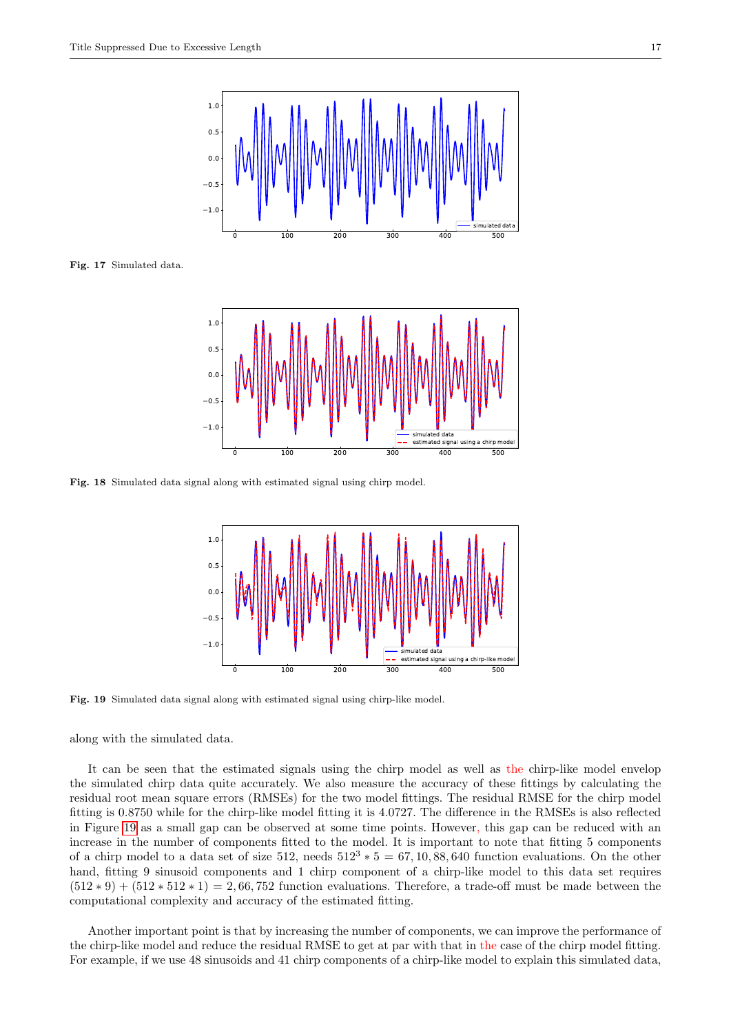Fig. 17 Simulated data.

Fig. 18 Simulated data signal along with estimated signal using chirp model.

Fig. 19 Simulated data signal along with estimated signal using chirp-like model.

along with the simulated data.

It can be seen that the estimated signals using the chirp model as well as the chirp-like model envelop the simulated chirp data quite accurately. We also measure the accuracy of these fittings by calculating the residual root mean square errors (RMSEs) for the two model fittings. The residual RMSE for the chirp model fitting is 0.8750 while for the chirp-like model fitting it is 4.0727. The difference in the RMSEs is also reflected in Figure 19 as a small gap can be observed at some time points. However, this gap can be reduced with an increase in the number of components fitted to the model. It is important to note that fitting 5 components of a chirp model to a data set of size 512, needs $512^3 * 5 = 67,10,88,640$ function evaluations. On the other hand, fitting 9 sinusoid components and 1 chirp component of a chirp-like model to this data set requires $(512 * 9) + (512 * 512 * 1) = 2,66,752$ function evaluations. Therefore, a trade-off must be made between the computational complexity and accuracy of the estimated fitting.

Another important point is that by increasing the number of components, we can improve the performance of the chirp-like model and reduce the residual RMSE to get at par with that in the case of the chirp model fitting. For example, if we use 48 sinusoids and 41 chirp components of a chirp-like model to explain this simulated data,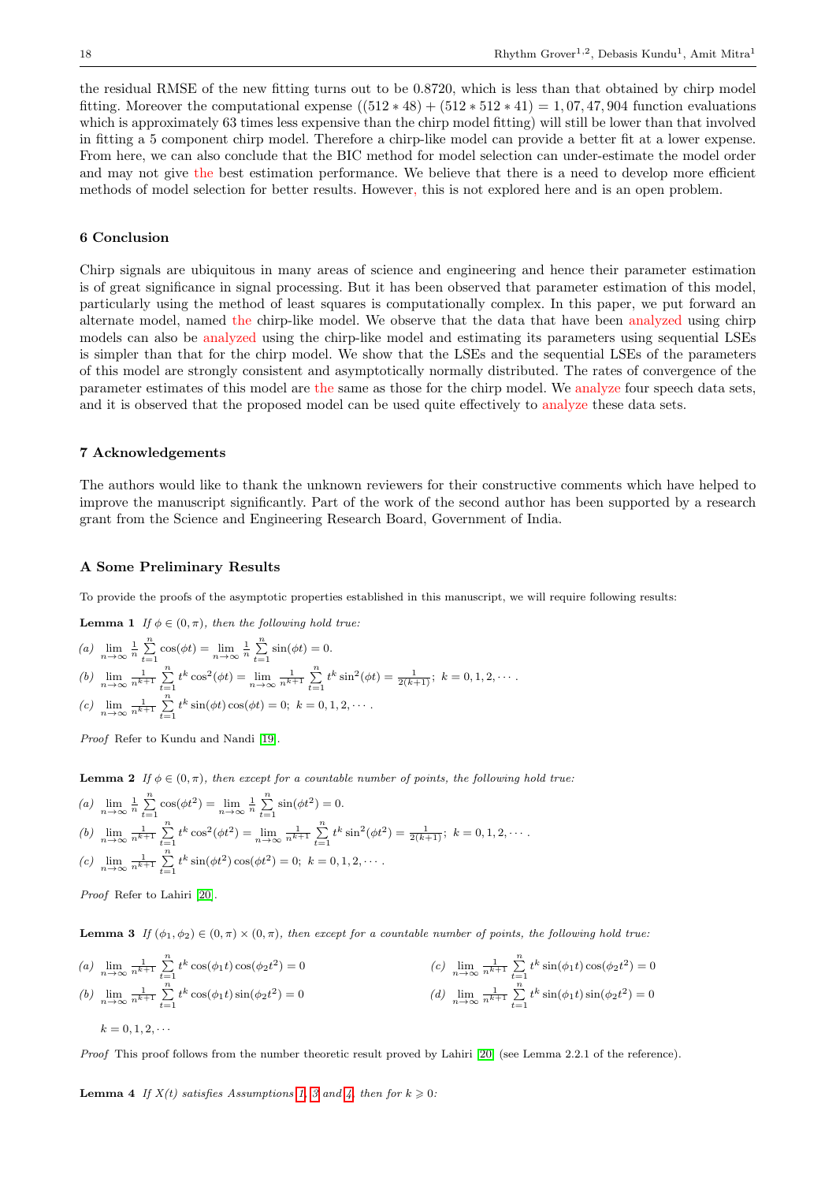the residual RMSE of the new fitting turns out to be 0.8720, which is less than that obtained by chirp model fitting. Moreover the computational expense $((512 * 48) + (512 * 512 * 41) = 1,07,47,904$ function evaluations which is approximately 63 times less expensive than the chirp model fitting) will still be lower than that involved in fitting a 5 component chirp model. Therefore a chirp-like model can provide a better fit at a lower expense. From here, we can also conclude that the BIC method for model selection can under-estimate the model order and may not give the best estimation performance. We believe that there is a need to develop more efficient methods of model selection for better results. However, this is not explored here and is an open problem.

## 6 Conclusion

Chirp signals are ubiquitous in many areas of science and engineering and hence their parameter estimation is of great significance in signal processing. But it has been observed that parameter estimation of this model, particularly using the method of least squares is computationally complex. In this paper, we put forward an alternate model, named the chirp-like model. We observe that the data that have been analyzed using chirp models can also be analyzed using the chirp-like model and estimating its parameters using sequential LSEs is simpler than that for the chirp model. We show that the LSEs and the sequential LSEs of the parameters of this model are strongly consistent and asymptotically normally distributed. The rates of convergence of the parameter estimates of this model are the same as those for the chirp model. We analyze four speech data sets, and it is observed that the proposed model can be used quite effectively to analyze these data sets.

## 7 Acknowledgements

The authors would like to thank the unknown reviewers for their constructive comments which have helped to improve the manuscript significantly. Part of the work of the second author has been supported by a research grant from the Science and Engineering Research Board, Government of India.

## A Some Preliminary Results

To provide the proofs of the asymptotic properties established in this manuscript, we will require following results:

**Lemma 1** *If $\phi \in (0, \pi)$, then the following hold true:*

(a) $\lim\limits_{n \to \infty} \frac{1}{n} \sum\limits_{t=1}^{n} \cos(\phi t) = \lim\limits_{n \to \infty} \frac{1}{n} \sum\limits_{t=1}^{n} \sin(\phi t) = 0.$

(b) $\lim\limits_{n \to \infty} \frac{1}{n^{k+1}} \sum\limits_{t=1}^{n} t^k \cos^2(\phi t) = \lim\limits_{n \to \infty} \frac{1}{n^{k+1}} \sum\limits_{t=1}^{n} t^k \sin^2(\phi t) = \frac{1}{2(k+1)};\ k = 0, 1, 2, \cdots.$

(c) $\lim\limits_{n \to \infty} \frac{1}{n^{k+1}} \sum\limits_{t=1}^{n} t^k \sin(\phi t) \cos(\phi t) = 0;\ k = 0, 1, 2, \cdots.$

*Proof* Refer to Kundu and Nandi [19].

**Lemma 2** *If $\phi \in (0, \pi)$, then except for a countable number of points, the following hold true:*

(a) $\lim\limits_{n \to \infty} \frac{1}{n} \sum\limits_{t=1}^{n} \cos(\phi t^2) = \lim\limits_{n \to \infty} \frac{1}{n} \sum\limits_{t=1}^{n} \sin(\phi t^2) = 0.$

(b) $\lim\limits_{n \to \infty} \frac{1}{n^{k+1}} \sum\limits_{t=1}^{n} t^k \cos^2(\phi t^2) = \lim\limits_{n \to \infty} \frac{1}{n^{k+1}} \sum\limits_{t=1}^{n} t^k \sin^2(\phi t^2) = \frac{1}{2(k+1)};\ k = 0, 1, 2, \cdots.$

(c) $\lim\limits_{n \to \infty} \frac{1}{n^{k+1}} \sum\limits_{t=1}^{n} t^k \sin(\phi t^2) \cos(\phi t^2) = 0;\ k = 0, 1, 2, \cdots.$

*Proof* Refer to Lahiri [20].

**Lemma 3** *If $(\phi_1, \phi_2) \in (0, \pi) \times (0, \pi)$, then except for a countable number of points, the following hold true:*

(a) $\lim\limits_{n \to \infty} \frac{1}{n^{k+1}} \sum\limits_{t=1}^{n} t^k \cos(\phi_1 t) \cos(\phi_2 t^2) = 0$

(b) $\lim\limits_{n \to \infty} \frac{1}{n^{k+1}} \sum\limits_{t=1}^{n} t^k \cos(\phi_1 t) \sin(\phi_2 t^2) = 0$

(c) $\lim\limits_{n \to \infty} \frac{1}{n^{k+1}} \sum\limits_{t=1}^{n} t^k \sin(\phi_1 t) \cos(\phi_2 t^2) = 0$

(d) $\lim\limits_{n \to \infty} \frac{1}{n^{k+1}} \sum\limits_{t=1}^{n} t^k \sin(\phi_1 t) \sin(\phi_2 t^2) = 0$

$k = 0, 1, 2, \cdots$

*Proof* This proof follows from the number theoretic result proved by Lahiri [20] (see Lemma 2.2.1 of the reference).

**Lemma 4** *If $X(t)$ satisfies Assumptions 1, 3 and 4, then for $k \geqslant 0$:*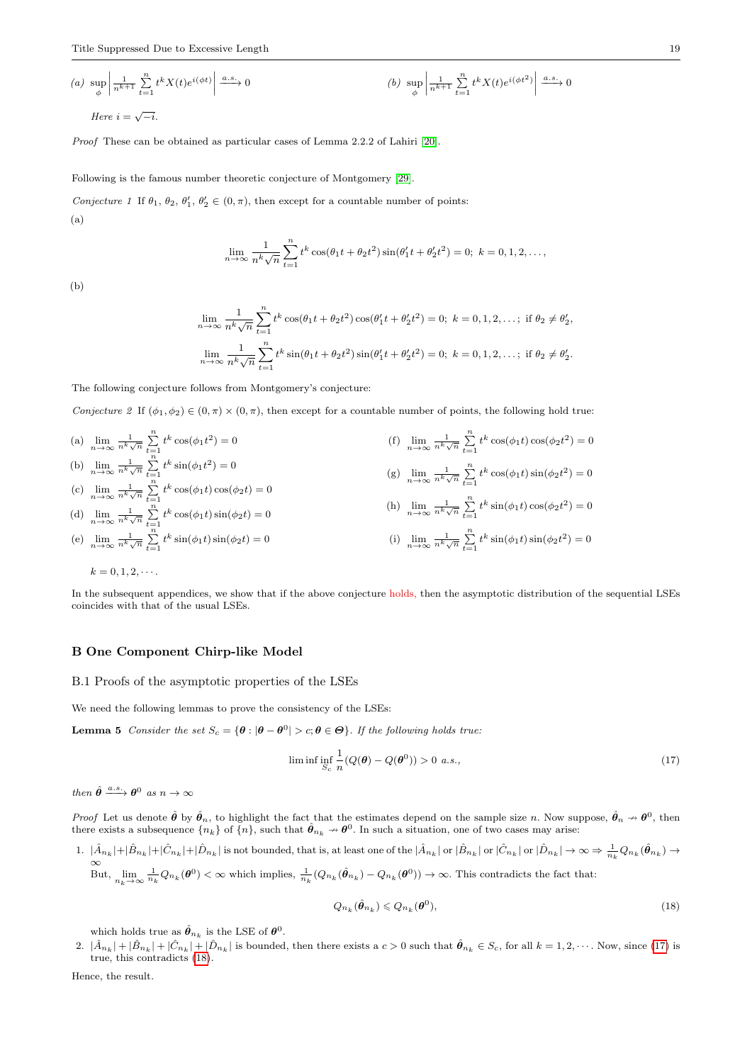(a) $\sup_{\phi} \left| \frac{1}{n^{k+1}} \sum_{t=1}^{n} t^k X(t) e^{i(\phi t)} \right| \xrightarrow{a.s.} 0$ (b) $\sup_{\phi} \left| \frac{1}{n^{k+1}} \sum_{t=1}^{n} t^k X(t) e^{i(\phi t^2)} \right| \xrightarrow{a.s.} 0$

*Here* $i = \sqrt{-i}$.

*Proof* These can be obtained as particular cases of Lemma 2.2.2 of Lahiri [20].

Following is the famous number theoretic conjecture of Montgomery [29].

*Conjecture 1* If $\theta_1$, $\theta_2$, $\theta_1'$, $\theta_2' \in (0, \pi)$, then except for a countable number of points:

(a)

$$\lim_{n \to \infty} \frac{1}{n^k \sqrt{n}} \sum_{t=1}^{n} t^k \cos(\theta_1 t + \theta_2 t^2) \sin(\theta_1' t + \theta_2' t^2) = 0;\ k = 0, 1, 2, \ldots,$$

(b)

$$\lim_{n \to \infty} \frac{1}{n^k \sqrt{n}} \sum_{t=1}^{n} t^k \cos(\theta_1 t + \theta_2 t^2) \cos(\theta_1' t + \theta_2' t^2) = 0;\ k = 0, 1, 2, \ldots;\ \text{if } \theta_2 \neq \theta_2',$$

$$\lim_{n \to \infty} \frac{1}{n^k \sqrt{n}} \sum_{t=1}^{n} t^k \sin(\theta_1 t + \theta_2 t^2) \sin(\theta_1' t + \theta_2' t^2) = 0;\ k = 0, 1, 2, \ldots;\ \text{if } \theta_2 \neq \theta_2'.$$

The following conjecture follows from Montgomery's conjecture:

*Conjecture 2* If $(\phi_1, \phi_2) \in (0, \pi) \times (0, \pi)$, then except for a countable number of points, the following hold true:

(a) $\lim_{n \to \infty} \frac{1}{n^k \sqrt{n}} \sum_{t=1}^{n} t^k \cos(\phi_1 t^2) = 0$

(b) $\lim_{n \to \infty} \frac{1}{n^k \sqrt{n}} \sum_{t=1}^{n} t^k \sin(\phi_1 t^2) = 0$

(c) $\lim_{n \to \infty} \frac{1}{n^k \sqrt{n}} \sum_{t=1}^{n} t^k \cos(\phi_1 t) \cos(\phi_2 t) = 0$

(d) $\lim_{n \to \infty} \frac{1}{n^k \sqrt{n}} \sum_{t=1}^{n} t^k \cos(\phi_1 t) \sin(\phi_2 t) = 0$

(e) $\lim_{n \to \infty} \frac{1}{n^k \sqrt{n}} \sum_{t=1}^{n} t^k \sin(\phi_1 t) \sin(\phi_2 t) = 0$

(f) $\lim_{n \to \infty} \frac{1}{n^k \sqrt{n}} \sum_{t=1}^{n} t^k \cos(\phi_1 t) \cos(\phi_2 t^2) = 0$

(g) $\lim_{n \to \infty} \frac{1}{n^k \sqrt{n}} \sum_{t=1}^{n} t^k \cos(\phi_1 t) \sin(\phi_2 t^2) = 0$

(h) $\lim_{n \to \infty} \frac{1}{n^k \sqrt{n}} \sum_{t=1}^{n} t^k \sin(\phi_1 t) \cos(\phi_2 t^2) = 0$

(i) $\lim_{n \to \infty} \frac{1}{n^k \sqrt{n}} \sum_{t=1}^{n} t^k \sin(\phi_1 t) \sin(\phi_2 t^2) = 0$

$k = 0, 1, 2, \cdots$.

In the subsequent appendices, we show that if the above conjecture holds, then the asymptotic distribution of the sequential LSEs coincides with that of the usual LSEs.

## B One Component Chirp-like Model

### B.1 Proofs of the asymptotic properties of the LSEs

We need the following lemmas to prove the consistency of the LSEs:

**Lemma 5** *Consider the set* $S_c = \{\boldsymbol{\theta} : |\boldsymbol{\theta} - \boldsymbol{\theta}^0| > c; \boldsymbol{\theta} \in \boldsymbol{\Theta}\}$. *If the following holds true:*

$$\liminf \inf_{S_c} \frac{1}{n}(Q(\boldsymbol{\theta}) - Q(\boldsymbol{\theta}^0)) > 0 \ a.s., \tag{17}$$

*then* $\hat{\boldsymbol{\theta}} \xrightarrow{a.s.} \boldsymbol{\theta}^0$ *as* $n \to \infty$

*Proof* Let us denote $\hat{\boldsymbol{\theta}}$ by $\hat{\boldsymbol{\theta}}_n$, to highlight the fact that the estimates depend on the sample size $n$. Now suppose, $\hat{\boldsymbol{\theta}}_n \nrightarrow \boldsymbol{\theta}^0$, then there exists a subsequence $\{n_k\}$ of $\{n\}$, such that $\hat{\boldsymbol{\theta}}_{n_k} \nrightarrow \boldsymbol{\theta}^0$. In such a situation, one of two cases may arise:

1. $|\hat{A}_{n_k}| + |\hat{B}_{n_k}| + |\hat{C}_{n_k}| + |\hat{D}_{n_k}|$ is not bounded, that is, at least one of the $|\hat{A}_{n_k}|$ or $|\hat{B}_{n_k}|$ or $|\hat{C}_{n_k}|$ or $|\hat{D}_{n_k}| \to \infty \Rightarrow \frac{1}{n_k} Q_{n_k}(\hat{\boldsymbol{\theta}}_{n_k}) \to \infty$
   But, $\lim_{n_k \to \infty} \frac{1}{n_k} Q_{n_k}(\boldsymbol{\theta}^0) < \infty$ which implies, $\frac{1}{n_k}(Q_{n_k}(\hat{\boldsymbol{\theta}}_{n_k}) - Q_{n_k}(\boldsymbol{\theta}^0)) \to \infty$. This contradicts the fact that:

$$Q_{n_k}(\hat{\boldsymbol{\theta}}_{n_k}) \leqslant Q_{n_k}(\boldsymbol{\theta}^0), \tag{18}$$

   which holds true as $\hat{\boldsymbol{\theta}}_{n_k}$ is the LSE of $\boldsymbol{\theta}^0$.
2. $|\hat{A}_{n_k}| + |\hat{B}_{n_k}| + |\hat{C}_{n_k}| + |\hat{D}_{n_k}|$ is bounded, then there exists a $c > 0$ such that $\hat{\boldsymbol{\theta}}_{n_k} \in S_c$, for all $k = 1, 2, \cdots$. Now, since (17) is true, this contradicts (18).

Hence, the result.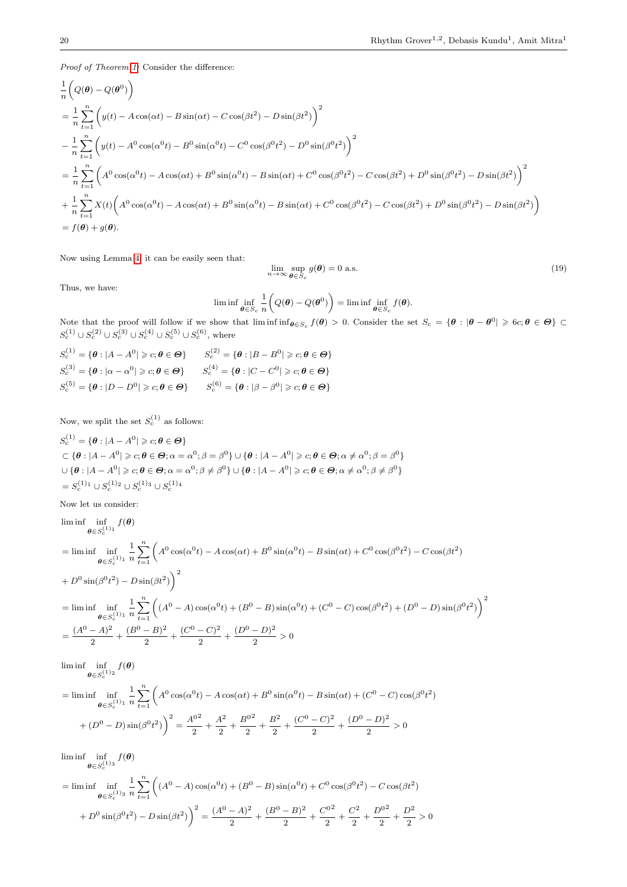*Proof of Theorem 1*: Consider the difference:

$$
\begin{aligned}
&\frac{1}{n}\Big(Q(\boldsymbol{\theta}) - Q(\boldsymbol{\theta}^0)\Big) \\
&= \frac{1}{n}\sum_{t=1}^{n}\Big(y(t) - A\cos(\alpha t) - B\sin(\alpha t) - C\cos(\beta t^2) - D\sin(\beta t^2)\Big)^2 \\
&- \frac{1}{n}\sum_{t=1}^{n}\Big(y(t) - A^0\cos(\alpha^0 t) - B^0\sin(\alpha^0 t) - C^0\cos(\beta^0 t^2) - D^0\sin(\beta^0 t^2)\Big)^2 \\
&= \frac{1}{n}\sum_{t=1}^{n}\Big(A^0\cos(\alpha^0 t) - A\cos(\alpha t) + B^0\sin(\alpha^0 t) - B\sin(\alpha t) + C^0\cos(\beta^0 t^2) - C\cos(\beta t^2) + D^0\sin(\beta^0 t^2) - D\sin(\beta t^2)\Big)^2 \\
&+ \frac{1}{n}\sum_{t=1}^{n}X(t)\Big(A^0\cos(\alpha^0 t) - A\cos(\alpha t) + B^0\sin(\alpha^0 t) - B\sin(\alpha t) + C^0\cos(\beta^0 t^2) - C\cos(\beta t^2) + D^0\sin(\beta^0 t^2) - D\sin(\beta t^2)\Big) \\
&= f(\boldsymbol{\theta}) + g(\boldsymbol{\theta}).
\end{aligned}
$$

Now using Lemma 4, it can be easily seen that:

$$
\lim_{n\to\infty}\sup_{\boldsymbol{\theta}\in S_c} g(\boldsymbol{\theta}) = 0 \text{ a.s.} \tag{19}
$$

Thus, we have:

$$
\liminf \inf_{\boldsymbol{\theta}\in S_c} \frac{1}{n}\Big(Q(\boldsymbol{\theta}) - Q(\boldsymbol{\theta}^0)\Big) = \liminf \inf_{\boldsymbol{\theta}\in S_c} f(\boldsymbol{\theta}).
$$

Note that the proof will follow if we show that $\liminf \inf_{\boldsymbol{\theta}\in S_c} f(\boldsymbol{\theta}) > 0$. Consider the set $S_c = \{\boldsymbol{\theta} : |\boldsymbol{\theta} - \boldsymbol{\theta}^0| \geqslant 6c; \boldsymbol{\theta} \in \boldsymbol{\Theta}\} \subset S_c^{(1)} \cup S_c^{(2)} \cup S_c^{(3)} \cup S_c^{(4)} \cup S_c^{(5)} \cup S_c^{(6)}$, where

$$
\begin{aligned}
S_c^{(1)} &= \{\boldsymbol{\theta} : |A - A^0| \geqslant c; \boldsymbol{\theta} \in \boldsymbol{\Theta}\} \qquad S_c^{(2)} = \{\boldsymbol{\theta} : |B - B^0| \geqslant c; \boldsymbol{\theta} \in \boldsymbol{\Theta}\} \\
S_c^{(3)} &= \{\boldsymbol{\theta} : |\alpha - \alpha^0| \geqslant c; \boldsymbol{\theta} \in \boldsymbol{\Theta}\} \qquad S_c^{(4)} = \{\boldsymbol{\theta} : |C - C^0| \geqslant c; \boldsymbol{\theta} \in \boldsymbol{\Theta}\} \\
S_c^{(5)} &= \{\boldsymbol{\theta} : |D - D^0| \geqslant c; \boldsymbol{\theta} \in \boldsymbol{\Theta}\} \qquad S_c^{(6)} = \{\boldsymbol{\theta} : |\beta - \beta^0| \geqslant c; \boldsymbol{\theta} \in \boldsymbol{\Theta}\}
\end{aligned}
$$

Now, we split the set $S_c^{(1)}$ as follows:

$$
\begin{aligned}
S_c^{(1)} &= \{\boldsymbol{\theta} : |A - A^0| \geqslant c; \boldsymbol{\theta} \in \boldsymbol{\Theta}\} \\
&\subset \{\boldsymbol{\theta} : |A - A^0| \geqslant c; \boldsymbol{\theta} \in \boldsymbol{\Theta}; \alpha = \alpha^0; \beta = \beta^0\} \cup \{\boldsymbol{\theta} : |A - A^0| \geqslant c; \boldsymbol{\theta} \in \boldsymbol{\Theta}; \alpha \neq \alpha^0; \beta = \beta^0\} \\
&\cup \{\boldsymbol{\theta} : |A - A^0| \geqslant c; \boldsymbol{\theta} \in \boldsymbol{\Theta}; \alpha = \alpha^0; \beta \neq \beta^0\} \cup \{\boldsymbol{\theta} : |A - A^0| \geqslant c; \boldsymbol{\theta} \in \boldsymbol{\Theta}; \alpha \neq \alpha^0; \beta \neq \beta^0\} \\
&= S_c^{(1)_1} \cup S_c^{(1)_2} \cup S_c^{(1)_3} \cup S_c^{(1)_4}
\end{aligned}
$$

Now let us consider:

$$
\begin{aligned}
&\liminf \inf_{\boldsymbol{\theta}\in S_c^{(1)_1}} f(\boldsymbol{\theta}) \\
&= \liminf \inf_{\boldsymbol{\theta}\in S_c^{(1)_1}} \frac{1}{n}\sum_{t=1}^{n}\Big(A^0\cos(\alpha^0 t) - A\cos(\alpha t) + B^0\sin(\alpha^0 t) - B\sin(\alpha t) + C^0\cos(\beta^0 t^2) - C\cos(\beta t^2) \\
&+ D^0\sin(\beta^0 t^2) - D\sin(\beta t^2)\Big)^2 \\
&= \liminf \inf_{\boldsymbol{\theta}\in S_c^{(1)_1}} \frac{1}{n}\sum_{t=1}^{n}\Big((A^0 - A)\cos(\alpha^0 t) + (B^0 - B)\sin(\alpha^0 t) + (C^0 - C)\cos(\beta^0 t^2) + (D^0 - D)\sin(\beta^0 t^2)\Big)^2 \\
&= \frac{(A^0 - A)^2}{2} + \frac{(B^0 - B)^2}{2} + \frac{(C^0 - C)^2}{2} + \frac{(D^0 - D)^2}{2} > 0
\end{aligned}
$$

$$
\begin{aligned}
&\liminf \inf_{\boldsymbol{\theta}\in S_c^{(1)_2}} f(\boldsymbol{\theta}) \\
&= \liminf \inf_{\boldsymbol{\theta}\in S_c^{(1)_1}} \frac{1}{n}\sum_{t=1}^{n}\Big(A^0\cos(\alpha^0 t) - A\cos(\alpha t) + B^0\sin(\alpha^0 t) - B\sin(\alpha t) + (C^0 - C)\cos(\beta^0 t^2) \\
&\quad + (D^0 - D)\sin(\beta^0 t^2)\Big)^2 = \frac{{A^0}^2}{2} + \frac{A^2}{2} + \frac{{B^0}^2}{2} + \frac{B^2}{2} + \frac{(C^0 - C)^2}{2} + \frac{(D^0 - D)^2}{2} > 0
\end{aligned}
$$

$$
\begin{aligned}
&\liminf \inf_{\boldsymbol{\theta}\in S_c^{(1)_3}} f(\boldsymbol{\theta}) \\
&= \liminf \inf_{\boldsymbol{\theta}\in S_c^{(1)_3}} \frac{1}{n}\sum_{t=1}^{n}\Big((A^0 - A)\cos(\alpha^0 t) + (B^0 - B)\sin(\alpha^0 t) + C^0\cos(\beta^0 t^2) - C\cos(\beta t^2) \\
&\quad + D^0\sin(\beta^0 t^2) - D\sin(\beta t^2)\Big)^2 = \frac{(A^0 - A)^2}{2} + \frac{(B^0 - B)^2}{2} + \frac{{C^0}^2}{2} + \frac{C^2}{2} + \frac{{D^0}^2}{2} + \frac{D^2}{2} > 0
\end{aligned}
$$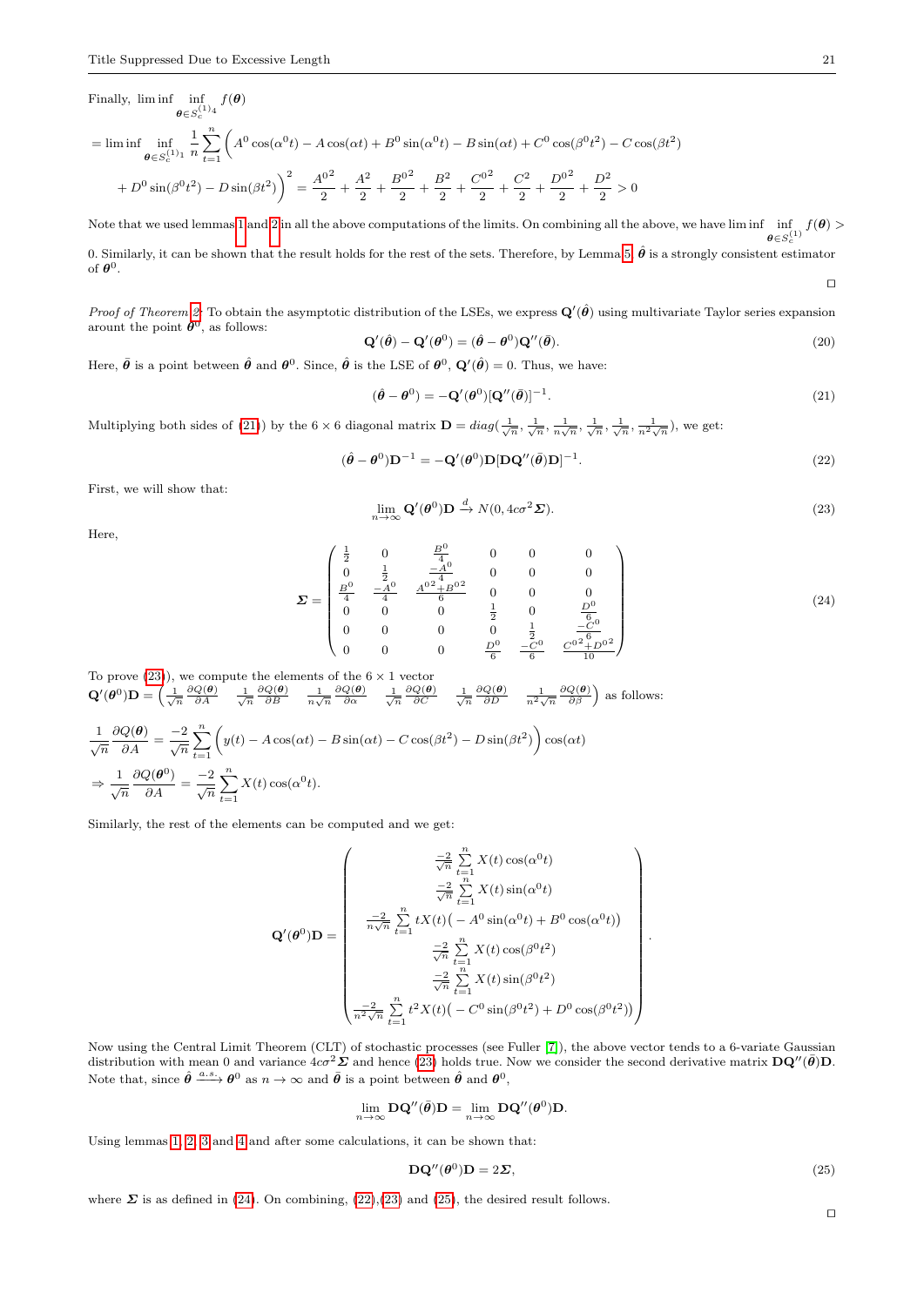Finally, $\liminf \inf_{\boldsymbol{\theta} \in S_c^{(1)_4}} f(\boldsymbol{\theta})$

$$= \liminf \inf_{\boldsymbol{\theta} \in S_c^{(1)_1}} \frac{1}{n} \sum_{t=1}^{n} \Big( A^0 \cos(\alpha^0 t) - A \cos(\alpha t) + B^0 \sin(\alpha^0 t) - B \sin(\alpha t) + C^0 \cos(\beta^0 t^2) - C \cos(\beta t^2)$$
$$+ D^0 \sin(\beta^0 t^2) - D \sin(\beta t^2) \Big)^2 = \frac{{A^0}^2}{2} + \frac{A^2}{2} + \frac{{B^0}^2}{2} + \frac{B^2}{2} + \frac{{C^0}^2}{2} + \frac{C^2}{2} + \frac{{D^0}^2}{2} + \frac{D^2}{2} > 0$$

Note that we used lemmas 1 and 2 in all the above computations of the limits. On combining all the above, we have $\liminf \inf_{\boldsymbol{\theta} \in S_c^{(1)}} f(\boldsymbol{\theta}) > 0$. Similarly, it can be shown that the result holds for the rest of the sets. Therefore, by Lemma 5, $\hat{\boldsymbol{\theta}}$ is a strongly consistent estimator of $\boldsymbol{\theta}^0$.

□

*Proof of Theorem 2:* To obtain the asymptotic distribution of the LSEs, we express $\mathbf{Q}'(\hat{\boldsymbol{\theta}})$ using multivariate Taylor series expansion around the point $\boldsymbol{\theta}^0$, as follows:

$$\mathbf{Q}'(\hat{\boldsymbol{\theta}}) - \mathbf{Q}'(\boldsymbol{\theta}^0) = (\hat{\boldsymbol{\theta}} - \boldsymbol{\theta}^0)\mathbf{Q}''(\bar{\boldsymbol{\theta}}). \tag{20}$$

Here, $\bar{\boldsymbol{\theta}}$ is a point between $\hat{\boldsymbol{\theta}}$ and $\boldsymbol{\theta}^0$. Since, $\hat{\boldsymbol{\theta}}$ is the LSE of $\boldsymbol{\theta}^0$, $\mathbf{Q}'(\hat{\boldsymbol{\theta}}) = 0$. Thus, we have:

$$(\hat{\boldsymbol{\theta}} - \boldsymbol{\theta}^0) = -\mathbf{Q}'(\boldsymbol{\theta}^0)[\mathbf{Q}''(\bar{\boldsymbol{\theta}})]^{-1}. \tag{21}$$

Multiplying both sides of (21)) by the $6 \times 6$ diagonal matrix $\mathbf{D} = diag(\frac{1}{\sqrt{n}}, \frac{1}{\sqrt{n}}, \frac{1}{n\sqrt{n}}, \frac{1}{\sqrt{n}}, \frac{1}{\sqrt{n}}, \frac{1}{n^2\sqrt{n}})$, we get:

$$(\hat{\boldsymbol{\theta}} - \boldsymbol{\theta}^0)\mathbf{D}^{-1} = -\mathbf{Q}'(\boldsymbol{\theta}^0)\mathbf{D}[\mathbf{D}\mathbf{Q}''(\bar{\boldsymbol{\theta}})\mathbf{D}]^{-1}. \tag{22}$$

First, we will show that:

$$\lim_{n\to\infty} \mathbf{Q}'(\boldsymbol{\theta}^0)\mathbf{D} \xrightarrow{d} N(0, 4c\sigma^2\boldsymbol{\Sigma}). \tag{23}$$

Here,

$$\boldsymbol{\Sigma} = \begin{pmatrix} \frac{1}{2} & 0 & \frac{B^0}{4} & 0 & 0 & 0 \\ 0 & \frac{1}{2} & \frac{-A^0}{4} & 0 & 0 & 0 \\ \frac{B^0}{4} & \frac{-A^0}{4} & \frac{{A^0}^2+{B^0}^2}{6} & 0 & 0 & 0 \\ 0 & 0 & 0 & \frac{1}{2} & 0 & \frac{D^0}{6} \\ 0 & 0 & 0 & 0 & \frac{1}{2} & \frac{-C^0}{6} \\ 0 & 0 & 0 & \frac{D^0}{6} & \frac{-C^0}{6} & \frac{{C^0}^2+{D^0}^2}{10} \end{pmatrix} \tag{24}$$

To prove (23)), we compute the elements of the $6 \times 1$ vector $\mathbf{Q}'(\boldsymbol{\theta}^0)\mathbf{D} = \begin{pmatrix} \frac{1}{\sqrt{n}}\frac{\partial Q(\boldsymbol{\theta})}{\partial A} & \frac{1}{\sqrt{n}}\frac{\partial Q(\boldsymbol{\theta})}{\partial B} & \frac{1}{n\sqrt{n}}\frac{\partial Q(\boldsymbol{\theta})}{\partial \alpha} & \frac{1}{\sqrt{n}}\frac{\partial Q(\boldsymbol{\theta})}{\partial C} & \frac{1}{\sqrt{n}}\frac{\partial Q(\boldsymbol{\theta})}{\partial D} & \frac{1}{n^2\sqrt{n}}\frac{\partial Q(\boldsymbol{\theta})}{\partial \beta} \end{pmatrix}$ as follows:

$$\frac{1}{\sqrt{n}}\frac{\partial Q(\boldsymbol{\theta})}{\partial A} = \frac{-2}{\sqrt{n}}\sum_{t=1}^{n}\Big(y(t) - A\cos(\alpha t) - B\sin(\alpha t) - C\cos(\beta t^2) - D\sin(\beta t^2)\Big)\cos(\alpha t)$$
$$\Rightarrow \frac{1}{\sqrt{n}}\frac{\partial Q(\boldsymbol{\theta}^0)}{\partial A} = \frac{-2}{\sqrt{n}}\sum_{t=1}^{n}X(t)\cos(\alpha^0 t).$$

Similarly, the rest of the elements can be computed and we get:

$$\mathbf{Q}'(\boldsymbol{\theta}^0)\mathbf{D} = \begin{pmatrix} \frac{-2}{\sqrt{n}}\sum_{t=1}^{n}X(t)\cos(\alpha^0 t) \\ \frac{-2}{\sqrt{n}}\sum_{t=1}^{n}X(t)\sin(\alpha^0 t) \\ \frac{-2}{n\sqrt{n}}\sum_{t=1}^{n}tX(t)\big(-A^0\sin(\alpha^0 t) + B^0\cos(\alpha^0 t)\big) \\ \frac{-2}{\sqrt{n}}\sum_{t=1}^{n}X(t)\cos(\beta^0 t^2) \\ \frac{-2}{\sqrt{n}}\sum_{t=1}^{n}X(t)\sin(\beta^0 t^2) \\ \frac{-2}{n^2\sqrt{n}}\sum_{t=1}^{n}t^2X(t)\big(-C^0\sin(\beta^0 t^2) + D^0\cos(\beta^0 t^2)\big) \end{pmatrix}.$$

Now using the Central Limit Theorem (CLT) of stochastic processes (see Fuller [7]), the above vector tends to a 6-variate Gaussian distribution with mean 0 and variance $4c\sigma^2\boldsymbol{\Sigma}$ and hence (23) holds true. Now we consider the second derivative matrix $\mathbf{D}\mathbf{Q}''(\bar{\boldsymbol{\theta}})\mathbf{D}$. Note that, since $\hat{\boldsymbol{\theta}} \xrightarrow{a.s.} \boldsymbol{\theta}^0$ as $n \to \infty$ and $\bar{\boldsymbol{\theta}}$ is a point between $\hat{\boldsymbol{\theta}}$ and $\boldsymbol{\theta}^0$,

$$\lim_{n\to\infty}\mathbf{D}\mathbf{Q}''(\bar{\boldsymbol{\theta}})\mathbf{D} = \lim_{n\to\infty}\mathbf{D}\mathbf{Q}''(\boldsymbol{\theta}^0)\mathbf{D}.$$

Using lemmas 1, 2, 3 and 4 and after some calculations, it can be shown that:

$$\mathbf{D}\mathbf{Q}''(\boldsymbol{\theta}^0)\mathbf{D} = 2\boldsymbol{\Sigma}, \tag{25}$$

where $\boldsymbol{\Sigma}$ is as defined in (24). On combining, (22),(23) and (25), the desired result follows.

□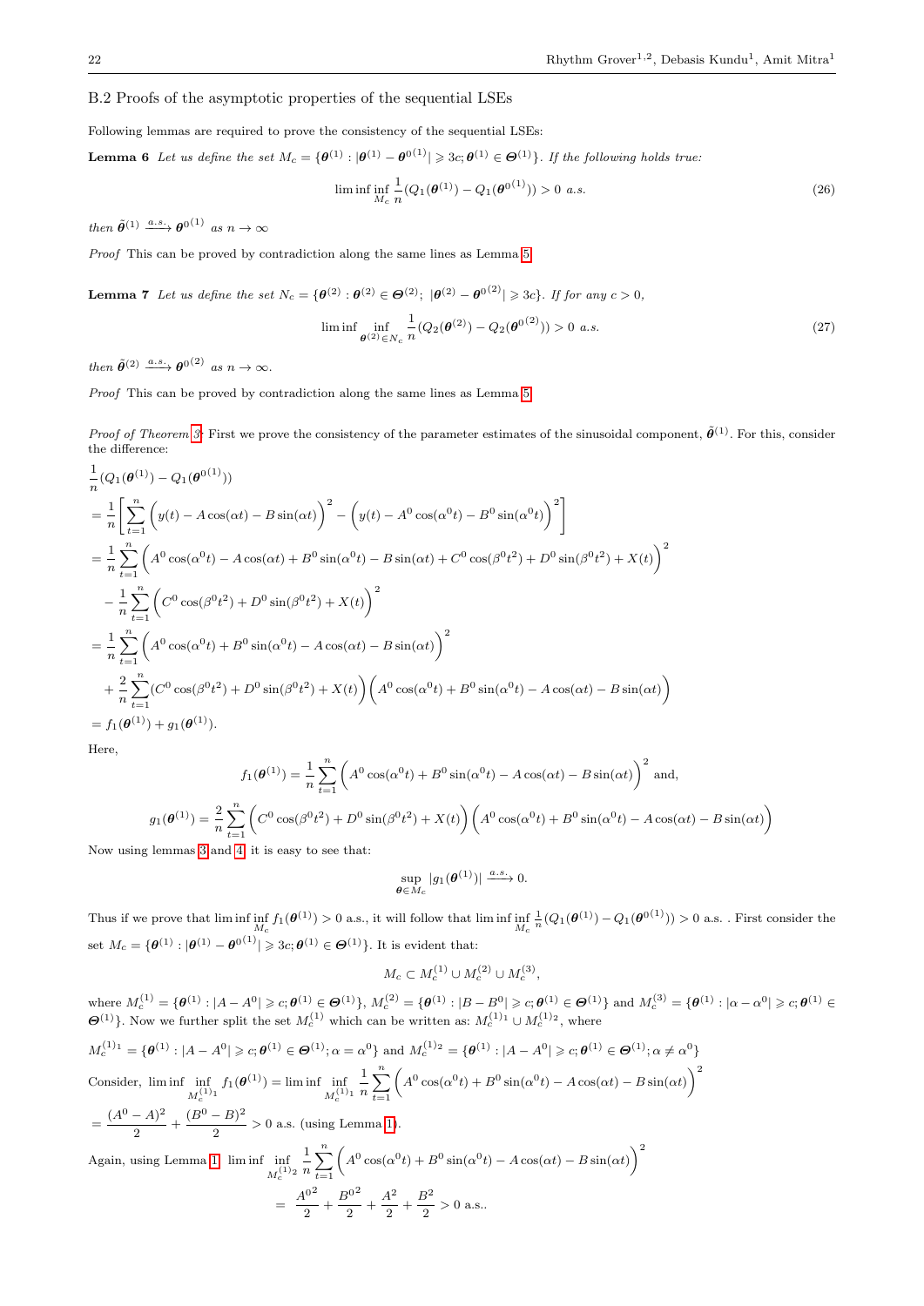### B.2 Proofs of the asymptotic properties of the sequential LSEs

Following lemmas are required to prove the consistency of the sequential LSEs:

**Lemma 6** *Let us define the set $M_c = \{\boldsymbol{\theta}^{(1)} : |\boldsymbol{\theta}^{(1)} - \boldsymbol{\theta}^{0(1)}| \geqslant 3c; \boldsymbol{\theta}^{(1)} \in \boldsymbol{\Theta}^{(1)}\}$. If the following holds true:*

$$\liminf \inf_{M_c} \frac{1}{n}(Q_1(\boldsymbol{\theta}^{(1)}) - Q_1(\boldsymbol{\theta}^{0(1)})) > 0 \ a.s. \tag{26}$$

*then $\tilde{\boldsymbol{\theta}}^{(1)} \xrightarrow{a.s.} \boldsymbol{\theta}^{0(1)}$ as $n \to \infty$*

*Proof* This can be proved by contradiction along the same lines as Lemma 5.

**Lemma 7** *Let us define the set $N_c = \{\boldsymbol{\theta}^{(2)} : \boldsymbol{\theta}^{(2)} \in \boldsymbol{\Theta}^{(2)};\ |\boldsymbol{\theta}^{(2)} - \boldsymbol{\theta}^{0(2)}| \geqslant 3c\}$. If for any $c > 0$,*

$$\liminf \inf_{\boldsymbol{\theta}^{(2)} \in N_c} \frac{1}{n}(Q_2(\boldsymbol{\theta}^{(2)}) - Q_2(\boldsymbol{\theta}^{0(2)})) > 0 \ a.s. \tag{27}$$

*then $\tilde{\boldsymbol{\theta}}^{(2)} \xrightarrow{a.s.} \boldsymbol{\theta}^{0(2)}$ as $n \to \infty$.*

*Proof* This can be proved by contradiction along the same lines as Lemma 5.

*Proof of Theorem 3:* First we prove the consistency of the parameter estimates of the sinusoidal component, $\tilde{\boldsymbol{\theta}}^{(1)}$. For this, consider the difference:

$$\begin{aligned}
&\frac{1}{n}(Q_1(\boldsymbol{\theta}^{(1)}) - Q_1(\boldsymbol{\theta}^{0(1)})) \\
&= \frac{1}{n}\left[\sum_{t=1}^{n}\Big(y(t) - A\cos(\alpha t) - B\sin(\alpha t)\Big)^2 - \Big(y(t) - A^0\cos(\alpha^0 t) - B^0\sin(\alpha^0 t)\Big)^2\right] \\
&= \frac{1}{n}\sum_{t=1}^{n}\Big(A^0\cos(\alpha^0 t) - A\cos(\alpha t) + B^0\sin(\alpha^0 t) - B\sin(\alpha t) + C^0\cos(\beta^0 t^2) + D^0\sin(\beta^0 t^2) + X(t)\Big)^2 \\
&\quad - \frac{1}{n}\sum_{t=1}^{n}\Big(C^0\cos(\beta^0 t^2) + D^0\sin(\beta^0 t^2) + X(t)\Big)^2 \\
&= \frac{1}{n}\sum_{t=1}^{n}\Big(A^0\cos(\alpha^0 t) + B^0\sin(\alpha^0 t) - A\cos(\alpha t) - B\sin(\alpha t)\Big)^2 \\
&\quad + \frac{2}{n}\sum_{t=1}^{n}(C^0\cos(\beta^0 t^2) + D^0\sin(\beta^0 t^2) + X(t)\Big)\Big(A^0\cos(\alpha^0 t) + B^0\sin(\alpha^0 t) - A\cos(\alpha t) - B\sin(\alpha t)\Big) \\
&= f_1(\boldsymbol{\theta}^{(1)}) + g_1(\boldsymbol{\theta}^{(1)}).
\end{aligned}$$

Here,

$$f_1(\boldsymbol{\theta}^{(1)}) = \frac{1}{n}\sum_{t=1}^{n}\Big(A^0\cos(\alpha^0 t) + B^0\sin(\alpha^0 t) - A\cos(\alpha t) - B\sin(\alpha t)\Big)^2 \text{ and,}$$

$$g_1(\boldsymbol{\theta}^{(1)}) = \frac{2}{n}\sum_{t=1}^{n}\Big(C^0\cos(\beta^0 t^2) + D^0\sin(\beta^0 t^2) + X(t)\Big)\Big(A^0\cos(\alpha^0 t) + B^0\sin(\alpha^0 t) - A\cos(\alpha t) - B\sin(\alpha t)\Big)$$

Now using lemmas 3 and 4, it is easy to see that:

$$\sup_{\boldsymbol{\theta} \in M_c}|g_1(\boldsymbol{\theta}^{(1)})| \xrightarrow{a.s.} 0.$$

Thus if we prove that $\liminf \inf_{M_c} f_1(\boldsymbol{\theta}^{(1)}) > 0$ a.s., it will follow that $\liminf \inf_{M_c} \frac{1}{n}(Q_1(\boldsymbol{\theta}^{(1)}) - Q_1(\boldsymbol{\theta}^{0(1)})) > 0$ a.s. . First consider the set $M_c = \{\boldsymbol{\theta}^{(1)} : |\boldsymbol{\theta}^{(1)} - \boldsymbol{\theta}^{0(1)}| \geqslant 3c; \boldsymbol{\theta}^{(1)} \in \boldsymbol{\Theta}^{(1)}\}$. It is evident that:

$$M_c \subset M_c^{(1)} \cup M_c^{(2)} \cup M_c^{(3)},$$

where $M_c^{(1)} = \{\boldsymbol{\theta}^{(1)} : |A - A^0| \geqslant c; \boldsymbol{\theta}^{(1)} \in \boldsymbol{\Theta}^{(1)}\}$, $M_c^{(2)} = \{\boldsymbol{\theta}^{(1)} : |B - B^0| \geqslant c; \boldsymbol{\theta}^{(1)} \in \boldsymbol{\Theta}^{(1)}\}$ and $M_c^{(3)} = \{\boldsymbol{\theta}^{(1)} : |\alpha - \alpha^0| \geqslant c; \boldsymbol{\theta}^{(1)} \in \boldsymbol{\Theta}^{(1)}\}$. Now we further split the set $M_c^{(1)}$ which can be written as: $M_c^{(1)_1} \cup M_c^{(1)_2}$, where

$M_c^{(1)_1} = \{\boldsymbol{\theta}^{(1)} : |A - A^0| \geqslant c; \boldsymbol{\theta}^{(1)} \in \boldsymbol{\Theta}^{(1)}; \alpha = \alpha^0\}$ and $M_c^{(1)_2} = \{\boldsymbol{\theta}^{(1)} : |A - A^0| \geqslant c; \boldsymbol{\theta}^{(1)} \in \boldsymbol{\Theta}^{(1)}; \alpha \neq \alpha^0\}$

Consider, $\liminf \inf_{M_c^{(1)_1}} f_1(\boldsymbol{\theta}^{(1)}) = \liminf \inf_{M_c^{(1)_1}} \frac{1}{n}\sum_{t=1}^{n}\Big(A^0\cos(\alpha^0 t) + B^0\sin(\alpha^0 t) - A\cos(\alpha t) - B\sin(\alpha t)\Big)^2$

$= \dfrac{(A^0 - A)^2}{2} + \dfrac{(B^0 - B)^2}{2} > 0$ a.s. (using Lemma 1).

Again, using Lemma 1, $\liminf \inf_{M_c^{(1)_2}} \frac{1}{n}\sum_{t=1}^{n}\Big(A^0\cos(\alpha^0 t) + B^0\sin(\alpha^0 t) - A\cos(\alpha t) - B\sin(\alpha t)\Big)^2$

$$= \frac{{A^0}^2}{2} + \frac{{B^0}^2}{2} + \frac{A^2}{2} + \frac{B^2}{2} > 0 \text{ a.s..}$$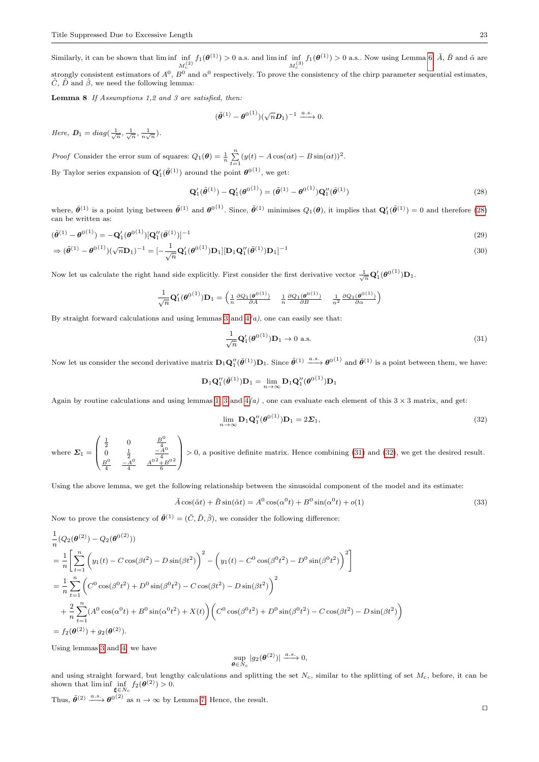Similarly, it can be shown that $\liminf \inf_{M_c^{(2)}} f_1(\boldsymbol{\theta}^{(1)}) > 0$ a.s. and $\liminf \inf_{M_c^{(3)}} f_1(\boldsymbol{\theta}^{(1)}) > 0$ a.s.. Now using Lemma 6, $\tilde{A}$, $\tilde{B}$ and $\tilde{\alpha}$ are strongly consistent estimators of $A^0$, $B^0$ and $\alpha^0$ respectively. To prove the consistency of the chirp parameter sequential estimates, $\tilde{C}$, $\tilde{D}$ and $\tilde{\beta}$, we need the following lemma:

**Lemma 8** *If Assumptions 1,2 and 3 are satisfied, then:*

$$(\tilde{\boldsymbol{\theta}}^{(1)} - \boldsymbol{\theta}^{0(1)})(\sqrt{n}\boldsymbol{D}_1)^{-1} \xrightarrow{a.s.} 0.$$

*Here,* $\boldsymbol{D}_1 = diag(\frac{1}{\sqrt{n}}, \frac{1}{\sqrt{n}}, \frac{1}{n\sqrt{n}})$.

*Proof* Consider the error sum of squares: $Q_1(\boldsymbol{\theta}) = \frac{1}{n}\sum_{t=1}^{n}(y(t) - A\cos(\alpha t) - B\sin(\alpha t))^2$.

By Taylor series expansion of $\mathbf{Q}_1'(\tilde{\boldsymbol{\theta}}^{(1)})$ around the point $\boldsymbol{\theta}^{0(1)}$, we get:

$$\mathbf{Q}_1'(\tilde{\boldsymbol{\theta}}^{(1)}) - \mathbf{Q}_1'(\boldsymbol{\theta}^{0(1)}) = (\tilde{\boldsymbol{\theta}}^{(1)} - \boldsymbol{\theta}^{0(1)})\mathbf{Q}_1''(\bar{\boldsymbol{\theta}}^{(1)}) \tag{28}$$

where, $\bar{\boldsymbol{\theta}}^{(1)}$ is a point lying between $\tilde{\boldsymbol{\theta}}^{(1)}$ and $\boldsymbol{\theta}^{0(1)}$. Since, $\tilde{\boldsymbol{\theta}}^{(1)}$ minimises $Q_1(\boldsymbol{\theta})$, it implies that $\mathbf{Q}_1'(\tilde{\boldsymbol{\theta}}^{(1)}) = 0$ and therefore (28) can be written as:

$$(\tilde{\boldsymbol{\theta}}^{(1)} - \boldsymbol{\theta}^{0(1)}) = -\mathbf{Q}_1'(\boldsymbol{\theta}^{0(1)})[\mathbf{Q}_1''(\bar{\boldsymbol{\theta}}^{(1)})]^{-1} \tag{29}$$

$$\Rightarrow (\tilde{\boldsymbol{\theta}}^{(1)} - \boldsymbol{\theta}^{0(1)})(\sqrt{n}\mathbf{D}_1)^{-1} = [-\frac{1}{\sqrt{n}}\mathbf{Q}_1'(\boldsymbol{\theta}^{0(1)})\mathbf{D}_1][\mathbf{D}_1\mathbf{Q}_1''(\bar{\boldsymbol{\theta}}^{(1)})\mathbf{D}_1]^{-1} \tag{30}$$

Now let us calculate the right hand side explicitly. First consider the first derivative vector $\frac{1}{\sqrt{n}}\mathbf{Q}_1'(\boldsymbol{\theta}^{0(1)})\mathbf{D}_1$.

$$\frac{1}{\sqrt{n}}\mathbf{Q}_1'(\boldsymbol{\theta}^{0(1)})\mathbf{D}_1 = \begin{pmatrix} \frac{1}{n}\frac{\partial Q_1(\boldsymbol{\theta}^{0(1)})}{\partial A} & \frac{1}{n}\frac{\partial Q_1(\boldsymbol{\theta}^{0(1)})}{\partial B} & \frac{1}{n^2}\frac{\partial Q_1(\boldsymbol{\theta}^{0(1)})}{\partial \alpha} \end{pmatrix}$$

By straight forward calculations and using lemmas 3 and 4*(a)*, one can easily see that:

$$\frac{1}{\sqrt{n}}\mathbf{Q}_1'(\boldsymbol{\theta}^{0(1)})\mathbf{D}_1 \rightarrow 0 \text{ a.s.} \tag{31}$$

Now let us consider the second derivative matrix $\mathbf{D}_1\mathbf{Q}_1''(\bar{\boldsymbol{\theta}}^{(1)})\mathbf{D}_1$. Since $\tilde{\boldsymbol{\theta}}^{(1)} \xrightarrow{a.s.} \boldsymbol{\theta}^{0(1)}$ and $\bar{\boldsymbol{\theta}}^{(1)}$ is a point between them, we have:

$$\mathbf{D}_1\mathbf{Q}_1''(\bar{\boldsymbol{\theta}}^{(1)})\mathbf{D}_1 = \lim_{n\to\infty}\mathbf{D}_1\mathbf{Q}_1''(\boldsymbol{\theta}^{0(1)})\mathbf{D}_1$$

Again by routine calculations and using lemmas 1, 3 and 4*(a)* , one can evaluate each element of this $3 \times 3$ matrix, and get:

$$\lim_{n\to\infty}\mathbf{D}_1\mathbf{Q}_1''(\boldsymbol{\theta}^{0(1)})\mathbf{D}_1 = 2\boldsymbol{\Sigma}_1, \tag{32}$$

where $\boldsymbol{\Sigma}_1 = \begin{pmatrix} \frac{1}{2} & 0 & \frac{B^0}{4} \\ 0 & \frac{1}{2} & \frac{-A^0}{4} \\ \frac{B^0}{4} & \frac{-A^0}{4} & \frac{{A^0}^2 + {B^0}^2}{6} \end{pmatrix} > 0$, a positive definite matrix. Hence combining (31) and (32), we get the desired result.

Using the above lemma, we get the following relationship between the sinusoidal component of the model and its estimate:

$$\tilde{A}\cos(\tilde{\alpha}t) + \tilde{B}\sin(\tilde{\alpha}t) = A^0\cos(\alpha^0 t) + B^0\sin(\alpha^0 t) + o(1) \tag{33}$$

Now to prove the consistency of $\tilde{\boldsymbol{\theta}}^{(1)} = (\tilde{C}, \tilde{D}, \tilde{\beta})$, we consider the following difference:

$$\begin{aligned}
&\frac{1}{n}(Q_2(\boldsymbol{\theta}^{(2)}) - Q_2(\boldsymbol{\theta}^{0(2)})) \\
&= \frac{1}{n}\left[\sum_{t=1}^{n}\Big(y_1(t) - C\cos(\beta t^2) - D\sin(\beta t^2)\Big)^2 - \Big(y_1(t) - C^0\cos(\beta^0 t^2) - D^0\sin(\beta^0 t^2)\Big)^2\right] \\
&= \frac{1}{n}\sum_{t=1}^{n}\Big(C^0\cos(\beta^0 t^2) + D^0\sin(\beta^0 t^2) - C\cos(\beta t^2) - D\sin(\beta t^2)\Big)^2 \\
&+ \frac{2}{n}\sum_{t=1}^{n}(A^0\cos(\alpha^0 t) + B^0\sin(\alpha^0 t^2) + X(t)\Big)\Big(C^0\cos(\beta^0 t^2) + D^0\sin(\beta^0 t^2) - C\cos(\beta t^2) - D\sin(\beta t^2)\Big) \\
&= f_2(\boldsymbol{\theta}^{(2)}) + g_2(\boldsymbol{\theta}^{(2)}).
\end{aligned}$$

Using lemmas 3 and 4, we have

$$\sup_{\boldsymbol{\theta}\in N_c}|g_2(\boldsymbol{\theta}^{(2)})| \xrightarrow{a.s.} 0,$$

and using straight forward, but lengthy calculations and splitting the set $N_c$, similar to the splitting of set $M_c$, before, it can be shown that $\liminf \inf_{\boldsymbol{\xi}\in N_c} f_2(\boldsymbol{\theta}^{(2)}) > 0$.

Thus, $\tilde{\boldsymbol{\theta}}^{(2)} \xrightarrow{a.s.} \boldsymbol{\theta}^{0(2)}$ as $n \to \infty$ by Lemma 7. Hence, the result.

□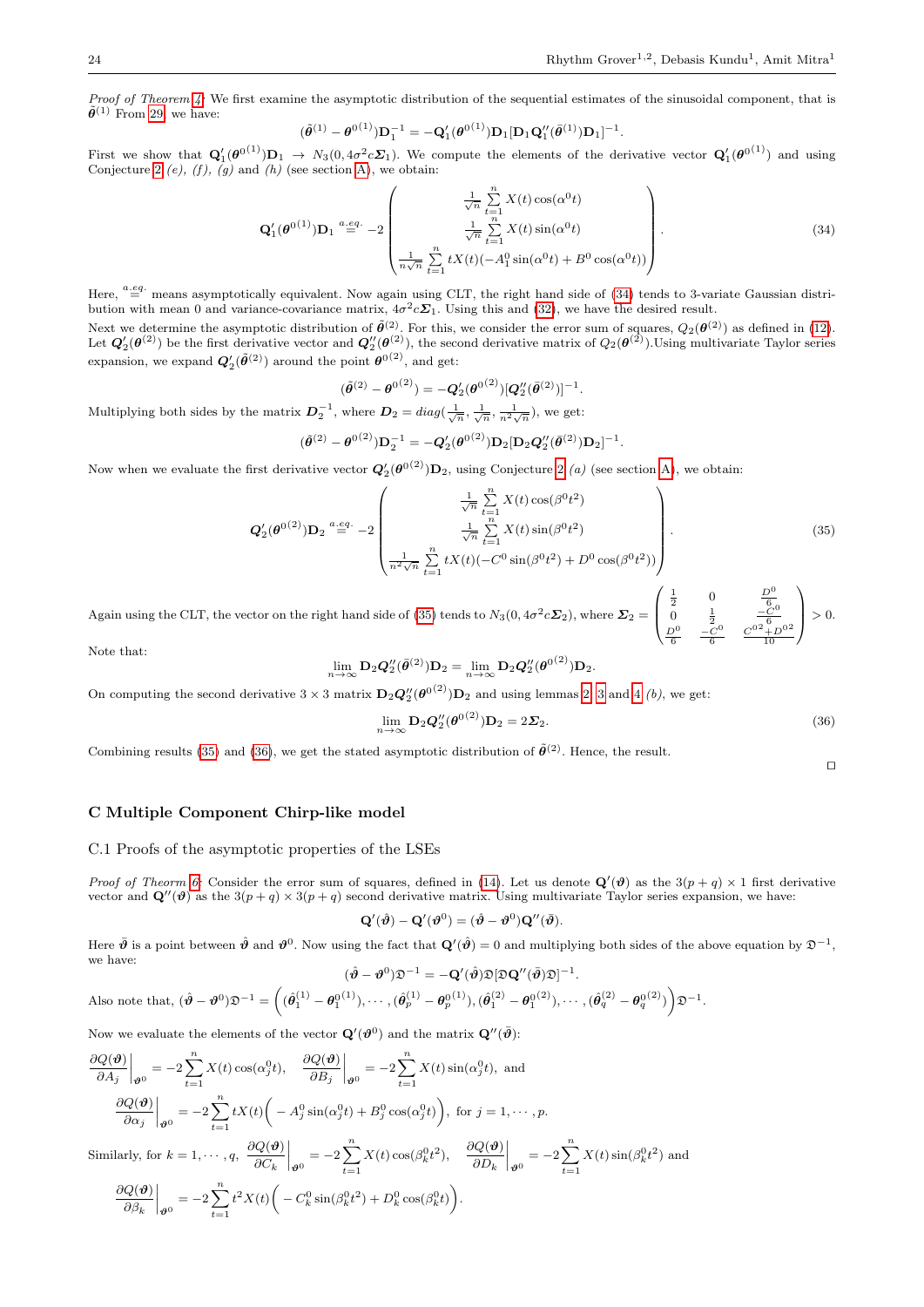*Proof of Theorem 4*: We first examine the asymptotic distribution of the sequential estimates of the sinusoidal component, that is $\tilde{\boldsymbol{\theta}}^{(1)}$ From 29, we have:

$$(\tilde{\boldsymbol{\theta}}^{(1)} - \boldsymbol{\theta}^{0(1)})\mathbf{D}_1^{-1} = -\mathbf{Q}_1'(\boldsymbol{\theta}^{0(1)})\mathbf{D}_1[\mathbf{D}_1\mathbf{Q}_1''(\bar{\boldsymbol{\theta}}^{(1)})\mathbf{D}_1]^{-1}.$$

First we show that $\mathbf{Q}_1'(\boldsymbol{\theta}^{0(1)})\mathbf{D}_1 \rightarrow N_3(0, 4\sigma^2 c\boldsymbol{\Sigma}_1)$. We compute the elements of the derivative vector $\mathbf{Q}_1'(\boldsymbol{\theta}^{0(1)})$ and using Conjecture 2 *(e), (f), (g)* and *(h)* (see section A), we obtain:

$$\mathbf{Q}_1'(\boldsymbol{\theta}^{0(1)})\mathbf{D}_1 \overset{a.eq.}{=} -2\begin{pmatrix} \frac{1}{\sqrt{n}}\sum\limits_{t=1}^{n} X(t)\cos(\alpha^0 t) \\ \frac{1}{\sqrt{n}}\sum\limits_{t=1}^{n} X(t)\sin(\alpha^0 t) \\ \frac{1}{n\sqrt{n}}\sum\limits_{t=1}^{n} tX(t)(-A_1^0\sin(\alpha^0 t) + B^0\cos(\alpha^0 t)) \end{pmatrix}. \tag{34}$$

Here, $\overset{a.eq.}{=}$ means asymptotically equivalent. Now again using CLT, the right hand side of (34) tends to 3-variate Gaussian distribution with mean 0 and variance-covariance matrix, $4\sigma^2 c\boldsymbol{\Sigma}_1$. Using this and (32), we have the desired result.

Next we determine the asymptotic distribution of $\tilde{\boldsymbol{\theta}}^{(2)}$. For this, we consider the error sum of squares, $Q_2(\boldsymbol{\theta}^{(2)})$ as defined in (12). Let $\boldsymbol{Q}_2'(\boldsymbol{\theta}^{(2)})$ be the first derivative vector and $\boldsymbol{Q}_2''(\boldsymbol{\theta}^{(2)})$, the second derivative matrix of $Q_2(\boldsymbol{\theta}^{(2)})$.Using multivariate Taylor series expansion, we expand $\boldsymbol{Q}_2'(\tilde{\boldsymbol{\theta}}^{(2)})$ around the point $\boldsymbol{\theta}^{0(2)}$, and get:

$$(\tilde{\boldsymbol{\theta}}^{(2)} - \boldsymbol{\theta}^{0(2)}) = -\boldsymbol{Q}_2'(\boldsymbol{\theta}^{0(2)})[\boldsymbol{Q}_2''(\bar{\boldsymbol{\theta}}^{(2)})]^{-1}.$$

Multiplying both sides by the matrix $\boldsymbol{D}_2^{-1}$, where $\boldsymbol{D}_2 = diag(\frac{1}{\sqrt{n}}, \frac{1}{\sqrt{n}}, \frac{1}{n^2\sqrt{n}})$, we get:

$$(\tilde{\boldsymbol{\theta}}^{(2)} - \boldsymbol{\theta}^{0(2)})\mathbf{D}_2^{-1} = -\boldsymbol{Q}_2'(\boldsymbol{\theta}^{0(2)})\mathbf{D}_2[\mathbf{D}_2\boldsymbol{Q}_2''(\bar{\boldsymbol{\theta}}^{(2)})\mathbf{D}_2]^{-1}.$$

Now when we evaluate the first derivative vector $\boldsymbol{Q}_2'(\boldsymbol{\theta}^{0(2)})\mathbf{D}_2$, using Conjecture 2 *(a)* (see section A), we obtain:

$$\boldsymbol{Q}_2'(\boldsymbol{\theta}^{0(2)})\mathbf{D}_2 \overset{a.eq.}{=} -2\begin{pmatrix} \frac{1}{\sqrt{n}}\sum\limits_{t=1}^{n} X(t)\cos(\beta^0 t^2) \\ \frac{1}{\sqrt{n}}\sum\limits_{t=1}^{n} X(t)\sin(\beta^0 t^2) \\ \frac{1}{n^2\sqrt{n}}\sum\limits_{t=1}^{n} tX(t)(-C^0\sin(\beta^0 t^2) + D^0\cos(\beta^0 t^2)) \end{pmatrix}. \tag{35}$$

Again using the CLT, the vector on the right hand side of (35) tends to $N_3(0, 4\sigma^2 c\boldsymbol{\Sigma}_2)$, where $\boldsymbol{\Sigma}_2 = \begin{pmatrix} \frac{1}{2} & 0 & \frac{D^0}{6} \\ 0 & \frac{1}{2} & \frac{-C^0}{6} \\ \frac{D^0}{6} & \frac{-C^0}{6} & \frac{C^{02}+D^{02}}{10} \end{pmatrix} > 0.$

Note that:

$$\lim_{n\to\infty} \mathbf{D}_2\boldsymbol{Q}_2''(\bar{\boldsymbol{\theta}}^{(2)})\mathbf{D}_2 = \lim_{n\to\infty} \mathbf{D}_2\boldsymbol{Q}_2''(\boldsymbol{\theta}^{0(2)})\mathbf{D}_2.$$

On computing the second derivative $3 \times 3$ matrix $\mathbf{D}_2\boldsymbol{Q}_2''(\boldsymbol{\theta}^{0(2)})\mathbf{D}_2$ and using lemmas 2, 3 and 4 *(b)*, we get:

$$\lim_{n\to\infty} \mathbf{D}_2\boldsymbol{Q}_2''(\boldsymbol{\theta}^{0(2)})\mathbf{D}_2 = 2\boldsymbol{\Sigma}_2. \tag{36}$$

Combining results (35) and (36), we get the stated asymptotic distribution of $\tilde{\boldsymbol{\theta}}^{(2)}$. Hence, the result.

□

## C Multiple Component Chirp-like model

### C.1 Proofs of the asymptotic properties of the LSEs

*Proof of Theorm 6*: Consider the error sum of squares, defined in (14). Let us denote $\mathbf{Q}'(\boldsymbol{\vartheta})$ as the $3(p+q)\times 1$ first derivative vector and $\mathbf{Q}''(\boldsymbol{\vartheta})$ as the $3(p+q)\times 3(p+q)$ second derivative matrix. Using multivariate Taylor series expansion, we have:

$$\mathbf{Q}'(\hat{\boldsymbol{\vartheta}}) - \mathbf{Q}'(\boldsymbol{\vartheta}^0) = (\hat{\boldsymbol{\vartheta}} - \boldsymbol{\vartheta}^0)\mathbf{Q}''(\bar{\boldsymbol{\vartheta}}).$$

Here $\bar{\boldsymbol{\vartheta}}$ is a point between $\hat{\boldsymbol{\vartheta}}$ and $\boldsymbol{\vartheta}^0$. Now using the fact that $\mathbf{Q}'(\hat{\boldsymbol{\vartheta}}) = 0$ and multiplying both sides of the above equation by $\mathfrak{D}^{-1}$, we have:

$$(\hat{\boldsymbol{\vartheta}} - \boldsymbol{\vartheta}^0)\mathfrak{D}^{-1} = -\mathbf{Q}'(\hat{\boldsymbol{\vartheta}})\mathfrak{D}[\mathfrak{D}\mathbf{Q}''(\bar{\boldsymbol{\vartheta}})\mathfrak{D}]^{-1}.$$

Also note that, $(\hat{\boldsymbol{\vartheta}} - \boldsymbol{\vartheta}^0)\mathfrak{D}^{-1} = \Big((\hat{\boldsymbol{\theta}}_1^{(1)} - \boldsymbol{\theta}_1^{0(1)}), \cdots, (\hat{\boldsymbol{\theta}}_p^{(1)} - \boldsymbol{\theta}_p^{0(1)}), (\hat{\boldsymbol{\theta}}_1^{(2)} - \boldsymbol{\theta}_1^{0(2)}), \cdots, (\hat{\boldsymbol{\theta}}_q^{(2)} - \boldsymbol{\theta}_q^{0(2)})\Big)\mathfrak{D}^{-1}.$

Now we evaluate the elements of the vector $\mathbf{Q}'(\boldsymbol{\vartheta}^0)$ and the matrix $\mathbf{Q}''(\bar{\boldsymbol{\vartheta}})$:

$$\frac{\partial Q(\boldsymbol{\vartheta})}{\partial A_j}\bigg|_{\boldsymbol{\vartheta}^0} = -2\sum_{t=1}^{n} X(t)\cos(\alpha_j^0 t), \quad \frac{\partial Q(\boldsymbol{\vartheta})}{\partial B_j}\bigg|_{\boldsymbol{\vartheta}^0} = -2\sum_{t=1}^{n} X(t)\sin(\alpha_j^0 t), \text{ and}$$

$$\frac{\partial Q(\boldsymbol{\vartheta})}{\partial \alpha_j}\bigg|_{\boldsymbol{\vartheta}^0} = -2\sum_{t=1}^{n} tX(t)\Big(-A_j^0\sin(\alpha_j^0 t) + B_j^0\cos(\alpha_j^0 t)\Big), \text{ for } j = 1, \cdots, p.$$

Similarly, for $k = 1, \cdots, q$, $\dfrac{\partial Q(\boldsymbol{\vartheta})}{\partial C_k}\bigg|_{\boldsymbol{\vartheta}^0} = -2\displaystyle\sum_{t=1}^{n} X(t)\cos(\beta_k^0 t^2)$, $\dfrac{\partial Q(\boldsymbol{\vartheta})}{\partial D_k}\bigg|_{\boldsymbol{\vartheta}^0} = -2\displaystyle\sum_{t=1}^{n} X(t)\sin(\beta_k^0 t^2)$ and

$$\frac{\partial Q(\boldsymbol{\vartheta})}{\partial \beta_k}\bigg|_{\boldsymbol{\vartheta}^0} = -2\sum_{t=1}^{n} t^2 X(t)\Big(-C_k^0\sin(\beta_k^0 t^2) + D_k^0\cos(\beta_k^0 t)\Big).$$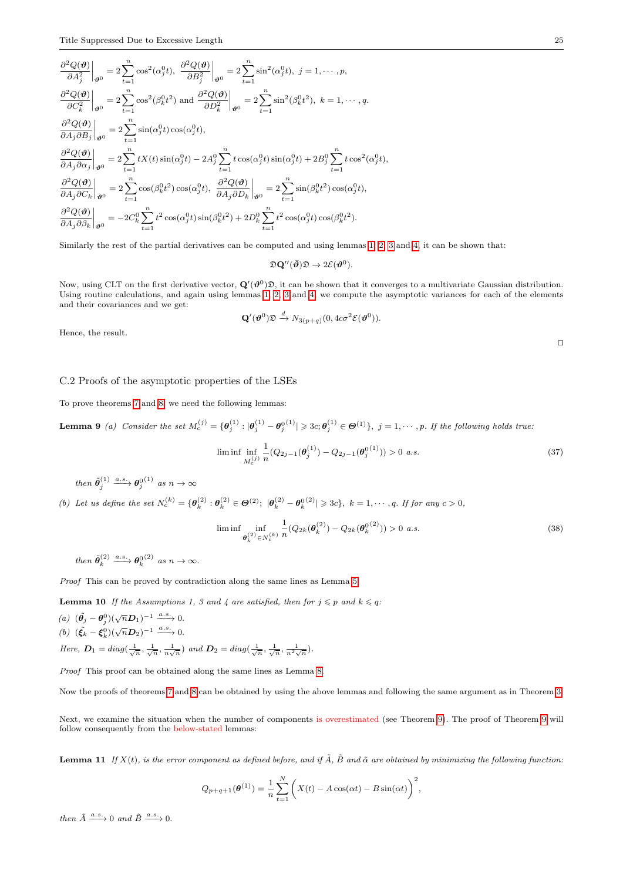$$\left.\frac{\partial^2 Q(\boldsymbol{\vartheta})}{\partial A_j^2}\right|_{\boldsymbol{\vartheta}^0} = 2\sum_{t=1}^{n}\cos^2(\alpha_j^0 t),\ \left.\frac{\partial^2 Q(\boldsymbol{\vartheta})}{\partial B_j^2}\right|_{\boldsymbol{\vartheta}^0} = 2\sum_{t=1}^{n}\sin^2(\alpha_j^0 t),\ j = 1,\cdots,p,$$

$$\left.\frac{\partial^2 Q(\boldsymbol{\vartheta})}{\partial C_k^2}\right|_{\boldsymbol{\vartheta}^0} = 2\sum_{t=1}^{n}\cos^2(\beta_k^0 t^2) \text{ and } \left.\frac{\partial^2 Q(\boldsymbol{\vartheta})}{\partial D_k^2}\right|_{\boldsymbol{\vartheta}^0} = 2\sum_{t=1}^{n}\sin^2(\beta_k^0 t^2),\ k = 1,\cdots,q.$$

$$\left.\frac{\partial^2 Q(\boldsymbol{\vartheta})}{\partial A_j \partial B_j}\right|_{\boldsymbol{\vartheta}^0} = 2\sum_{t=1}^{n}\sin(\alpha_j^0 t)\cos(\alpha_j^0 t),$$

$$\left.\frac{\partial^2 Q(\boldsymbol{\vartheta})}{\partial A_j \partial \alpha_j}\right|_{\boldsymbol{\vartheta}^0} = 2\sum_{t=1}^{n} tX(t)\sin(\alpha_j^0 t) - 2A_j^0\sum_{t=1}^{n} t\cos(\alpha_j^0 t)\sin(\alpha_j^0 t) + 2B_j^0\sum_{t=1}^{n} t\cos^2(\alpha_j^0 t),$$

$$\left.\frac{\partial^2 Q(\boldsymbol{\vartheta})}{\partial A_j \partial C_k}\right|_{\boldsymbol{\vartheta}^0} = 2\sum_{t=1}^{n}\cos(\beta_k^0 t^2)\cos(\alpha_j^0 t),\ \left.\frac{\partial^2 Q(\boldsymbol{\vartheta})}{\partial A_j \partial D_k}\right|_{\boldsymbol{\vartheta}^0} = 2\sum_{t=1}^{n}\sin(\beta_k^0 t^2)\cos(\alpha_j^0 t),$$

$$\left.\frac{\partial^2 Q(\boldsymbol{\vartheta})}{\partial A_j \partial \beta_k}\right|_{\boldsymbol{\vartheta}^0} = -2C_k^0\sum_{t=1}^{n} t^2\cos(\alpha_j^0 t)\sin(\beta_k^0 t^2) + 2D_k^0\sum_{t=1}^{n} t^2\cos(\alpha_j^0 t)\cos(\beta_k^0 t^2).$$

Similarly the rest of the partial derivatives can be computed and using lemmas 1, 2, 3 and 4, it can be shown that:

$$\mathfrak{D}\mathbf{Q}''(\bar{\boldsymbol{\vartheta}})\mathfrak{D} \to 2\mathcal{E}(\boldsymbol{\vartheta}^0).$$

Now, using CLT on the first derivative vector, $\mathbf{Q}'(\boldsymbol{\vartheta}^0)\mathfrak{D}$, it can be shown that it converges to a multivariate Gaussian distribution. Using routine calculations, and again using lemmas 1, 2, 3 and 4, we compute the asymptotic variances for each of the elements and their covariances and we get:

$$\mathbf{Q}'(\boldsymbol{\vartheta}^0)\mathfrak{D} \xrightarrow{d} N_{3(p+q)}(0, 4c\sigma^2\mathcal{E}(\boldsymbol{\vartheta}^0)).$$

Hence, the result. □

## C.2 Proofs of the asymptotic properties of the LSEs

To prove theorems 7 and 8, we need the following lemmas:

**Lemma 9** *(a) Consider the set $M_c^{(j)} = \{\boldsymbol{\theta}_j^{(1)} : |\boldsymbol{\theta}_j^{(1)} - \boldsymbol{\theta}_j^{0(1)}| \geqslant 3c; \boldsymbol{\theta}_j^{(1)} \in \boldsymbol{\Theta}^{(1)}\},\ j = 1,\cdots,p$. If the following holds true:*

$$\liminf \inf_{M_c^{(j)}} \frac{1}{n}(Q_{2j-1}(\boldsymbol{\theta}_j^{(1)}) - Q_{2j-1}(\boldsymbol{\theta}_j^{0(1)})) > 0 \ a.s. \tag{37}$$

*then $\tilde{\boldsymbol{\theta}}_j^{(1)} \xrightarrow{a.s.} \boldsymbol{\theta}_j^{0(1)}$ as $n \to \infty$*

*(b) Let us define the set $N_c^{(k)} = \{\boldsymbol{\theta}_k^{(2)} : \boldsymbol{\theta}_k^{(2)} \in \boldsymbol{\Theta}^{(2)};\ |\boldsymbol{\theta}_k^{(2)} - \boldsymbol{\theta}_k^{0(2)}| \geqslant 3c\},\ k = 1,\cdots,q$. If for any $c > 0$,*

$$\liminf \inf_{\boldsymbol{\theta}_k^{(2)} \in N_c^{(k)}} \frac{1}{n}(Q_{2k}(\boldsymbol{\theta}_k^{(2)}) - Q_{2k}(\boldsymbol{\theta}_k^{0(2)})) > 0 \ a.s. \tag{38}$$

*then $\tilde{\boldsymbol{\theta}}_k^{(2)} \xrightarrow{a.s.} \boldsymbol{\theta}_k^{0(2)}$ as $n \to \infty$.*

*Proof* This can be proved by contradiction along the same lines as Lemma 5.

**Lemma 10** *If the Assumptions 1, 3 and 4 are satisfied, then for $j \leqslant p$ and $k \leqslant q$:*

*(a) $(\tilde{\boldsymbol{\theta}}_j - \boldsymbol{\theta}_j^0)(\sqrt{n}\boldsymbol{D}_1)^{-1} \xrightarrow{a.s.} 0$.*

*(b) $(\tilde{\boldsymbol{\xi}}_k - \boldsymbol{\xi}_k^0)(\sqrt{n}\boldsymbol{D}_2)^{-1} \xrightarrow{a.s.} 0$.*

*Here, $\boldsymbol{D}_1 = diag(\frac{1}{\sqrt{n}}, \frac{1}{\sqrt{n}}, \frac{1}{n\sqrt{n}})$ and $\boldsymbol{D}_2 = diag(\frac{1}{\sqrt{n}}, \frac{1}{\sqrt{n}}, \frac{1}{n^2\sqrt{n}})$.*

*Proof* This proof can be obtained along the same lines as Lemma 8.

Now the proofs of theorems 7 and 8 can be obtained by using the above lemmas and following the same argument as in Theorem 3.

Next, we examine the situation when the number of components is overestimated (see Theorem 9). The proof of Theorem 9 will follow consequently from the below-stated lemmas:

**Lemma 11** *If $X(t)$, is the error component as defined before, and if $\tilde{A}$, $\tilde{B}$ and $\tilde{\alpha}$ are obtained by minimizing the following function:*

$$Q_{p+q+1}(\boldsymbol{\theta}^{(1)}) = \frac{1}{n}\sum_{t=1}^{N}\Big(X(t) - A\cos(\alpha t) - B\sin(\alpha t)\Big)^2,$$

*then $\tilde{A} \xrightarrow{a.s.} 0$ and $\tilde{B} \xrightarrow{a.s.} 0$.*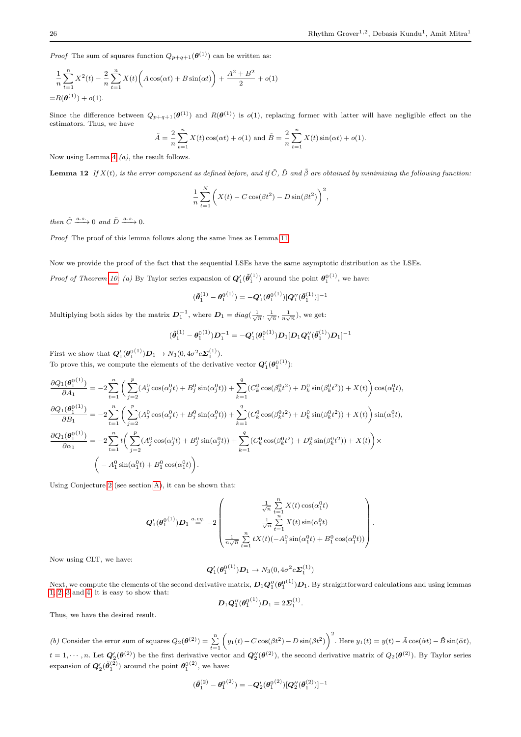*Proof* The sum of squares function $Q_{p+q+1}(\boldsymbol{\theta}^{(1)})$ can be written as:

$$\frac{1}{n}\sum_{t=1}^{n} X^2(t) - \frac{2}{n}\sum_{t=1}^{n} X(t)\Big(A\cos(\alpha t) + B\sin(\alpha t)\Big) + \frac{A^2+B^2}{2} + o(1)$$
$$= R(\boldsymbol{\theta}^{(1)}) + o(1).$$

Since the difference between $Q_{p+q+1}(\boldsymbol{\theta}^{(1)})$ and $R(\boldsymbol{\theta}^{(1)})$ is $o(1)$, replacing former with latter will have negligible effect on the estimators. Thus, we have

$$\tilde{A} = \frac{2}{n}\sum_{t=1}^{n} X(t)\cos(\alpha t) + o(1) \text{ and } \tilde{B} = \frac{2}{n}\sum_{t=1}^{n} X(t)\sin(\alpha t) + o(1).$$

Now using Lemma 4 *(a)*, the result follows.

**Lemma 12** *If $X(t)$, is the error component as defined before, and if $\tilde{C}$, $\tilde{D}$ and $\tilde{\beta}$ are obtained by minimizing the following function:*

$$\frac{1}{n}\sum_{t=1}^{N}\Big(X(t) - C\cos(\beta t^2) - D\sin(\beta t^2)\Big)^2,$$

*then $\tilde{C} \xrightarrow{a.s.} 0$ and $\tilde{D} \xrightarrow{a.s.} 0$.*

*Proof* The proof of this lemma follows along the same lines as Lemma 11.

Now we provide the proof of the fact that the sequential LSEs have the same asymptotic distribution as the LSEs.

*Proof of Theorem 10:* *(a)* By Taylor series expansion of $\boldsymbol{Q}_1'(\tilde{\boldsymbol{\theta}}_1^{(1)})$ around the point $\boldsymbol{\theta}_1^{0(1)}$, we have:

$$(\tilde{\boldsymbol{\theta}}_1^{(1)} - \boldsymbol{\theta}_1^{0(1)}) = -\boldsymbol{Q}_1'(\boldsymbol{\theta}_1^{0(1)})[\boldsymbol{Q}_1''(\bar{\boldsymbol{\theta}}_1^{(1)})]^{-1}$$

Multiplying both sides by the matrix $\boldsymbol{D}_1^{-1}$, where $\boldsymbol{D}_1 = diag(\frac{1}{\sqrt{n}}, \frac{1}{\sqrt{n}}, \frac{1}{n\sqrt{n}})$, we get:

$$(\tilde{\boldsymbol{\theta}}_1^{(1)} - \boldsymbol{\theta}_1^{0(1)})\boldsymbol{D}_1^{-1} = -\boldsymbol{Q}_1'(\boldsymbol{\theta}_1^{0(1)})\boldsymbol{D}_1[\boldsymbol{D}_1\boldsymbol{Q}_1''(\bar{\boldsymbol{\theta}}_1^{(1)})\boldsymbol{D}_1]^{-1}$$

First we show that $\boldsymbol{Q}_1'(\boldsymbol{\theta}_1^{0(1)})\boldsymbol{D}_1 \rightarrow N_3(0, 4\sigma^2 c\boldsymbol{\Sigma}_1^{(1)})$.
To prove this, we compute the elements of the derivative vector $\boldsymbol{Q}_1'(\boldsymbol{\theta}_1^{0(1)})$:

$$\frac{\partial Q_1(\boldsymbol{\theta}_1^{0(1)})}{\partial A_1} = -2\sum_{t=1}^{n}\Big(\sum_{j=2}^{p}(A_j^0\cos(\alpha_j^0 t) + B_j^0\sin(\alpha_j^0 t)) + \sum_{k=1}^{q}(C_k^0\cos(\beta_k^0 t^2) + D_k^0\sin(\beta_k^0 t^2)) + X(t)\Big)\cos(\alpha_1^0 t),$$
$$\frac{\partial Q_1(\boldsymbol{\theta}_1^{0(1)})}{\partial B_1} = -2\sum_{t=1}^{n}\Big(\sum_{j=2}^{p}(A_j^0\cos(\alpha_j^0 t) + B_j^0\sin(\alpha_j^0 t)) + \sum_{k=1}^{q}(C_k^0\cos(\beta_k^0 t^2) + D_k^0\sin(\beta_k^0 t^2)) + X(t)\Big)\sin(\alpha_1^0 t),$$
$$\frac{\partial Q_1(\boldsymbol{\theta}_1^{0(1)})}{\partial \alpha_1} = -2\sum_{t=1}^{n} t\Big(\sum_{j=2}^{p}(A_j^0\cos(\alpha_j^0 t) + B_j^0\sin(\alpha_j^0 t)) + \sum_{k=1}^{q}(C_k^0\cos(\beta_k^0 t^2) + D_k^0\sin(\beta_k^0 t^2)) + X(t)\Big)\times$$
$$\Big(-A_1^0\sin(\alpha_1^0 t) + B_1^0\cos(\alpha_1^0 t)\Big).$$

Using Conjecture 2 (see section A), it can be shown that:

$$\boldsymbol{Q}_1'(\boldsymbol{\theta}_1^{0(1)})\boldsymbol{D}_1 \overset{a.eq.}{=} -2\begin{pmatrix} \frac{1}{\sqrt{n}}\sum\limits_{t=1}^{n} X(t)\cos(\alpha_1^0 t) \\ \frac{1}{\sqrt{n}}\sum\limits_{t=1}^{n} X(t)\sin(\alpha_1^0 t) \\ \frac{1}{n\sqrt{n}}\sum\limits_{t=1}^{n} tX(t)(-A_1^0\sin(\alpha_1^0 t) + B_1^0\cos(\alpha_1^0 t)) \end{pmatrix}.$$

Now using CLT, we have:

$$\boldsymbol{Q}_1'(\boldsymbol{\theta}_1^{0(1)})\boldsymbol{D}_1 \rightarrow N_3(0, 4\sigma^2 c\boldsymbol{\Sigma}_1^{(1)})$$

Next, we compute the elements of the second derivative matrix, $\boldsymbol{D}_1\boldsymbol{Q}_1''(\boldsymbol{\theta}_1^{0(1)})\boldsymbol{D}_1$. By straightforward calculations and using lemmas 1, 2, 3 and 4, it is easy to show that:

$$\boldsymbol{D}_1\boldsymbol{Q}_1''(\boldsymbol{\theta}_1^{0(1)})\boldsymbol{D}_1 = 2\boldsymbol{\Sigma}_1^{(1)}.$$

Thus, we have the desired result.

*(b)* Consider the error sum of squares $Q_2(\boldsymbol{\theta}^{(2)}) = \sum\limits_{t=1}^{n}\Big(y_1(t) - C\cos(\beta t^2) - D\sin(\beta t^2)\Big)^2$. Here $y_1(t) = y(t) - \tilde{A}\cos(\tilde{\alpha}t) - \tilde{B}\sin(\tilde{\alpha}t)$, $t = 1, \cdots, n$. Let $\boldsymbol{Q}_2'(\boldsymbol{\theta}^{(2)})$ be the first derivative vector and $\boldsymbol{Q}_2''(\boldsymbol{\theta}^{(2)})$, the second derivative matrix of $Q_2(\boldsymbol{\theta}^{(2)})$. By Taylor series expansion of $\boldsymbol{Q}_2'(\tilde{\boldsymbol{\theta}}_1^{(2)})$ around the point $\boldsymbol{\theta}_1^{0(2)}$, we have:

$$(\tilde{\boldsymbol{\theta}}_1^{(2)} - \boldsymbol{\theta}_1^{0(2)}) = -\boldsymbol{Q}_2'(\boldsymbol{\theta}_1^{0(2)})[\boldsymbol{Q}_2''(\bar{\boldsymbol{\theta}}_1^{(2)})]^{-1}$$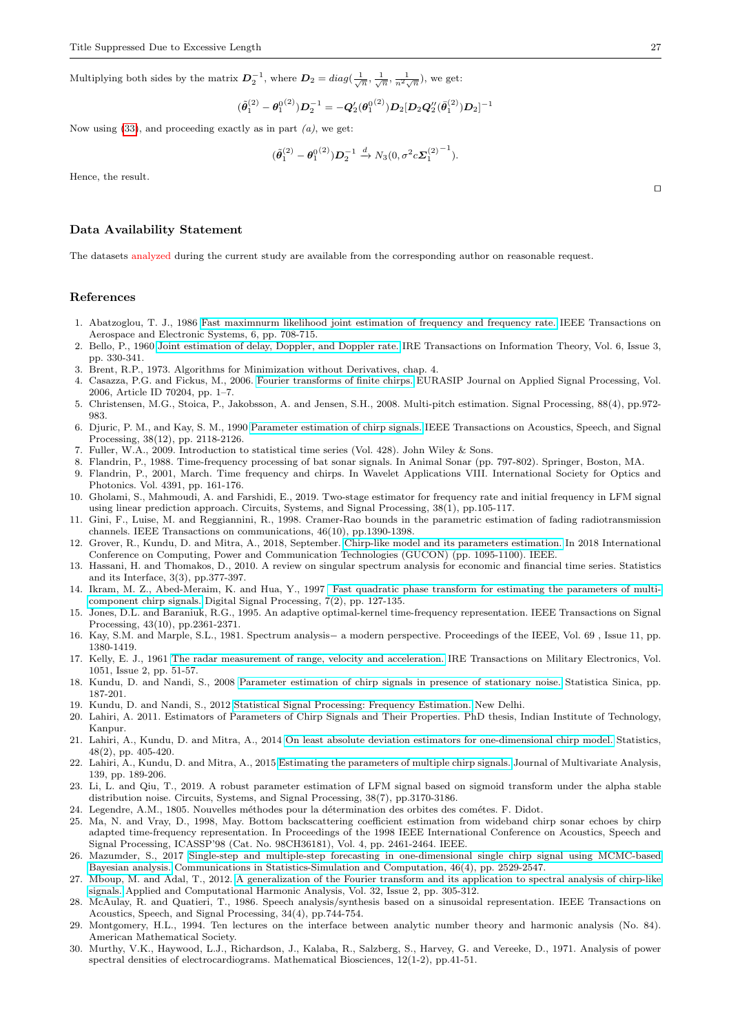Multiplying both sides by the matrix $\boldsymbol{D}_2^{-1}$, where $\boldsymbol{D}_2 = diag(\frac{1}{\sqrt{n}}, \frac{1}{\sqrt{n}}, \frac{1}{n^2\sqrt{n}})$, we get:

$$(\tilde{\boldsymbol{\theta}}_1^{(2)} - \boldsymbol{\theta}_1^{0^{(2)}})\boldsymbol{D}_2^{-1} = -\boldsymbol{Q}_2'(\boldsymbol{\theta}_1^{0^{(2)}})\boldsymbol{D}_2[\boldsymbol{D}_2\boldsymbol{Q}_2''(\bar{\boldsymbol{\theta}}_1^{(2)})\boldsymbol{D}_2]^{-1}$$

Now using (33), and proceeding exactly as in part *(a)*, we get:

$$(\tilde{\boldsymbol{\theta}}_1^{(2)} - \boldsymbol{\theta}_1^{0^{(2)}})\boldsymbol{D}_2^{-1} \xrightarrow{d} N_3(0, \sigma^2 c {\boldsymbol{\Sigma}_1^{(2)}}^{-1}).$$

Hence, the result.

□

## Data Availability Statement

The datasets analyzed during the current study are available from the corresponding author on reasonable request.

## References

1. Abatzoglou, T. J., 1986 Fast maximnurm likelihood joint estimation of frequency and frequency rate. IEEE Transactions on Aerospace and Electronic Systems, 6, pp. 708-715.
2. Bello, P., 1960 Joint estimation of delay, Doppler, and Doppler rate. IRE Transactions on Information Theory, Vol. 6, Issue 3, pp. 330-341.
3. Brent, R.P., 1973. Algorithms for Minimization without Derivatives, chap. 4.
4. Casazza, P.G. and Fickus, M., 2006. Fourier transforms of finite chirps. EURASIP Journal on Applied Signal Processing, Vol. 2006, Article ID 70204, pp. 1–7.
5. Christensen, M.G., Stoica, P., Jakobsson, A. and Jensen, S.H., 2008. Multi-pitch estimation. Signal Processing, 88(4), pp.972-983.
6. Djuric, P. M., and Kay, S. M., 1990 Parameter estimation of chirp signals. IEEE Transactions on Acoustics, Speech, and Signal Processing, 38(12), pp. 2118-2126.
7. Fuller, W.A., 2009. Introduction to statistical time series (Vol. 428). John Wiley & Sons.
8. Flandrin, P., 1988. Time-frequency processing of bat sonar signals. In Animal Sonar (pp. 797-802). Springer, Boston, MA.
9. Flandrin, P., 2001, March. Time frequency and chirps. In Wavelet Applications VIII. International Society for Optics and Photonics. Vol. 4391, pp. 161-176.
10. Gholami, S., Mahmoudi, A. and Farshidi, E., 2019. Two-stage estimator for frequency rate and initial frequency in LFM signal using linear prediction approach. Circuits, Systems, and Signal Processing, 38(1), pp.105-117.
11. Gini, F., Luise, M. and Reggiannini, R., 1998. Cramer-Rao bounds in the parametric estimation of fading radiotransmission channels. IEEE Transactions on communications, 46(10), pp.1390-1398.
12. Grover, R., Kundu, D. and Mitra, A., 2018, September. Chirp-like model and its parameters estimation. In 2018 International Conference on Computing, Power and Communication Technologies (GUCON) (pp. 1095-1100). IEEE.
13. Hassani, H. and Thomakos, D., 2010. A review on singular spectrum analysis for economic and financial time series. Statistics and its Interface, 3(3), pp.377-397.
14. Ikram, M. Z., Abed-Meraim, K. and Hua, Y., 1997 Fast quadratic phase transform for estimating the parameters of multi-component chirp signals. Digital Signal Processing, 7(2), pp. 127-135.
15. Jones, D.L. and Baraniuk, R.G., 1995. An adaptive optimal-kernel time-frequency representation. IEEE Transactions on Signal Processing, 43(10), pp.2361-2371.
16. Kay, S.M. and Marple, S.L., 1981. Spectrum analysis− a modern perspective. Proceedings of the IEEE, Vol. 69 , Issue 11, pp. 1380-1419.
17. Kelly, E. J., 1961 The radar measurement of range, velocity and acceleration. IRE Transactions on Military Electronics, Vol. 1051, Issue 2, pp. 51-57.
18. Kundu, D. and Nandi, S., 2008 Parameter estimation of chirp signals in presence of stationary noise. Statistica Sinica, pp. 187-201.
19. Kundu, D. and Nandi, S., 2012 Statistical Signal Processing: Frequency Estimation. New Delhi.
20. Lahiri, A. 2011. Estimators of Parameters of Chirp Signals and Their Properties. PhD thesis, Indian Institute of Technology, Kanpur.
21. Lahiri, A., Kundu, D. and Mitra, A., 2014 On least absolute deviation estimators for one-dimensional chirp model. Statistics, 48(2), pp. 405-420.
22. Lahiri, A., Kundu, D. and Mitra, A., 2015 Estimating the parameters of multiple chirp signals. Journal of Multivariate Analysis, 139, pp. 189-206.
23. Li, L. and Qiu, T., 2019. A robust parameter estimation of LFM signal based on sigmoid transform under the alpha stable distribution noise. Circuits, Systems, and Signal Processing, 38(7), pp.3170-3186.
24. Legendre, A.M., 1805. Nouvelles méthodes pour la détermination des orbites des cométes. F. Didot.
25. Ma, N. and Vray, D., 1998, May. Bottom backscattering coefficient estimation from wideband chirp sonar echoes by chirp adapted time-frequency representation. In Proceedings of the 1998 IEEE International Conference on Acoustics, Speech and Signal Processing, ICASSP'98 (Cat. No. 98CH36181), Vol. 4, pp. 2461-2464. IEEE.
26. Mazumder, S., 2017 Single-step and multiple-step forecasting in one-dimensional single chirp signal using MCMC-based Bayesian analysis. Communications in Statistics-Simulation and Computation, 46(4), pp. 2529-2547.
27. Mboup, M. and Adal, T., 2012. A generalization of the Fourier transform and its application to spectral analysis of chirp-like signals. Applied and Computational Harmonic Analysis, Vol. 32, Issue 2, pp. 305-312.
28. McAulay, R. and Quatieri, T., 1986. Speech analysis/synthesis based on a sinusoidal representation. IEEE Transactions on Acoustics, Speech, and Signal Processing, 34(4), pp.744-754.
29. Montgomery, H.L., 1994. Ten lectures on the interface between analytic number theory and harmonic analysis (No. 84). American Mathematical Society.
30. Murthy, V.K., Haywood, L.J., Richardson, J., Kalaba, R., Salzberg, S., Harvey, G. and Vereeke, D., 1971. Analysis of power spectral densities of electrocardiograms. Mathematical Biosciences, 12(1-2), pp.41-51.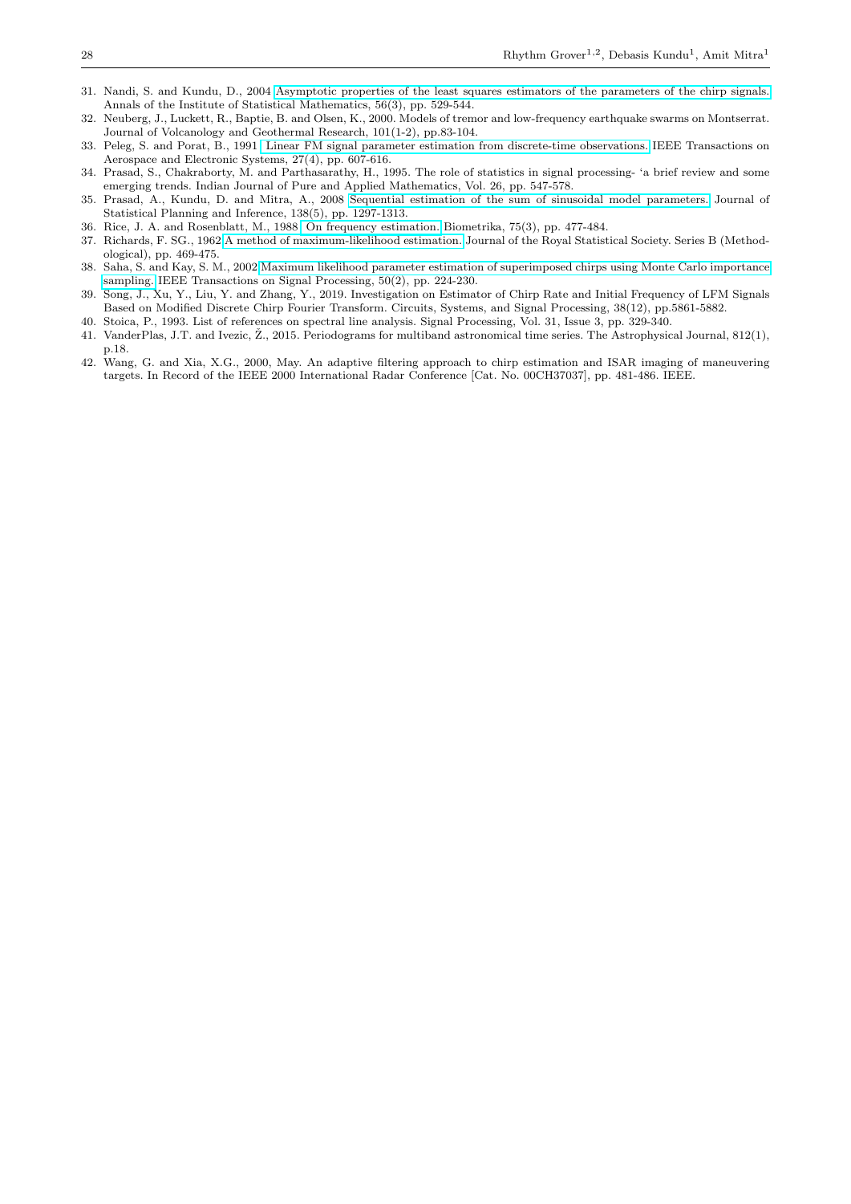31. Nandi, S. and Kundu, D., 2004 Asymptotic properties of the least squares estimators of the parameters of the chirp signals. Annals of the Institute of Statistical Mathematics, 56(3), pp. 529-544.
32. Neuberg, J., Luckett, R., Baptie, B. and Olsen, K., 2000. Models of tremor and low-frequency earthquake swarms on Montserrat. Journal of Volcanology and Geothermal Research, 101(1-2), pp.83-104.
33. Peleg, S. and Porat, B., 1991 Linear FM signal parameter estimation from discrete-time observations. IEEE Transactions on Aerospace and Electronic Systems, 27(4), pp. 607-616.
34. Prasad, S., Chakraborty, M. and Parthasarathy, H., 1995. The role of statistics in signal processing- 'a brief review and some emerging trends. Indian Journal of Pure and Applied Mathematics, Vol. 26, pp. 547-578.
35. Prasad, A., Kundu, D. and Mitra, A., 2008 Sequential estimation of the sum of sinusoidal model parameters. Journal of Statistical Planning and Inference, 138(5), pp. 1297-1313.
36. Rice, J. A. and Rosenblatt, M., 1988 On frequency estimation. Biometrika, 75(3), pp. 477-484.
37. Richards, F. SG., 1962 A method of maximum-likelihood estimation. Journal of the Royal Statistical Society. Series B (Methodological), pp. 469-475.
38. Saha, S. and Kay, S. M., 2002 Maximum likelihood parameter estimation of superimposed chirps using Monte Carlo importance sampling. IEEE Transactions on Signal Processing, 50(2), pp. 224-230.
39. Song, J., Xu, Y., Liu, Y. and Zhang, Y., 2019. Investigation on Estimator of Chirp Rate and Initial Frequency of LFM Signals Based on Modified Discrete Chirp Fourier Transform. Circuits, Systems, and Signal Processing, 38(12), pp.5861-5882.
40. Stoica, P., 1993. List of references on spectral line analysis. Signal Processing, Vol. 31, Issue 3, pp. 329-340.
41. VanderPlas, J.T. and Ivezic, Ž., 2015. Periodograms for multiband astronomical time series. The Astrophysical Journal, 812(1), p.18.
42. Wang, G. and Xia, X.G., 2000, May. An adaptive filtering approach to chirp estimation and ISAR imaging of maneuvering targets. In Record of the IEEE 2000 International Radar Conference [Cat. No. 00CH37037], pp. 481-486. IEEE.